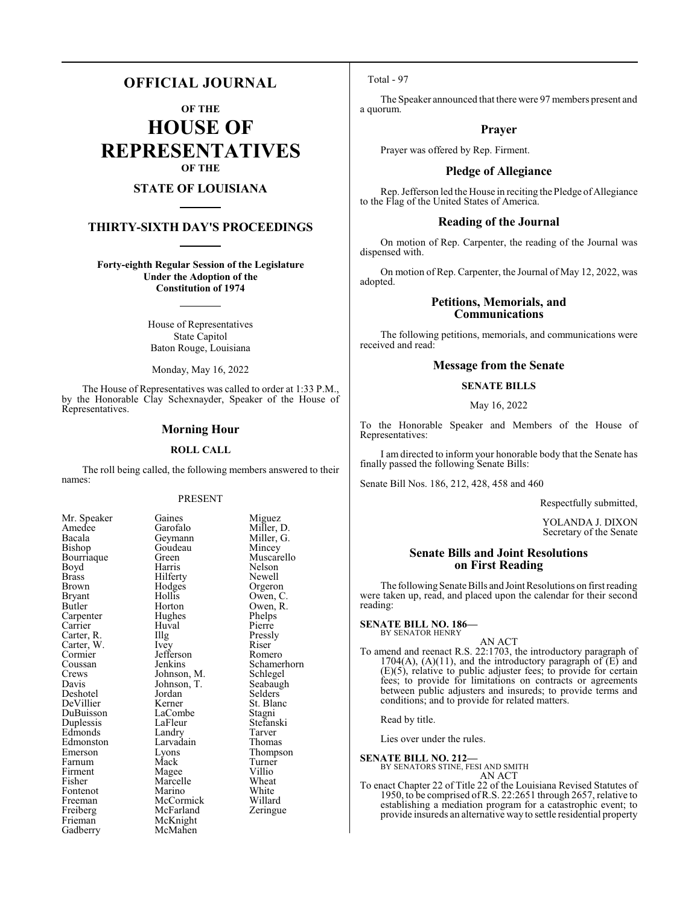# OFFICIAL JOURNAL

**OF THE**

# HOUSE OF REPRESENTATIVES

**OF THE**

## STATE OF LOUISIANA

## THIRTY-SIXTH DAY'S PROCEEDINGS

**Forty-eighth Regular Session of the Legislature Under the Adoption of the Constitution of 1974**

House of Representatives
State Capitol
Baton Rouge, Louisiana

Monday, May 16, 2022

The House of Representatives was called to order at 1:33 P.M., by the Honorable Clay Schexnayder, Speaker of the House of Representatives.

### Morning Hour

#### ROLL CALL

The roll being called, the following members answered to their names:

PRESENT

| | | |
|---|---|---|
| Mr. Speaker | Gaines | Miguez |
| Amedee | Garofalo | Miller, D. |
| Bacala | Geymann | Miller, G. |
| Bishop | Goudeau | Mincey |
| Bourriaque | Green | Muscarello |
| Boyd | Harris | Nelson |
| Brass | Hilferty | Newell |
| Brown | Hodges | Orgeron |
| Bryant | Hollis | Owen, C. |
| Butler | Horton | Owen, R. |
| Carpenter | Hughes | Phelps |
| Carrier | Huval | Pierre |
| Carter, R. | Illg | Pressly |
| Carter, W. | Ivey | Riser |
| Cormier | Jefferson | Romero |
| Coussan | Jenkins | Schamerhorn |
| Crews | Johnson, M. | Schlegel |
| Davis | Johnson, T. | Seabaugh |
| Deshotel | Jordan | Selders |
| DeVillier | Kerner | St. Blanc |
| DuBuisson | LaCombe | Stagni |
| Duplessis | LaFleur | Stefanski |
| Edmonds | Landry | Tarver |
| Edmonston | Larvadain | Thomas |
| Emerson | Lyons | Thompson |
| Farnum | Mack | Turner |
| Firment | Magee | Villio |
| Fisher | Marcelle | Wheat |
| Fontenot | Marino | White |
| Freeman | McCormick | Willard |
| Freiberg | McFarland | Zeringue |
| Frieman | McKnight | |
| Gadberry | McMahen | |

Total - 97

The Speaker announced that there were 97 members present and a quorum.

### Prayer

Prayer was offered by Rep. Firment.

### Pledge of Allegiance

Rep. Jefferson led the House in reciting the Pledge of Allegiance to the Flag of the United States of America.

### Reading of the Journal

On motion of Rep. Carpenter, the reading of the Journal was dispensed with.

On motion of Rep. Carpenter, the Journal of May 12, 2022, was adopted.

### Petitions, Memorials, and Communications

The following petitions, memorials, and communications were received and read:

### Message from the Senate

#### SENATE BILLS

May 16, 2022

To the Honorable Speaker and Members of the House of Representatives:

I am directed to inform your honorable body that the Senate has finally passed the following Senate Bills:

Senate Bill Nos. 186, 212, 428, 458 and 460

Respectfully submitted,

YOLANDA J. DIXON
Secretary of the Senate

### Senate Bills and Joint Resolutions on First Reading

The following Senate Bills and Joint Resolutions on first reading were taken up, read, and placed upon the calendar for their second reading:

**SENATE BILL NO. 186—**
BY SENATOR HENRY

AN ACT

To amend and reenact R.S. 22:1703, the introductory paragraph of 1704(A), (A)(11), and the introductory paragraph of (E) and (E)(5), relative to public adjuster fees; to provide for certain fees; to provide for limitations on contracts or agreements between public adjusters and insureds; to provide terms and conditions; and to provide for related matters.

Read by title.

Lies over under the rules.

**SENATE BILL NO. 212—**
BY SENATORS STINE, FESI AND SMITH

AN ACT

To enact Chapter 22 of Title 22 of the Louisiana Revised Statutes of 1950, to be comprised of R.S. 22:2651 through 2657, relative to establishing a mediation program for a catastrophic event; to provide insureds an alternative way to settle residential property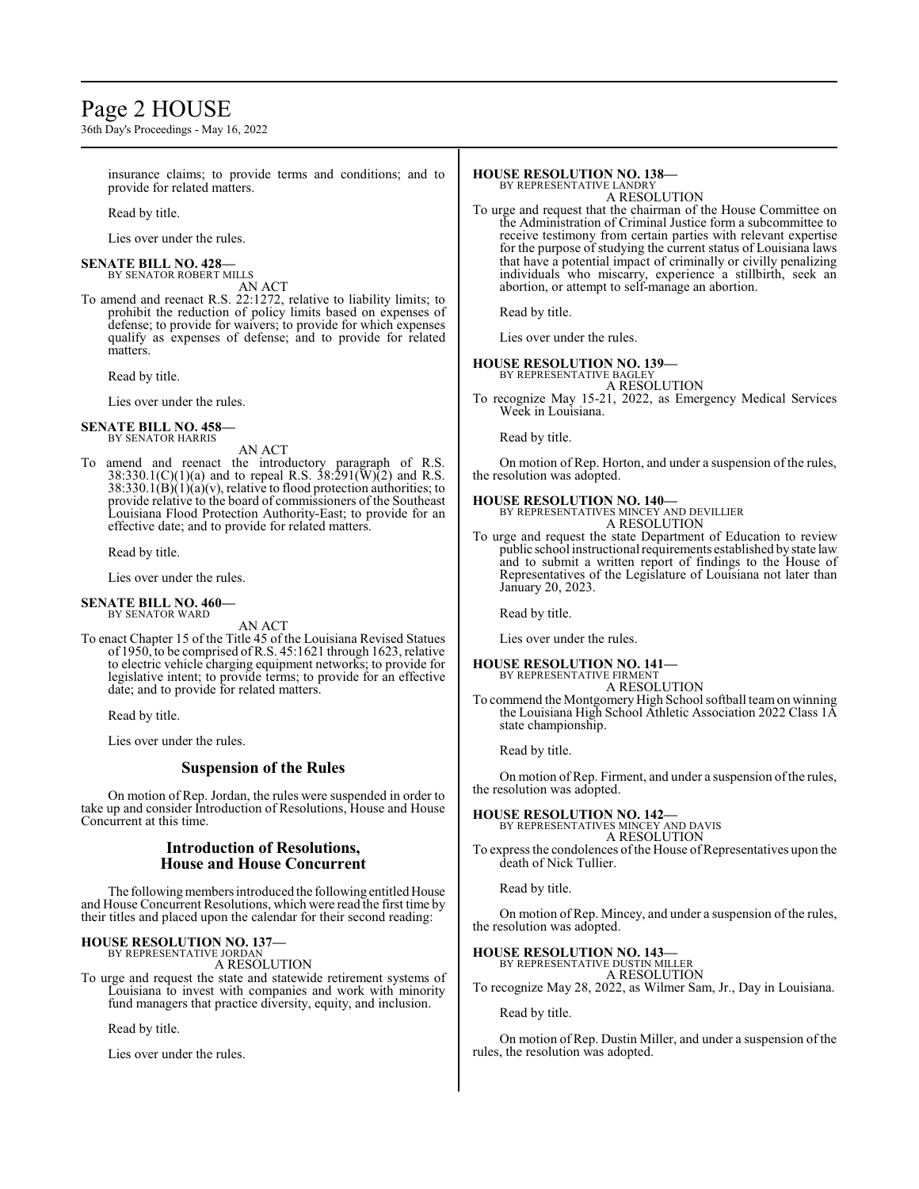insurance claims; to provide terms and conditions; and to provide for related matters.

Read by title.

Lies over under the rules.

**SENATE BILL NO. 428—**
BY SENATOR ROBERT MILLS
AN ACT

To amend and reenact R.S. 22:1272, relative to liability limits; to prohibit the reduction of policy limits based on expenses of defense; to provide for waivers; to provide for which expenses qualify as expenses of defense; and to provide for related matters.

Read by title.

Lies over under the rules.

**SENATE BILL NO. 458—**
BY SENATOR HARRIS
AN ACT

To amend and reenact the introductory paragraph of R.S. 38:330.1(C)(1)(a) and to repeal R.S. 38:291(W)(2) and R.S. 38:330.1(B)(1)(a)(v), relative to flood protection authorities; to provide relative to the board of commissioners of the Southeast Louisiana Flood Protection Authority-East; to provide for an effective date; and to provide for related matters.

Read by title.

Lies over under the rules.

**SENATE BILL NO. 460—**
BY SENATOR WARD
AN ACT

To enact Chapter 15 of the Title 45 of the Louisiana Revised Statues of 1950, to be comprised of R.S. 45:1621 through 1623, relative to electric vehicle charging equipment networks; to provide for legislative intent; to provide terms; to provide for an effective date; and to provide for related matters.

Read by title.

Lies over under the rules.

## Suspension of the Rules

On motion of Rep. Jordan, the rules were suspended in order to take up and consider Introduction of Resolutions, House and House Concurrent at this time.

## Introduction of Resolutions, House and House Concurrent

The following members introduced the following entitled House and House Concurrent Resolutions, which were read the first time by their titles and placed upon the calendar for their second reading:

**HOUSE RESOLUTION NO. 137—**
BY REPRESENTATIVE JORDAN
A RESOLUTION

To urge and request the state and statewide retirement systems of Louisiana to invest with companies and work with minority fund managers that practice diversity, equity, and inclusion.

Read by title.

Lies over under the rules.

**HOUSE RESOLUTION NO. 138—**
BY REPRESENTATIVE LANDRY
A RESOLUTION

To urge and request that the chairman of the House Committee on the Administration of Criminal Justice form a subcommittee to receive testimony from certain parties with relevant expertise for the purpose of studying the current status of Louisiana laws that have a potential impact of criminally or civilly penalizing individuals who miscarry, experience a stillbirth, seek an abortion, or attempt to self-manage an abortion.

Read by title.

Lies over under the rules.

**HOUSE RESOLUTION NO. 139—**
BY REPRESENTATIVE BAGLEY
A RESOLUTION

To recognize May 15-21, 2022, as Emergency Medical Services Week in Louisiana.

Read by title.

On motion of Rep. Horton, and under a suspension of the rules, the resolution was adopted.

**HOUSE RESOLUTION NO. 140—**
BY REPRESENTATIVES MINCEY AND DEVILLIER
A RESOLUTION

To urge and request the state Department of Education to review public school instructional requirements established by state law and to submit a written report of findings to the House of Representatives of the Legislature of Louisiana not later than January 20, 2023.

Read by title.

Lies over under the rules.

**HOUSE RESOLUTION NO. 141—**
BY REPRESENTATIVE FIRMENT
A RESOLUTION

To commend the Montgomery High School softball team on winning the Louisiana High School Athletic Association 2022 Class 1A state championship.

Read by title.

On motion of Rep. Firment, and under a suspension of the rules, the resolution was adopted.

**HOUSE RESOLUTION NO. 142—**
BY REPRESENTATIVES MINCEY AND DAVIS
A RESOLUTION

To express the condolences of the House of Representatives upon the death of Nick Tullier.

Read by title.

On motion of Rep. Mincey, and under a suspension of the rules, the resolution was adopted.

**HOUSE RESOLUTION NO. 143—**
BY REPRESENTATIVE DUSTIN MILLER
A RESOLUTION

To recognize May 28, 2022, as Wilmer Sam, Jr., Day in Louisiana.

Read by title.

On motion of Rep. Dustin Miller, and under a suspension of the rules, the resolution was adopted.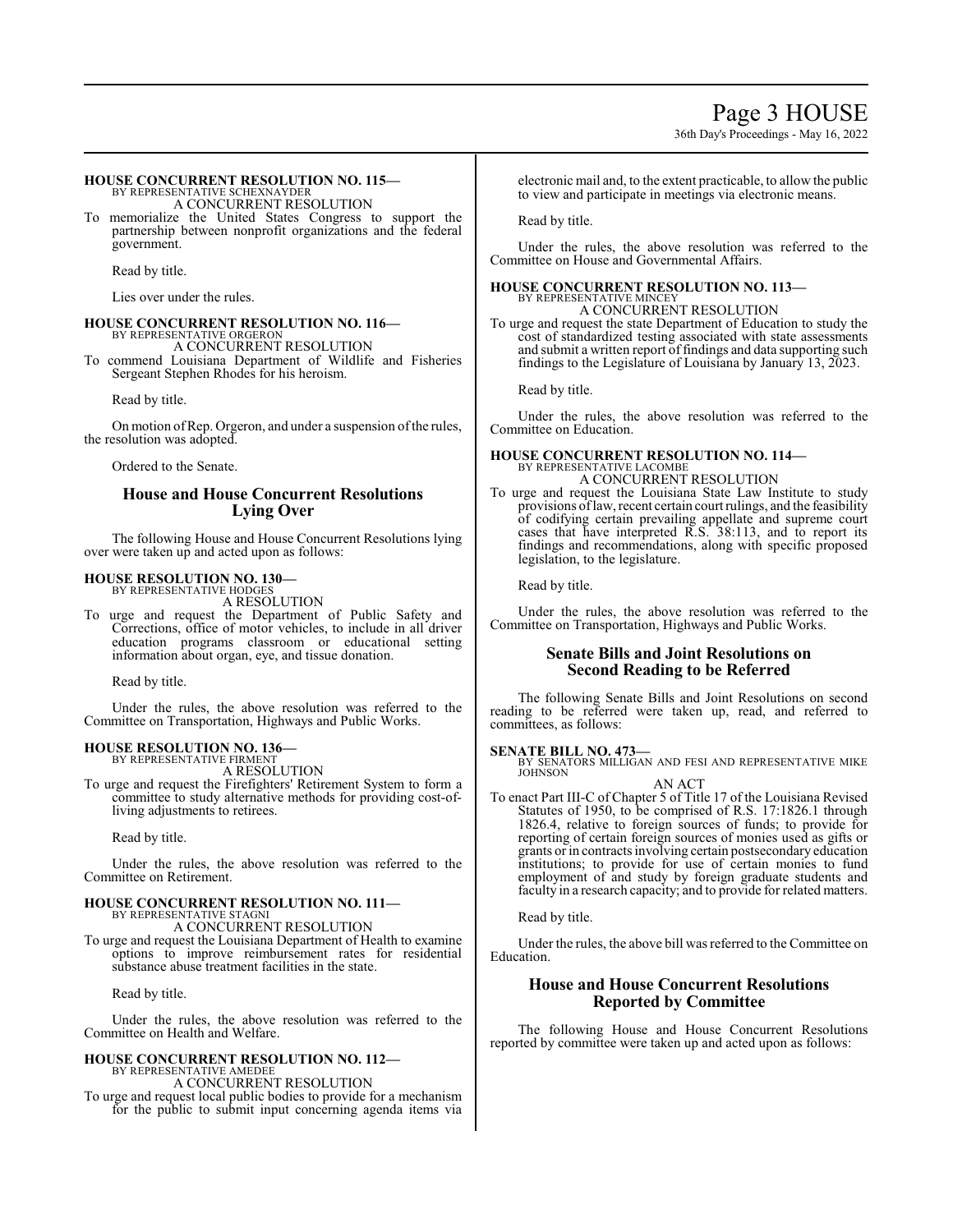**HOUSE CONCURRENT RESOLUTION NO. 115—**
BY REPRESENTATIVE SCHEXNAYDER
A CONCURRENT RESOLUTION

To memorialize the United States Congress to support the partnership between nonprofit organizations and the federal government.

Read by title.

Lies over under the rules.

**HOUSE CONCURRENT RESOLUTION NO. 116—**
BY REPRESENTATIVE ORGERON
A CONCURRENT RESOLUTION

To commend Louisiana Department of Wildlife and Fisheries Sergeant Stephen Rhodes for his heroism.

Read by title.

On motion of Rep. Orgeron, and under a suspension of the rules, the resolution was adopted.

Ordered to the Senate.

## House and House Concurrent Resolutions Lying Over

The following House and House Concurrent Resolutions lying over were taken up and acted upon as follows:

**HOUSE RESOLUTION NO. 130—**
BY REPRESENTATIVE HODGES
A RESOLUTION

To urge and request the Department of Public Safety and Corrections, office of motor vehicles, to include in all driver education programs classroom or educational setting information about organ, eye, and tissue donation.

Read by title.

Under the rules, the above resolution was referred to the Committee on Transportation, Highways and Public Works.

**HOUSE RESOLUTION NO. 136—**
BY REPRESENTATIVE FIRMENT
A RESOLUTION

To urge and request the Firefighters' Retirement System to form a committee to study alternative methods for providing cost-of-living adjustments to retirees.

Read by title.

Under the rules, the above resolution was referred to the Committee on Retirement.

**HOUSE CONCURRENT RESOLUTION NO. 111—**
BY REPRESENTATIVE STAGNI
A CONCURRENT RESOLUTION

To urge and request the Louisiana Department of Health to examine options to improve reimbursement rates for residential substance abuse treatment facilities in the state.

Read by title.

Under the rules, the above resolution was referred to the Committee on Health and Welfare.

**HOUSE CONCURRENT RESOLUTION NO. 112—**
BY REPRESENTATIVE AMEDEE
A CONCURRENT RESOLUTION

To urge and request local public bodies to provide for a mechanism for the public to submit input concerning agenda items via electronic mail and, to the extent practicable, to allow the public to view and participate in meetings via electronic means.

Read by title.

Under the rules, the above resolution was referred to the Committee on House and Governmental Affairs.

**HOUSE CONCURRENT RESOLUTION NO. 113—**
BY REPRESENTATIVE MINCEY
A CONCURRENT RESOLUTION

To urge and request the state Department of Education to study the cost of standardized testing associated with state assessments and submit a written report of findings and data supporting such findings to the Legislature of Louisiana by January 13, 2023.

Read by title.

Under the rules, the above resolution was referred to the Committee on Education.

**HOUSE CONCURRENT RESOLUTION NO. 114—**
BY REPRESENTATIVE LACOMBE
A CONCURRENT RESOLUTION

To urge and request the Louisiana State Law Institute to study provisions of law, recent certain court rulings, and the feasibility of codifying certain prevailing appellate and supreme court cases that have interpreted R.S. 38:113, and to report its findings and recommendations, along with specific proposed legislation, to the legislature.

Read by title.

Under the rules, the above resolution was referred to the Committee on Transportation, Highways and Public Works.

## Senate Bills and Joint Resolutions on Second Reading to be Referred

The following Senate Bills and Joint Resolutions on second reading to be referred were taken up, read, and referred to committees, as follows:

**SENATE BILL NO. 473—**
BY SENATORS MILLIGAN AND FESI AND REPRESENTATIVE MIKE JOHNSON
AN ACT

To enact Part III-C of Chapter 5 of Title 17 of the Louisiana Revised Statutes of 1950, to be comprised of R.S. 17:1826.1 through 1826.4, relative to foreign sources of funds; to provide for reporting of certain foreign sources of monies used as gifts or grants or in contracts involving certain postsecondary education institutions; to provide for use of certain monies to fund employment of and study by foreign graduate students and faculty in a research capacity; and to provide for related matters.

Read by title.

Under the rules, the above bill was referred to the Committee on Education.

## House and House Concurrent Resolutions Reported by Committee

The following House and House Concurrent Resolutions reported by committee were taken up and acted upon as follows: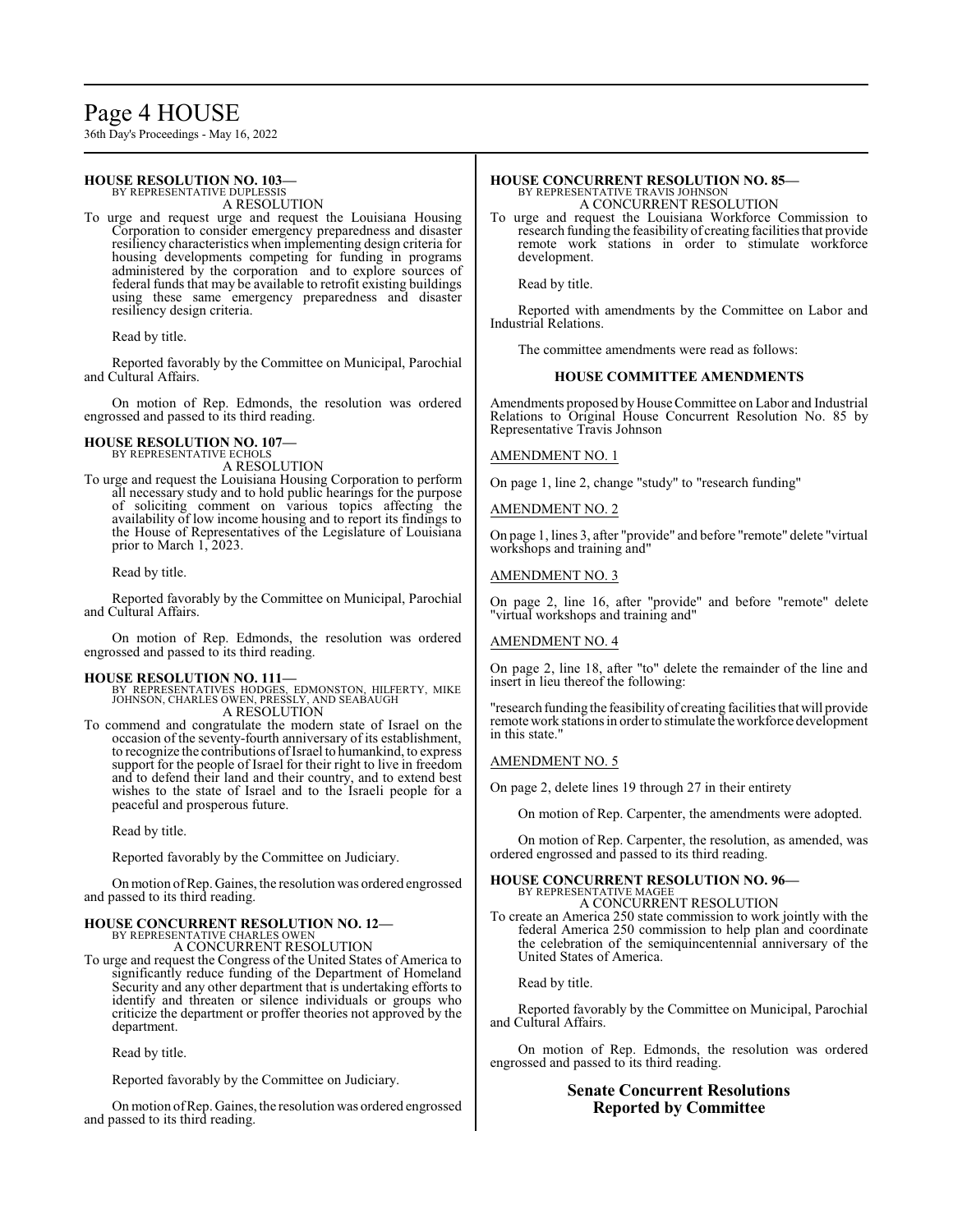**HOUSE RESOLUTION NO. 103—**
BY REPRESENTATIVE DUPLESSIS
A RESOLUTION

To urge and request urge and request the Louisiana Housing Corporation to consider emergency preparedness and disaster resiliency characteristics when implementing design criteria for housing developments competing for funding in programs administered by the corporation and to explore sources of federal funds that may be available to retrofit existing buildings using these same emergency preparedness and disaster resiliency design criteria.

Read by title.

Reported favorably by the Committee on Municipal, Parochial and Cultural Affairs.

On motion of Rep. Edmonds, the resolution was ordered engrossed and passed to its third reading.

**HOUSE RESOLUTION NO. 107—**
BY REPRESENTATIVE ECHOLS
A RESOLUTION

To urge and request the Louisiana Housing Corporation to perform all necessary study and to hold public hearings for the purpose of soliciting comment on various topics affecting the availability of low income housing and to report its findings to the House of Representatives of the Legislature of Louisiana prior to March 1, 2023.

Read by title.

Reported favorably by the Committee on Municipal, Parochial and Cultural Affairs.

On motion of Rep. Edmonds, the resolution was ordered engrossed and passed to its third reading.

**HOUSE RESOLUTION NO. 111—**
BY REPRESENTATIVES HODGES, EDMONSTON, HILFERTY, MIKE JOHNSON, CHARLES OWEN, PRESSLY, AND SEABAUGH
A RESOLUTION

To commend and congratulate the modern state of Israel on the occasion of the seventy-fourth anniversary of its establishment, to recognize the contributions of Israel to humankind, to express support for the people of Israel for their right to live in freedom and to defend their land and their country, and to extend best wishes to the state of Israel and to the Israeli people for a peaceful and prosperous future.

Read by title.

Reported favorably by the Committee on Judiciary.

On motion of Rep. Gaines, the resolution was ordered engrossed and passed to its third reading.

**HOUSE CONCURRENT RESOLUTION NO. 12—**
BY REPRESENTATIVE CHARLES OWEN
A CONCURRENT RESOLUTION

To urge and request the Congress of the United States of America to significantly reduce funding of the Department of Homeland Security and any other department that is undertaking efforts to identify and threaten or silence individuals or groups who criticize the department or proffer theories not approved by the department.

Read by title.

Reported favorably by the Committee on Judiciary.

On motion of Rep. Gaines, the resolution was ordered engrossed and passed to its third reading.

**HOUSE CONCURRENT RESOLUTION NO. 85—**
BY REPRESENTATIVE TRAVIS JOHNSON
A CONCURRENT RESOLUTION

To urge and request the Louisiana Workforce Commission to research funding the feasibility of creating facilities that provide remote work stations in order to stimulate workforce development.

Read by title.

Reported with amendments by the Committee on Labor and Industrial Relations.

The committee amendments were read as follows:

**HOUSE COMMITTEE AMENDMENTS**

Amendments proposed by House Committee on Labor and Industrial Relations to Original House Concurrent Resolution No. 85 by Representative Travis Johnson

AMENDMENT NO. 1

On page 1, line 2, change "study" to "research funding"

AMENDMENT NO. 2

On page 1, lines 3, after "provide" and before "remote" delete "virtual workshops and training and"

AMENDMENT NO. 3

On page 2, line 16, after "provide" and before "remote" delete "virtual workshops and training and"

AMENDMENT NO. 4

On page 2, line 18, after "to" delete the remainder of the line and insert in lieu thereof the following:

"research funding the feasibility of creating facilities that will provide remote work stations in order to stimulate the workforce development in this state."

AMENDMENT NO. 5

On page 2, delete lines 19 through 27 in their entirety

On motion of Rep. Carpenter, the amendments were adopted.

On motion of Rep. Carpenter, the resolution, as amended, was ordered engrossed and passed to its third reading.

**HOUSE CONCURRENT RESOLUTION NO. 96—**
BY REPRESENTATIVE MAGEE
A CONCURRENT RESOLUTION

To create an America 250 state commission to work jointly with the federal America 250 commission to help plan and coordinate the celebration of the semiquincentennial anniversary of the United States of America.

Read by title.

Reported favorably by the Committee on Municipal, Parochial and Cultural Affairs.

On motion of Rep. Edmonds, the resolution was ordered engrossed and passed to its third reading.

## Senate Concurrent Resolutions Reported by Committee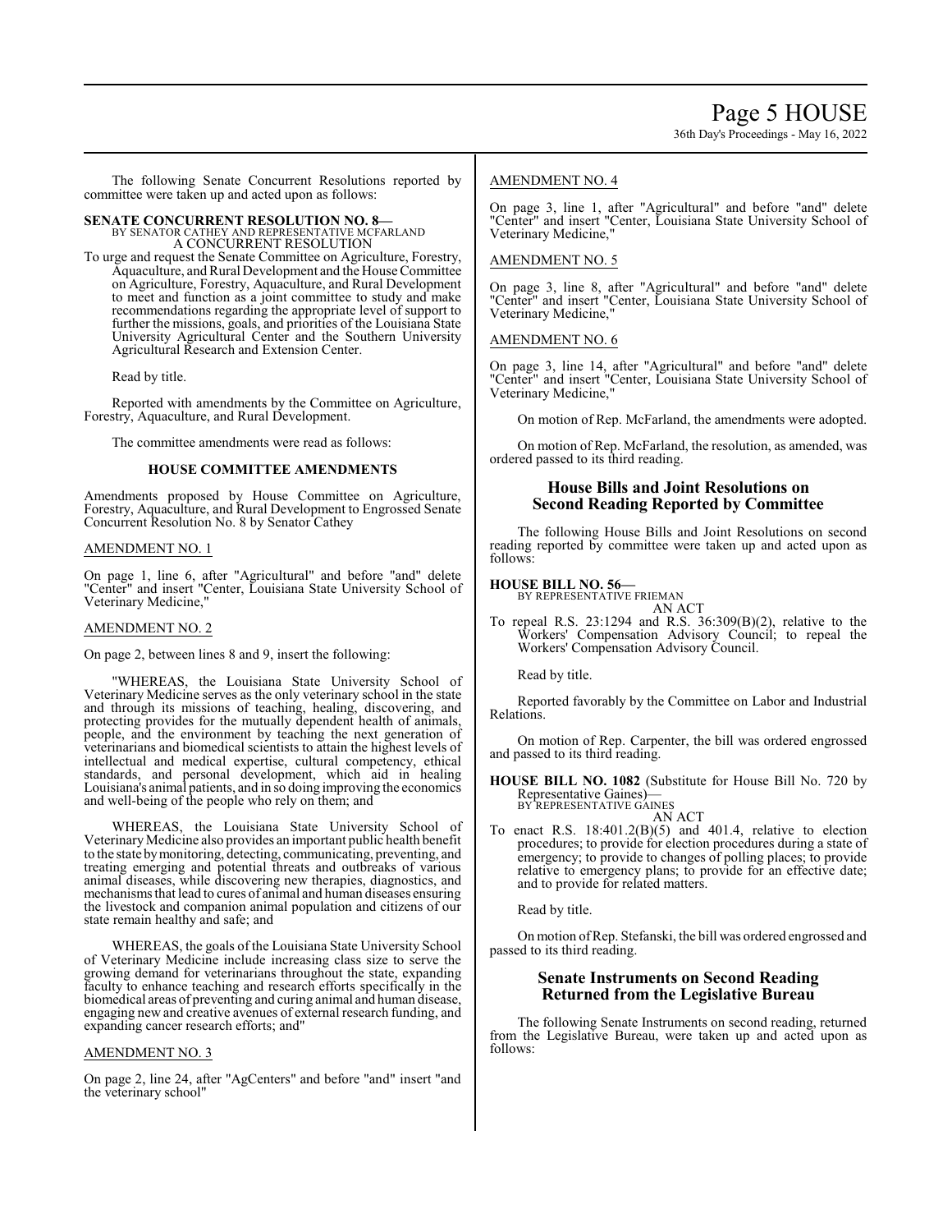The following Senate Concurrent Resolutions reported by committee were taken up and acted upon as follows:

**SENATE CONCURRENT RESOLUTION NO. 8—**
BY SENATOR CATHEY AND REPRESENTATIVE MCFARLAND
A CONCURRENT RESOLUTION

To urge and request the Senate Committee on Agriculture, Forestry, Aquaculture, and Rural Development and the House Committee on Agriculture, Forestry, Aquaculture, and Rural Development to meet and function as a joint committee to study and make recommendations regarding the appropriate level of support to further the missions, goals, and priorities of the Louisiana State University Agricultural Center and the Southern University Agricultural Research and Extension Center.

Read by title.

Reported with amendments by the Committee on Agriculture, Forestry, Aquaculture, and Rural Development.

The committee amendments were read as follows:

**HOUSE COMMITTEE AMENDMENTS**

Amendments proposed by House Committee on Agriculture, Forestry, Aquaculture, and Rural Development to Engrossed Senate Concurrent Resolution No. 8 by Senator Cathey

AMENDMENT NO. 1

On page 1, line 6, after "Agricultural" and before "and" delete "Center" and insert "Center, Louisiana State University School of Veterinary Medicine,"

AMENDMENT NO. 2

On page 2, between lines 8 and 9, insert the following:

"WHEREAS, the Louisiana State University School of Veterinary Medicine serves as the only veterinary school in the state and through its missions of teaching, healing, discovering, and protecting provides for the mutually dependent health of animals, people, and the environment by teaching the next generation of veterinarians and biomedical scientists to attain the highest levels of intellectual and medical expertise, cultural competency, ethical standards, and personal development, which aid in healing Louisiana's animal patients, and in so doing improving the economics and well-being of the people who rely on them; and

WHEREAS, the Louisiana State University School of Veterinary Medicine also provides an important public health benefit to the state by monitoring, detecting, communicating, preventing, and treating emerging and potential threats and outbreaks of various animal diseases, while discovering new therapies, diagnostics, and mechanisms that lead to cures of animal and human diseases ensuring the livestock and companion animal population and citizens of our state remain healthy and safe; and

WHEREAS, the goals of the Louisiana State University School of Veterinary Medicine include increasing class size to serve the growing demand for veterinarians throughout the state, expanding faculty to enhance teaching and research efforts specifically in the biomedical areas of preventing and curing animal and human disease, engaging new and creative avenues of external research funding, and expanding cancer research efforts; and"

AMENDMENT NO. 3

On page 2, line 24, after "AgCenters" and before "and" insert "and the veterinary school"

AMENDMENT NO. 4

On page 3, line 1, after "Agricultural" and before "and" delete "Center" and insert "Center, Louisiana State University School of Veterinary Medicine,"

AMENDMENT NO. 5

On page 3, line 8, after "Agricultural" and before "and" delete "Center" and insert "Center, Louisiana State University School of Veterinary Medicine,"

AMENDMENT NO. 6

On page 3, line 14, after "Agricultural" and before "and" delete "Center" and insert "Center, Louisiana State University School of Veterinary Medicine,"

On motion of Rep. McFarland, the amendments were adopted.

On motion of Rep. McFarland, the resolution, as amended, was ordered passed to its third reading.

## House Bills and Joint Resolutions on Second Reading Reported by Committee

The following House Bills and Joint Resolutions on second reading reported by committee were taken up and acted upon as follows:

**HOUSE BILL NO. 56—**
BY REPRESENTATIVE FRIEMAN
AN ACT

To repeal R.S. 23:1294 and R.S. 36:309(B)(2), relative to the Workers' Compensation Advisory Council; to repeal the Workers' Compensation Advisory Council.

Read by title.

Reported favorably by the Committee on Labor and Industrial Relations.

On motion of Rep. Carpenter, the bill was ordered engrossed and passed to its third reading.

**HOUSE BILL NO. 1082** (Substitute for House Bill No. 720 by Representative Gaines)—
BY REPRESENTATIVE GAINES
AN ACT

To enact R.S. 18:401.2(B)(5) and 401.4, relative to election procedures; to provide for election procedures during a state of emergency; to provide to changes of polling places; to provide relative to emergency plans; to provide for an effective date; and to provide for related matters.

Read by title.

On motion of Rep. Stefanski, the bill was ordered engrossed and passed to its third reading.

## Senate Instruments on Second Reading Returned from the Legislative Bureau

The following Senate Instruments on second reading, returned from the Legislative Bureau, were taken up and acted upon as follows: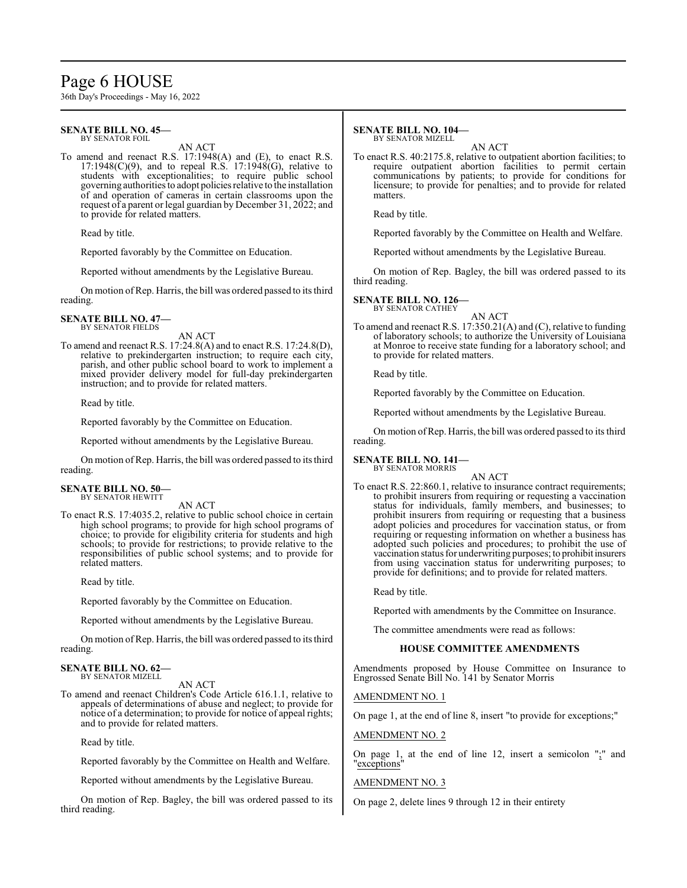**SENATE BILL NO. 45—**
BY SENATOR FOIL

AN ACT

To amend and reenact R.S. 17:1948(A) and (E), to enact R.S. 17:1948(C)(9), and to repeal R.S. 17:1948(G), relative to students with exceptionalities; to require public school governing authorities to adopt policies relative to the installation of and operation of cameras in certain classrooms upon the request of a parent or legal guardian by December 31, 2022; and to provide for related matters.

Read by title.

Reported favorably by the Committee on Education.

Reported without amendments by the Legislative Bureau.

On motion of Rep. Harris, the bill was ordered passed to its third reading.

**SENATE BILL NO. 47—**
BY SENATOR FIELDS

AN ACT

To amend and reenact R.S. 17:24.8(A) and to enact R.S. 17:24.8(D), relative to prekindergarten instruction; to require each city, parish, and other public school board to work to implement a mixed provider delivery model for full-day prekindergarten instruction; and to provide for related matters.

Read by title.

Reported favorably by the Committee on Education.

Reported without amendments by the Legislative Bureau.

On motion of Rep. Harris, the bill was ordered passed to its third reading.

**SENATE BILL NO. 50—**
BY SENATOR HEWITT

AN ACT

To enact R.S. 17:4035.2, relative to public school choice in certain high school programs; to provide for high school programs of choice; to provide for eligibility criteria for students and high schools; to provide for restrictions; to provide relative to the responsibilities of public school systems; and to provide for related matters.

Read by title.

Reported favorably by the Committee on Education.

Reported without amendments by the Legislative Bureau.

On motion of Rep. Harris, the bill was ordered passed to its third reading.

**SENATE BILL NO. 62—**
BY SENATOR MIZELL

AN ACT

To amend and reenact Children's Code Article 616.1.1, relative to appeals of determinations of abuse and neglect; to provide for notice of a determination; to provide for notice of appeal rights; and to provide for related matters.

Read by title.

Reported favorably by the Committee on Health and Welfare.

Reported without amendments by the Legislative Bureau.

On motion of Rep. Bagley, the bill was ordered passed to its third reading.

**SENATE BILL NO. 104—**
BY SENATOR MIZELL

AN ACT

To enact R.S. 40:2175.8, relative to outpatient abortion facilities; to require outpatient abortion facilities to permit certain communications by patients; to provide for conditions for licensure; to provide for penalties; and to provide for related matters.

Read by title.

Reported favorably by the Committee on Health and Welfare.

Reported without amendments by the Legislative Bureau.

On motion of Rep. Bagley, the bill was ordered passed to its third reading.

**SENATE BILL NO. 126—**
BY SENATOR CATHEY

AN ACT

To amend and reenact R.S. 17:350.21(A) and (C), relative to funding of laboratory schools; to authorize the University of Louisiana at Monroe to receive state funding for a laboratory school; and to provide for related matters.

Read by title.

Reported favorably by the Committee on Education.

Reported without amendments by the Legislative Bureau.

On motion of Rep. Harris, the bill was ordered passed to its third reading.

**SENATE BILL NO. 141—**
BY SENATOR MORRIS

AN ACT

To enact R.S. 22:860.1, relative to insurance contract requirements; to prohibit insurers from requiring or requesting a vaccination status for individuals, family members, and businesses; to prohibit insurers from requiring or requesting that a business adopt policies and procedures for vaccination status, or from requiring or requesting information on whether a business has adopted such policies and procedures; to prohibit the use of vaccination status for underwriting purposes; to prohibit insurers from using vaccination status for underwriting purposes; to provide for definitions; and to provide for related matters.

Read by title.

Reported with amendments by the Committee on Insurance.

The committee amendments were read as follows:

**HOUSE COMMITTEE AMENDMENTS**

Amendments proposed by House Committee on Insurance to Engrossed Senate Bill No. 141 by Senator Morris

AMENDMENT NO. 1

On page 1, at the end of line 8, insert "to provide for exceptions;"

AMENDMENT NO. 2

On page 1, at the end of line 12, insert a semicolon ";" and "exceptions"

AMENDMENT NO. 3

On page 2, delete lines 9 through 12 in their entirety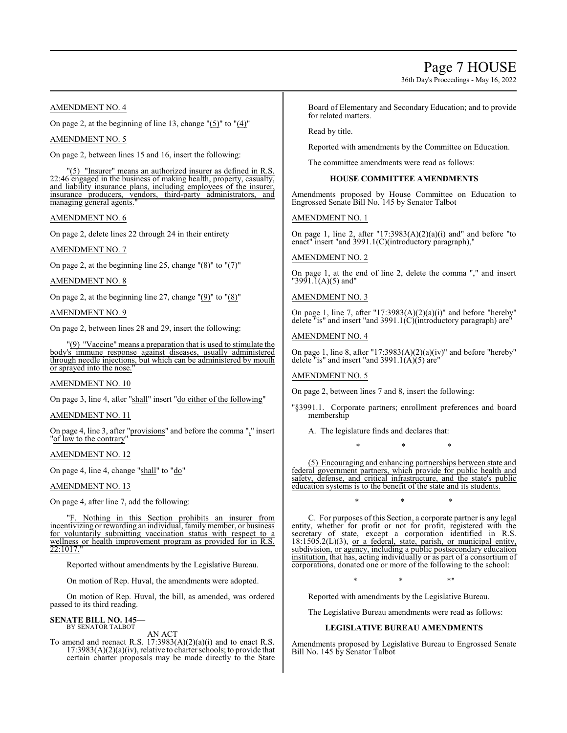AMENDMENT NO. 4

On page 2, at the beginning of line 13, change "(5)" to "(4)"

AMENDMENT NO. 5

On page 2, between lines 15 and 16, insert the following:

"(5) "Insurer" means an authorized insurer as defined in R.S. 22:46 engaged in the business of making health, property, casualty, and liability insurance plans, including employees of the insurer, insurance producers, vendors, third-party administrators, and managing general agents."

AMENDMENT NO. 6

On page 2, delete lines 22 through 24 in their entirety

AMENDMENT NO. 7

On page 2, at the beginning line 25, change "(8)" to "(7)"

AMENDMENT NO. 8

On page 2, at the beginning line 27, change "(9)" to "(8)"

AMENDMENT NO. 9

On page 2, between lines 28 and 29, insert the following:

"(9) "Vaccine" means a preparation that is used to stimulate the body's immune response against diseases, usually administered through needle injections, but which can be administered by mouth or sprayed into the nose."

AMENDMENT NO. 10

On page 3, line 4, after "shall" insert "do either of the following"

AMENDMENT NO. 11

On page 4, line 3, after "provisions" and before the comma "," insert "of law to the contrary"

AMENDMENT NO. 12

On page 4, line 4, change "shall" to "do"

AMENDMENT NO. 13

On page 4, after line 7, add the following:

"F. Nothing in this Section prohibits an insurer from incentivizing or rewarding an individual, family member, or business for voluntarily submitting vaccination status with respect to a wellness or health improvement program as provided for in R.S. 22:1017."

Reported without amendments by the Legislative Bureau.

On motion of Rep. Huval, the amendments were adopted.

On motion of Rep. Huval, the bill, as amended, was ordered passed to its third reading.

**SENATE BILL NO. 145—**
BY SENATOR TALBOT

AN ACT

To amend and reenact R.S. 17:3983(A)(2)(a)(i) and to enact R.S. 17:3983(A)(2)(a)(iv), relative to charter schools; to provide that certain charter proposals may be made directly to the State Board of Elementary and Secondary Education; and to provide for related matters.

Read by title.

Reported with amendments by the Committee on Education.

The committee amendments were read as follows:

**HOUSE COMMITTEE AMENDMENTS**

Amendments proposed by House Committee on Education to Engrossed Senate Bill No. 145 by Senator Talbot

AMENDMENT NO. 1

On page 1, line 2, after "17:3983(A)(2)(a)(i) and" and before "to enact" insert "and 3991.1(C)(introductory paragraph),"

AMENDMENT NO. 2

On page 1, at the end of line 2, delete the comma "," and insert "3991.1(A)(5) and"

AMENDMENT NO. 3

On page 1, line 7, after "17:3983(A)(2)(a)(i)" and before "hereby" delete "is" and insert "and 3991.1(C)(introductory paragraph) are"

AMENDMENT NO. 4

On page 1, line 8, after "17:3983(A)(2)(a)(iv)" and before "hereby" delete "is" and insert "and 3991.1(A)(5) are"

AMENDMENT NO. 5

On page 2, between lines 7 and 8, insert the following:

"§3991.1. Corporate partners; enrollment preferences and board membership

A. The legislature finds and declares that:

\* \* \*

(5) Encouraging and enhancing partnerships between state and federal government partners, which provide for public health and safety, defense, and critical infrastructure, and the state's public education systems is to the benefit of the state and its students.

\* \* \*

C. For purposes of this Section, a corporate partner is any legal entity, whether for profit or not for profit, registered with the secretary of state, except a corporation identified in R.S. 18:1505.2(L)(3), or a federal, state, parish, or municipal entity, subdivision, or agency, including a public postsecondary education institution, that has, acting individually or as part of a consortium of corporations, donated one or more of the following to the school:

\* \* \*"

Reported with amendments by the Legislative Bureau.

The Legislative Bureau amendments were read as follows:

**LEGISLATIVE BUREAU AMENDMENTS**

Amendments proposed by Legislative Bureau to Engrossed Senate Bill No. 145 by Senator Talbot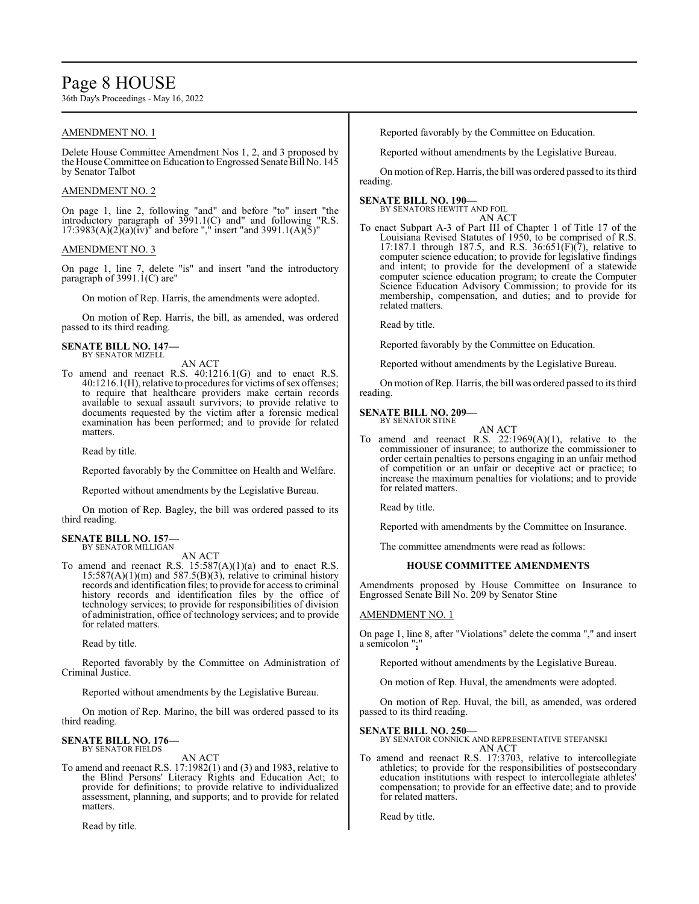AMENDMENT NO. 1

Delete House Committee Amendment Nos 1, 2, and 3 proposed by the House Committee on Education to Engrossed Senate Bill No. 145 by Senator Talbot

AMENDMENT NO. 2

On page 1, line 2, following "and" and before "to" insert "the introductory paragraph of 3991.1(C) and" and following "R.S. 17:3983(A)(2)(a)(iv)" and before "," insert "and 3991.1(A)(5)"

AMENDMENT NO. 3

On page 1, line 7, delete "is" and insert "and the introductory paragraph of 3991.1(C) are"

On motion of Rep. Harris, the amendments were adopted.

On motion of Rep. Harris, the bill, as amended, was ordered passed to its third reading.

**SENATE BILL NO. 147—**
BY SENATOR MIZELL

AN ACT

To amend and reenact R.S. 40:1216.1(G) and to enact R.S. 40:1216.1(H), relative to procedures for victims of sex offenses; to require that healthcare providers make certain records available to sexual assault survivors; to provide relative to documents requested by the victim after a forensic medical examination has been performed; and to provide for related matters.

Read by title.

Reported favorably by the Committee on Health and Welfare.

Reported without amendments by the Legislative Bureau.

On motion of Rep. Bagley, the bill was ordered passed to its third reading.

**SENATE BILL NO. 157—**
BY SENATOR MILLIGAN

AN ACT

To amend and reenact R.S. 15:587(A)(1)(a) and to enact R.S. 15:587(A)(1)(m) and 587.5(B)(3), relative to criminal history records and identification files; to provide for access to criminal history records and identification files by the office of technology services; to provide for responsibilities of division of administration, office of technology services; and to provide for related matters.

Read by title.

Reported favorably by the Committee on Administration of Criminal Justice.

Reported without amendments by the Legislative Bureau.

On motion of Rep. Marino, the bill was ordered passed to its third reading.

**SENATE BILL NO. 176—**
BY SENATOR FIELDS

AN ACT

To amend and reenact R.S. 17:1982(1) and (3) and 1983, relative to the Blind Persons' Literacy Rights and Education Act; to provide for definitions; to provide relative to individualized assessment, planning, and supports; and to provide for related matters.

Read by title.

Reported favorably by the Committee on Education.

Reported without amendments by the Legislative Bureau.

On motion of Rep. Harris, the bill was ordered passed to its third reading.

**SENATE BILL NO. 190—**
BY SENATORS HEWITT AND FOIL

AN ACT

To enact Subpart A-3 of Part III of Chapter 1 of Title 17 of the Louisiana Revised Statutes of 1950, to be comprised of R.S. 17:187.1 through 187.5, and R.S. 36:651(F)(7), relative to computer science education; to provide for legislative findings and intent; to provide for the development of a statewide computer science education program; to create the Computer Science Education Advisory Commission; to provide for its membership, compensation, and duties; and to provide for related matters.

Read by title.

Reported favorably by the Committee on Education.

Reported without amendments by the Legislative Bureau.

On motion of Rep. Harris, the bill was ordered passed to its third reading.

**SENATE BILL NO. 209—**
BY SENATOR STINE

AN ACT

To amend and reenact R.S. 22:1969(A)(1), relative to the commissioner of insurance; to authorize the commissioner to order certain penalties to persons engaging in an unfair method of competition or an unfair or deceptive act or practice; to increase the maximum penalties for violations; and to provide for related matters.

Read by title.

Reported with amendments by the Committee on Insurance.

The committee amendments were read as follows:

**HOUSE COMMITTEE AMENDMENTS**

Amendments proposed by House Committee on Insurance to Engrossed Senate Bill No. 209 by Senator Stine

AMENDMENT NO. 1

On page 1, line 8, after "Violations" delete the comma "," and insert a semicolon ";"

Reported without amendments by the Legislative Bureau.

On motion of Rep. Huval, the amendments were adopted.

On motion of Rep. Huval, the bill, as amended, was ordered passed to its third reading.

**SENATE BILL NO. 250—**
BY SENATOR CONNICK AND REPRESENTATIVE STEFANSKI

AN ACT

To amend and reenact R.S. 17:3703, relative to intercollegiate athletics; to provide for the responsibilities of postsecondary education institutions with respect to intercollegiate athletes' compensation; to provide for an effective date; and to provide for related matters.

Read by title.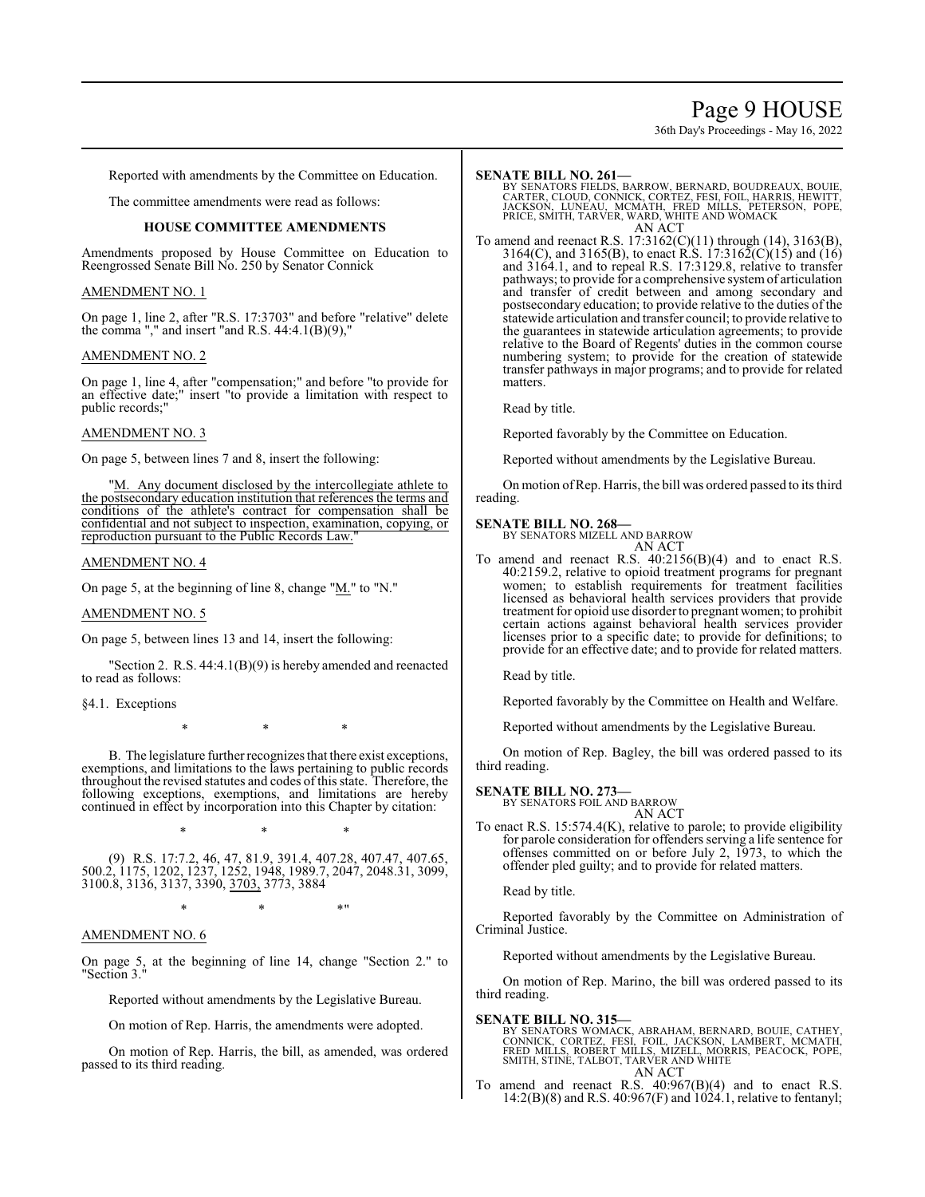Reported with amendments by the Committee on Education.

The committee amendments were read as follows:

### HOUSE COMMITTEE AMENDMENTS

Amendments proposed by House Committee on Education to Reengrossed Senate Bill No. 250 by Senator Connick

AMENDMENT NO. 1

On page 1, line 2, after "R.S. 17:3703" and before "relative" delete the comma "," and insert "and R.S. 44:4.1(B)(9),"

AMENDMENT NO. 2

On page 1, line 4, after "compensation;" and before "to provide for an effective date;" insert "to provide a limitation with respect to public records;"

AMENDMENT NO. 3

On page 5, between lines 7 and 8, insert the following:

"M. Any document disclosed by the intercollegiate athlete to the postsecondary education institution that references the terms and conditions of the athlete's contract for compensation shall be confidential and not subject to inspection, examination, copying, or reproduction pursuant to the Public Records Law."

AMENDMENT NO. 4

On page 5, at the beginning of line 8, change "M." to "N."

AMENDMENT NO. 5

On page 5, between lines 13 and 14, insert the following:

"Section 2. R.S. 44:4.1(B)(9) is hereby amended and reenacted to read as follows:

§4.1. Exceptions

\* \* \*

B. The legislature further recognizes that there exist exceptions, exemptions, and limitations to the laws pertaining to public records throughout the revised statutes and codes of this state. Therefore, the following exceptions, exemptions, and limitations are hereby continued in effect by incorporation into this Chapter by citation:

\* \* \*

(9) R.S. 17:7.2, 46, 47, 81.9, 391.4, 407.28, 407.47, 407.65, 500.2, 1175, 1202, 1237, 1252, 1948, 1989.7, 2047, 2048.31, 3099, 3100.8, 3136, 3137, 3390, 3703, 3773, 3884

\* \* \*"

AMENDMENT NO. 6

On page 5, at the beginning of line 14, change "Section 2." to "Section 3."

Reported without amendments by the Legislative Bureau.

On motion of Rep. Harris, the amendments were adopted.

On motion of Rep. Harris, the bill, as amended, was ordered passed to its third reading.

**SENATE BILL NO. 261—**
BY SENATORS FIELDS, BARROW, BERNARD, BOUDREAUX, BOUIE, CARTER, CLOUD, CONNICK, CORTEZ, FESI, FOIL, HARRIS, HEWITT, JACKSON, LUNEAU, MCMATH, FRED MILLS, PETERSON, POPE, PRICE, SMITH, TARVER, WARD, WHITE AND WOMACK
AN ACT

To amend and reenact R.S. 17:3162(C)(11) through (14), 3163(B), 3164(C), and 3165(B), to enact R.S. 17:3162(C)(15) and (16) and 3164.1, and to repeal R.S. 17:3129.8, relative to transfer pathways; to provide for a comprehensive system of articulation and transfer of credit between and among secondary and postsecondary education; to provide relative to the duties of the statewide articulation and transfer council; to provide relative to the guarantees in statewide articulation agreements; to provide relative to the Board of Regents' duties in the common course numbering system; to provide for the creation of statewide transfer pathways in major programs; and to provide for related matters.

Read by title.

Reported favorably by the Committee on Education.

Reported without amendments by the Legislative Bureau.

On motion of Rep. Harris, the bill was ordered passed to its third reading.

**SENATE BILL NO. 268—**
BY SENATORS MIZELL AND BARROW
AN ACT

To amend and reenact R.S. 40:2156(B)(4) and to enact R.S. 40:2159.2, relative to opioid treatment programs for pregnant women; to establish requirements for treatment facilities licensed as behavioral health services providers that provide treatment for opioid use disorder to pregnant women; to prohibit certain actions against behavioral health services provider licenses prior to a specific date; to provide for definitions; to provide for an effective date; and to provide for related matters.

Read by title.

Reported favorably by the Committee on Health and Welfare.

Reported without amendments by the Legislative Bureau.

On motion of Rep. Bagley, the bill was ordered passed to its third reading.

**SENATE BILL NO. 273—**
BY SENATORS FOIL AND BARROW
AN ACT

To enact R.S. 15:574.4(K), relative to parole; to provide eligibility for parole consideration for offenders serving a life sentence for offenses committed on or before July 2, 1973, to which the offender pled guilty; and to provide for related matters.

Read by title.

Reported favorably by the Committee on Administration of Criminal Justice.

Reported without amendments by the Legislative Bureau.

On motion of Rep. Marino, the bill was ordered passed to its third reading.

**SENATE BILL NO. 315—**
BY SENATORS WOMACK, ABRAHAM, BERNARD, BOUIE, CATHEY, CONNICK, CORTEZ, FESI, FOIL, JACKSON, LAMBERT, MCMATH, FRED MILLS, ROBERT MILLS, MIZELL, MORRIS, PEACOCK, POPE, SMITH, STINE, TALBOT, TARVER AND WHITE
AN ACT

To amend and reenact R.S. 40:967(B)(4) and to enact R.S. 14:2(B)(8) and R.S. 40:967(F) and 1024.1, relative to fentanyl;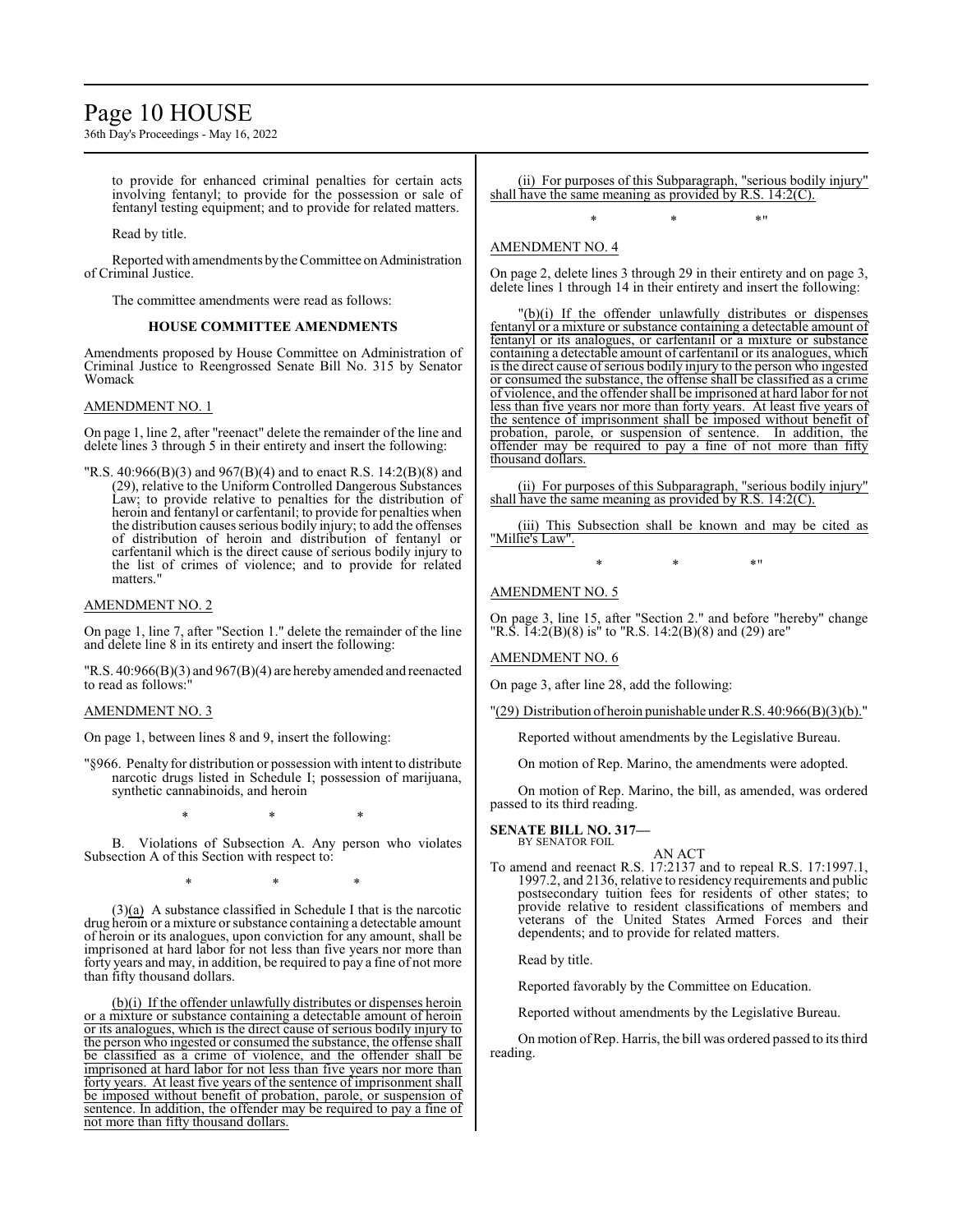to provide for enhanced criminal penalties for certain acts involving fentanyl; to provide for the possession or sale of fentanyl testing equipment; and to provide for related matters.

Read by title.

Reported with amendments by the Committee on Administration of Criminal Justice.

The committee amendments were read as follows:

**HOUSE COMMITTEE AMENDMENTS**

Amendments proposed by House Committee on Administration of Criminal Justice to Reengrossed Senate Bill No. 315 by Senator Womack

AMENDMENT NO. 1

On page 1, line 2, after "reenact" delete the remainder of the line and delete lines 3 through 5 in their entirety and insert the following:

"R.S. 40:966(B)(3) and 967(B)(4) and to enact R.S. 14:2(B)(8) and (29), relative to the Uniform Controlled Dangerous Substances Law; to provide relative to penalties for the distribution of heroin and fentanyl or carfentanil; to provide for penalties when the distribution causes serious bodily injury; to add the offenses of distribution of heroin and distribution of fentanyl or carfentanil which is the direct cause of serious bodily injury to the list of crimes of violence; and to provide for related matters."

AMENDMENT NO. 2

On page 1, line 7, after "Section 1." delete the remainder of the line and delete line 8 in its entirety and insert the following:

"R.S. 40:966(B)(3) and 967(B)(4) are hereby amended and reenacted to read as follows:"

AMENDMENT NO. 3

On page 1, between lines 8 and 9, insert the following:

"§966. Penalty for distribution or possession with intent to distribute narcotic drugs listed in Schedule I; possession of marijuana, synthetic cannabinoids, and heroin

\* \* \*

B. Violations of Subsection A. Any person who violates Subsection A of this Section with respect to:

\* \* \*

(3)(a) A substance classified in Schedule I that is the narcotic drug heroin or a mixture or substance containing a detectable amount of heroin or its analogues, upon conviction for any amount, shall be imprisoned at hard labor for not less than five years nor more than forty years and may, in addition, be required to pay a fine of not more than fifty thousand dollars.

(b)(i) If the offender unlawfully distributes or dispenses heroin or a mixture or substance containing a detectable amount of heroin or its analogues, which is the direct cause of serious bodily injury to the person who ingested or consumed the substance, the offense shall be classified as a crime of violence, and the offender shall be imprisoned at hard labor for not less than five years nor more than forty years. At least five years of the sentence of imprisonment shall be imposed without benefit of probation, parole, or suspension of sentence. In addition, the offender may be required to pay a fine of not more than fifty thousand dollars.

(ii) For purposes of this Subparagraph, "serious bodily injury" shall have the same meaning as provided by R.S. 14:2(C).

\* \* \*"

AMENDMENT NO. 4

On page 2, delete lines 3 through 29 in their entirety and on page 3, delete lines 1 through 14 in their entirety and insert the following:

"(b)(i) If the offender unlawfully distributes or dispenses fentanyl or a mixture or substance containing a detectable amount of fentanyl or its analogues, or carfentanil or a mixture or substance containing a detectable amount of carfentanil or its analogues, which is the direct cause of serious bodily injury to the person who ingested or consumed the substance, the offense shall be classified as a crime of violence, and the offender shall be imprisoned at hard labor for not less than five years nor more than forty years. At least five years of the sentence of imprisonment shall be imposed without benefit of probation, parole, or suspension of sentence. In addition, the offender may be required to pay a fine of not more than fifty thousand dollars.

(ii) For purposes of this Subparagraph, "serious bodily injury" shall have the same meaning as provided by R.S. 14:2(C).

(iii) This Subsection shall be known and may be cited as "Millie's Law".

\* \* \*"

AMENDMENT NO. 5

On page 3, line 15, after "Section 2." and before "hereby" change "R.S. 14:2(B)(8) is" to "R.S. 14:2(B)(8) and (29) are"

AMENDMENT NO. 6

On page 3, after line 28, add the following:

"(29) Distribution of heroin punishable under R.S. 40:966(B)(3)(b)."

Reported without amendments by the Legislative Bureau.

On motion of Rep. Marino, the amendments were adopted.

On motion of Rep. Marino, the bill, as amended, was ordered passed to its third reading.

**SENATE BILL NO. 317—**
BY SENATOR FOIL

AN ACT

To amend and reenact R.S. 17:2137 and to repeal R.S. 17:1997.1, 1997.2, and 2136, relative to residency requirements and public postsecondary tuition fees for residents of other states; to provide relative to resident classifications of members and veterans of the United States Armed Forces and their dependents; and to provide for related matters.

Read by title.

Reported favorably by the Committee on Education.

Reported without amendments by the Legislative Bureau.

On motion of Rep. Harris, the bill was ordered passed to its third reading.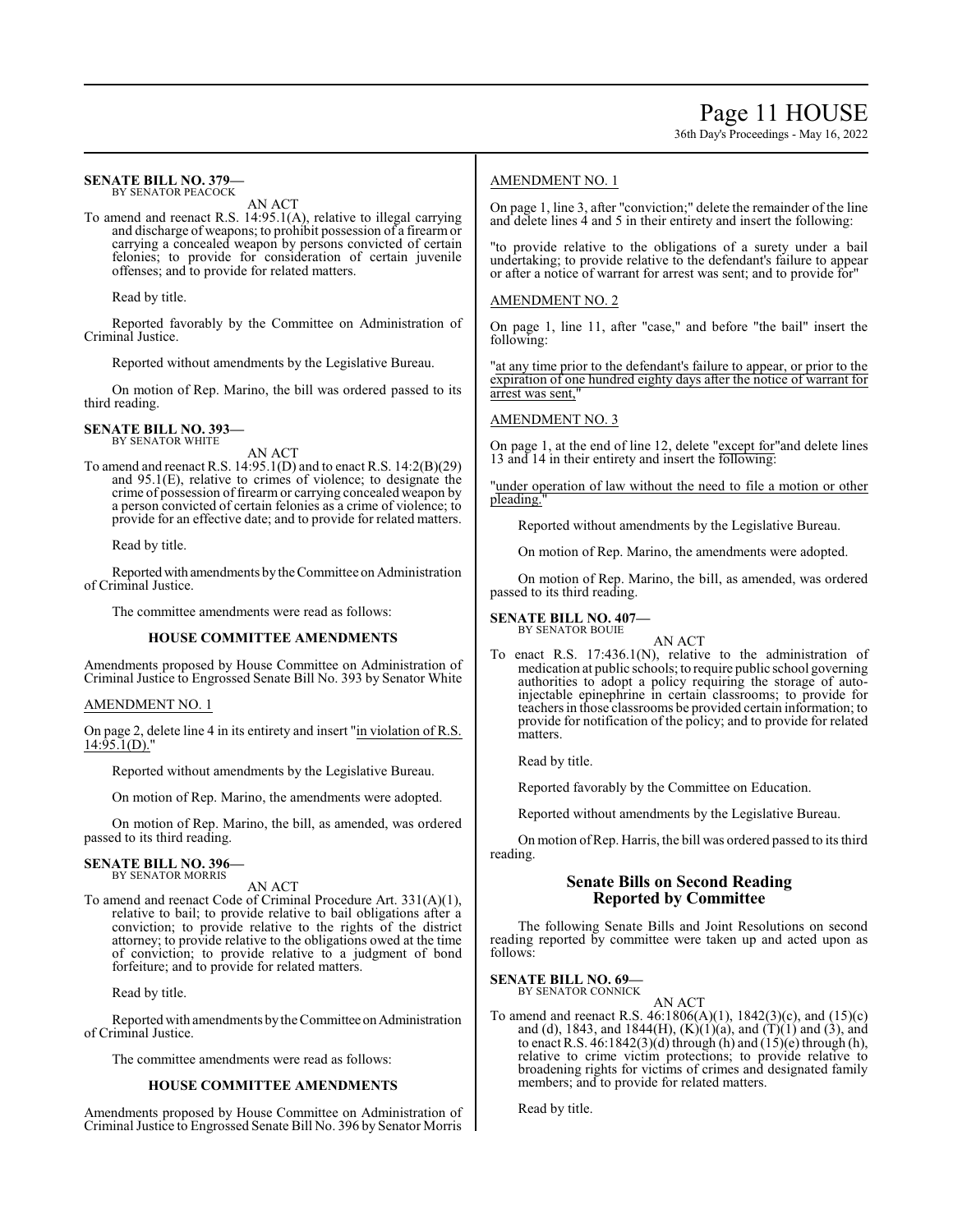**SENATE BILL NO. 379—**
BY SENATOR PEACOCK

AN ACT

To amend and reenact R.S. 14:95.1(A), relative to illegal carrying and discharge of weapons; to prohibit possession of a firearm or carrying a concealed weapon by persons convicted of certain felonies; to provide for consideration of certain juvenile offenses; and to provide for related matters.

Read by title.

Reported favorably by the Committee on Administration of Criminal Justice.

Reported without amendments by the Legislative Bureau.

On motion of Rep. Marino, the bill was ordered passed to its third reading.

**SENATE BILL NO. 393—**
BY SENATOR WHITE

AN ACT

To amend and reenact R.S. 14:95.1(D) and to enact R.S. 14:2(B)(29) and 95.1(E), relative to crimes of violence; to designate the crime of possession of firearm or carrying concealed weapon by a person convicted of certain felonies as a crime of violence; to provide for an effective date; and to provide for related matters.

Read by title.

Reported with amendments by the Committee on Administration of Criminal Justice.

The committee amendments were read as follows:

### HOUSE COMMITTEE AMENDMENTS

Amendments proposed by House Committee on Administration of Criminal Justice to Engrossed Senate Bill No. 393 by Senator White

AMENDMENT NO. 1

On page 2, delete line 4 in its entirety and insert "in violation of R.S. 14:95.1(D)."

Reported without amendments by the Legislative Bureau.

On motion of Rep. Marino, the amendments were adopted.

On motion of Rep. Marino, the bill, as amended, was ordered passed to its third reading.

**SENATE BILL NO. 396—**
BY SENATOR MORRIS

AN ACT

To amend and reenact Code of Criminal Procedure Art. 331(A)(1), relative to bail; to provide relative to bail obligations after a conviction; to provide relative to the rights of the district attorney; to provide relative to the obligations owed at the time of conviction; to provide relative to a judgment of bond forfeiture; and to provide for related matters.

Read by title.

Reported with amendments by the Committee on Administration of Criminal Justice.

The committee amendments were read as follows:

### HOUSE COMMITTEE AMENDMENTS

Amendments proposed by House Committee on Administration of Criminal Justice to Engrossed Senate Bill No. 396 by Senator Morris

AMENDMENT NO. 1

On page 1, line 3, after "conviction;" delete the remainder of the line and delete lines 4 and 5 in their entirety and insert the following:

"to provide relative to the obligations of a surety under a bail undertaking; to provide relative to the defendant's failure to appear or after a notice of warrant for arrest was sent; and to provide for"

AMENDMENT NO. 2

On page 1, line 11, after "case," and before "the bail" insert the following:

"at any time prior to the defendant's failure to appear, or prior to the expiration of one hundred eighty days after the notice of warrant for arrest was sent,"

AMENDMENT NO. 3

On page 1, at the end of line 12, delete "except for" and delete lines 13 and 14 in their entirety and insert the following:

"under operation of law without the need to file a motion or other pleading."

Reported without amendments by the Legislative Bureau.

On motion of Rep. Marino, the amendments were adopted.

On motion of Rep. Marino, the bill, as amended, was ordered passed to its third reading.

**SENATE BILL NO. 407—**
BY SENATOR BOUIE

AN ACT

To enact R.S. 17:436.1(N), relative to the administration of medication at public schools; to require public school governing authorities to adopt a policy requiring the storage of auto-injectable epinephrine in certain classrooms; to provide for teachers in those classrooms be provided certain information; to provide for notification of the policy; and to provide for related matters.

Read by title.

Reported favorably by the Committee on Education.

Reported without amendments by the Legislative Bureau.

On motion of Rep. Harris, the bill was ordered passed to its third reading.

## Senate Bills on Second Reading Reported by Committee

The following Senate Bills and Joint Resolutions on second reading reported by committee were taken up and acted upon as follows:

**SENATE BILL NO. 69—**
BY SENATOR CONNICK

AN ACT

To amend and reenact R.S. 46:1806(A)(1), 1842(3)(c), and (15)(c) and (d), 1843, and 1844(H), (K)(1)(a), and (T)(1) and (3), and to enact R.S. 46:1842(3)(d) through (h) and (15)(e) through (h), relative to crime victim protections; to provide relative to broadening rights for victims of crimes and designated family members; and to provide for related matters.

Read by title.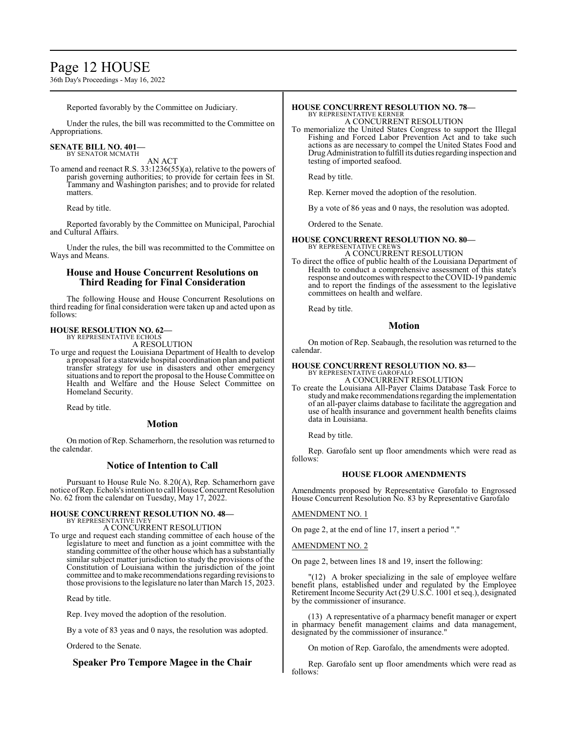Reported favorably by the Committee on Judiciary.

Under the rules, the bill was recommitted to the Committee on Appropriations.

**SENATE BILL NO. 401—**
BY SENATOR MCMATH
AN ACT

To amend and reenact R.S. 33:1236(55)(a), relative to the powers of parish governing authorities; to provide for certain fees in St. Tammany and Washington parishes; and to provide for related matters.

Read by title.

Reported favorably by the Committee on Municipal, Parochial and Cultural Affairs.

Under the rules, the bill was recommitted to the Committee on Ways and Means.

## House and House Concurrent Resolutions on Third Reading for Final Consideration

The following House and House Concurrent Resolutions on third reading for final consideration were taken up and acted upon as follows:

**HOUSE RESOLUTION NO. 62—**
BY REPRESENTATIVE ECHOLS
A RESOLUTION

To urge and request the Louisiana Department of Health to develop a proposal for a statewide hospital coordination plan and patient transfer strategy for use in disasters and other emergency situations and to report the proposal to the House Committee on Health and Welfare and the House Select Committee on Homeland Security.

Read by title.

## Motion

On motion of Rep. Schamerhorn, the resolution was returned to the calendar.

## Notice of Intention to Call

Pursuant to House Rule No. 8.20(A), Rep. Schamerhorn gave notice of Rep. Echols's intention to call House Concurrent Resolution No. 62 from the calendar on Tuesday, May 17, 2022.

**HOUSE CONCURRENT RESOLUTION NO. 48—**
BY REPRESENTATIVE IVEY
A CONCURRENT RESOLUTION

To urge and request each standing committee of each house of the legislature to meet and function as a joint committee with the standing committee of the other house which has a substantially similar subject matter jurisdiction to study the provisions of the Constitution of Louisiana within the jurisdiction of the joint committee and to make recommendations regarding revisions to those provisions to the legislature no later than March 15, 2023.

Read by title.

Rep. Ivey moved the adoption of the resolution.

By a vote of 83 yeas and 0 nays, the resolution was adopted.

Ordered to the Senate.

## Speaker Pro Tempore Magee in the Chair

**HOUSE CONCURRENT RESOLUTION NO. 78—**
BY REPRESENTATIVE KERNER
A CONCURRENT RESOLUTION

To memorialize the United States Congress to support the Illegal Fishing and Forced Labor Prevention Act and to take such actions as are necessary to compel the United States Food and Drug Administration to fulfill its duties regarding inspection and testing of imported seafood.

Read by title.

Rep. Kerner moved the adoption of the resolution.

By a vote of 86 yeas and 0 nays, the resolution was adopted.

Ordered to the Senate.

**HOUSE CONCURRENT RESOLUTION NO. 80—**
BY REPRESENTATIVE CREWS
A CONCURRENT RESOLUTION

To direct the office of public health of the Louisiana Department of Health to conduct a comprehensive assessment of this state's response and outcomes with respect to the COVID-19 pandemic and to report the findings of the assessment to the legislative committees on health and welfare.

Read by title.

## Motion

On motion of Rep. Seabaugh, the resolution was returned to the calendar.

**HOUSE CONCURRENT RESOLUTION NO. 83—**
BY REPRESENTATIVE GAROFALO
A CONCURRENT RESOLUTION

To create the Louisiana All-Payer Claims Database Task Force to study and make recommendations regarding the implementation of an all-payer claims database to facilitate the aggregation and use of health insurance and government health benefits claims data in Louisiana.

Read by title.

Rep. Garofalo sent up floor amendments which were read as follows:

**HOUSE FLOOR AMENDMENTS**

Amendments proposed by Representative Garofalo to Engrossed House Concurrent Resolution No. 83 by Representative Garofalo

AMENDMENT NO. 1

On page 2, at the end of line 17, insert a period "."

AMENDMENT NO. 2

On page 2, between lines 18 and 19, insert the following:

"(12) A broker specializing in the sale of employee welfare benefit plans, established under and regulated by the Employee Retirement Income Security Act (29 U.S.C. 1001 et seq.), designated by the commissioner of insurance.

(13) A representative of a pharmacy benefit manager or expert in pharmacy benefit management claims and data management, designated by the commissioner of insurance."

On motion of Rep. Garofalo, the amendments were adopted.

Rep. Garofalo sent up floor amendments which were read as follows: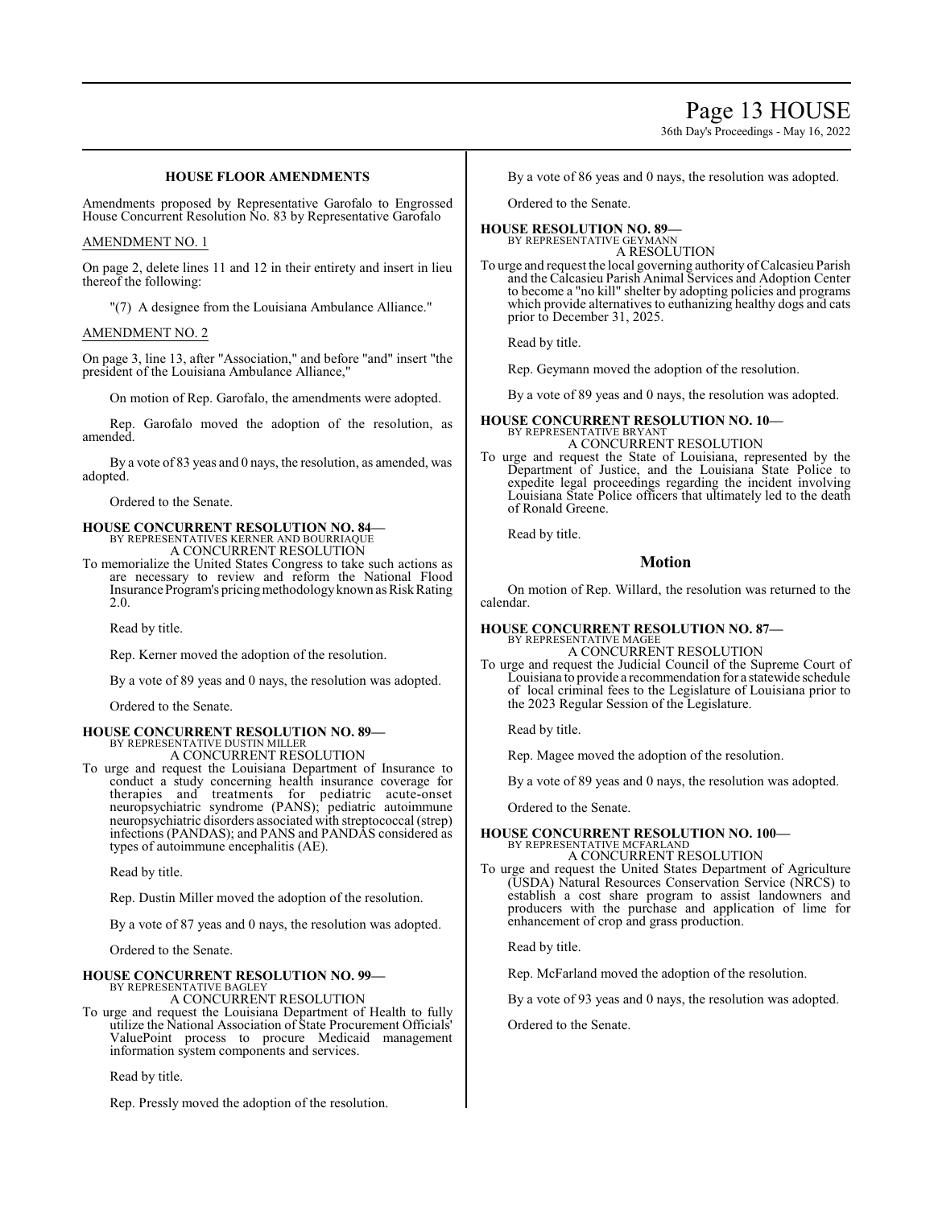### HOUSE FLOOR AMENDMENTS

Amendments proposed by Representative Garofalo to Engrossed House Concurrent Resolution No. 83 by Representative Garofalo

AMENDMENT NO. 1

On page 2, delete lines 11 and 12 in their entirety and insert in lieu thereof the following:

"(7) A designee from the Louisiana Ambulance Alliance."

AMENDMENT NO. 2

On page 3, line 13, after "Association," and before "and" insert "the president of the Louisiana Ambulance Alliance,"

On motion of Rep. Garofalo, the amendments were adopted.

Rep. Garofalo moved the adoption of the resolution, as amended.

By a vote of 83 yeas and 0 nays, the resolution, as amended, was adopted.

Ordered to the Senate.

**HOUSE CONCURRENT RESOLUTION NO. 84—**
BY REPRESENTATIVES KERNER AND BOURRIAQUE
A CONCURRENT RESOLUTION

To memorialize the United States Congress to take such actions as are necessary to review and reform the National Flood Insurance Program's pricing methodology known as Risk Rating 2.0.

Read by title.

Rep. Kerner moved the adoption of the resolution.

By a vote of 89 yeas and 0 nays, the resolution was adopted.

Ordered to the Senate.

**HOUSE CONCURRENT RESOLUTION NO. 89—**
BY REPRESENTATIVE DUSTIN MILLER
A CONCURRENT RESOLUTION

To urge and request the Louisiana Department of Insurance to conduct a study concerning health insurance coverage for therapies and treatments for pediatric acute-onset neuropsychiatric syndrome (PANS); pediatric autoimmune neuropsychiatric disorders associated with streptococcal (strep) infections (PANDAS); and PANS and PANDAS considered as types of autoimmune encephalitis (AE).

Read by title.

Rep. Dustin Miller moved the adoption of the resolution.

By a vote of 87 yeas and 0 nays, the resolution was adopted.

Ordered to the Senate.

**HOUSE CONCURRENT RESOLUTION NO. 99—**
BY REPRESENTATIVE BAGLEY
A CONCURRENT RESOLUTION

To urge and request the Louisiana Department of Health to fully utilize the National Association of State Procurement Officials' ValuePoint process to procure Medicaid management information system components and services.

Read by title.

Rep. Pressly moved the adoption of the resolution.

By a vote of 86 yeas and 0 nays, the resolution was adopted.

Ordered to the Senate.

**HOUSE RESOLUTION NO. 89—**
BY REPRESENTATIVE GEYMANN
A RESOLUTION

To urge and request the local governing authority of Calcasieu Parish and the Calcasieu Parish Animal Services and Adoption Center to become a "no kill" shelter by adopting policies and programs which provide alternatives to euthanizing healthy dogs and cats prior to December 31, 2025.

Read by title.

Rep. Geymann moved the adoption of the resolution.

By a vote of 89 yeas and 0 nays, the resolution was adopted.

**HOUSE CONCURRENT RESOLUTION NO. 10—**
BY REPRESENTATIVE BRYANT
A CONCURRENT RESOLUTION

To urge and request the State of Louisiana, represented by the Department of Justice, and the Louisiana State Police to expedite legal proceedings regarding the incident involving Louisiana State Police officers that ultimately led to the death of Ronald Greene.

Read by title.

## Motion

On motion of Rep. Willard, the resolution was returned to the calendar.

**HOUSE CONCURRENT RESOLUTION NO. 87—**
BY REPRESENTATIVE MAGEE
A CONCURRENT RESOLUTION

To urge and request the Judicial Council of the Supreme Court of Louisiana to provide a recommendation for a statewide schedule of local criminal fees to the Legislature of Louisiana prior to the 2023 Regular Session of the Legislature.

Read by title.

Rep. Magee moved the adoption of the resolution.

By a vote of 89 yeas and 0 nays, the resolution was adopted.

Ordered to the Senate.

**HOUSE CONCURRENT RESOLUTION NO. 100—**
BY REPRESENTATIVE MCFARLAND
A CONCURRENT RESOLUTION

To urge and request the United States Department of Agriculture (USDA) Natural Resources Conservation Service (NRCS) to establish a cost share program to assist landowners and producers with the purchase and application of lime for enhancement of crop and grass production.

Read by title.

Rep. McFarland moved the adoption of the resolution.

By a vote of 93 yeas and 0 nays, the resolution was adopted.

Ordered to the Senate.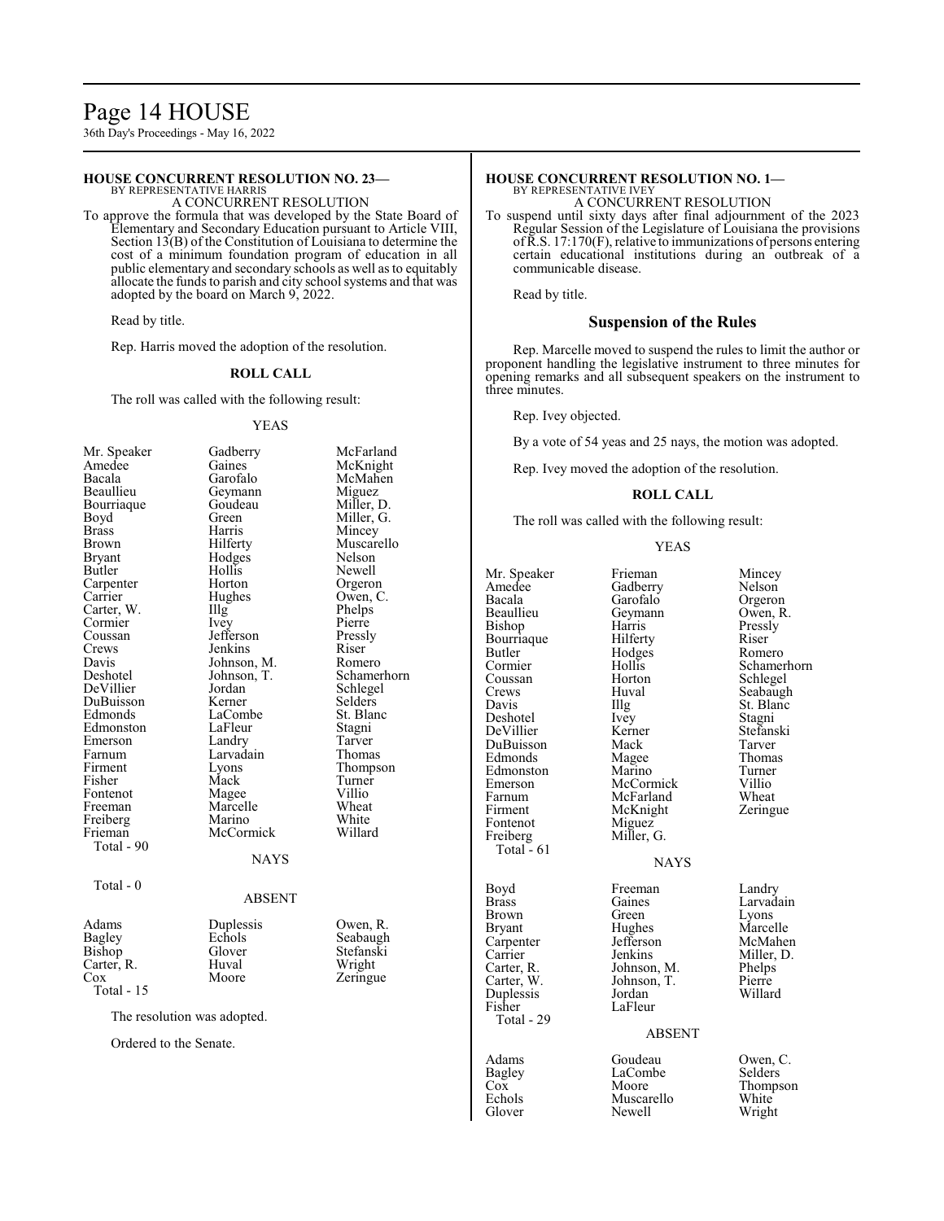### HOUSE CONCURRENT RESOLUTION NO. 23—

BY REPRESENTATIVE HARRIS

A CONCURRENT RESOLUTION

To approve the formula that was developed by the State Board of Elementary and Secondary Education pursuant to Article VIII, Section 13(B) of the Constitution of Louisiana to determine the cost of a minimum foundation program of education in all public elementary and secondary schools as well as to equitably allocate the funds to parish and city school systems and that was adopted by the board on March 9, 2022.

Read by title.

Rep. Harris moved the adoption of the resolution.

**ROLL CALL**

The roll was called with the following result:

YEAS

| | | |
|---|---|---|
| Mr. Speaker | Gadberry | McFarland |
| Amedee | Gaines | McKnight |
| Bacala | Garofalo | McMahen |
| Beaullieu | Geymann | Miguez |
| Bourriaque | Goudeau | Miller, D. |
| Boyd | Green | Miller, G. |
| Brass | Harris | Mincey |
| Brown | Hilferty | Muscarello |
| Bryant | Hodges | Nelson |
| Butler | Hollis | Newell |
| Carpenter | Horton | Orgeron |
| Carrier | Hughes | Owen, C. |
| Carter, W. | Illg | Phelps |
| Cormier | Ivey | Pierre |
| Coussan | Jefferson | Pressly |
| Crews | Jenkins | Riser |
| Davis | Johnson, M. | Romero |
| Deshotel | Johnson, T. | Schamerhorn |
| DeVillier | Jordan | Schlegel |
| DuBuisson | Kerner | Selders |
| Edmonds | LaCombe | St. Blanc |
| Edmonston | LaFleur | Stagni |
| Emerson | Landry | Tarver |
| Farnum | Larvadain | Thomas |
| Firment | Lyons | Thompson |
| Fisher | Mack | Turner |
| Fontenot | Magee | Villio |
| Freeman | Marcelle | Wheat |
| Freiberg | Marino | White |
| Frieman | McCormick | Willard |

Total - 90

NAYS

Total - 0

ABSENT

| | | |
|---|---|---|
| Adams | Duplessis | Owen, R. |
| Bagley | Echols | Seabaugh |
| Bishop | Glover | Stefanski |
| Carter, R. | Huval | Wright |
| Cox | Moore | Zeringue |

Total - 15

The resolution was adopted.

Ordered to the Senate.

### HOUSE CONCURRENT RESOLUTION NO. 1—

BY REPRESENTATIVE IVEY

A CONCURRENT RESOLUTION

To suspend until sixty days after final adjournment of the 2023 Regular Session of the Legislature of Louisiana the provisions of R.S. 17:170(F), relative to immunizations of persons entering certain educational institutions during an outbreak of a communicable disease.

Read by title.

## Suspension of the Rules

Rep. Marcelle moved to suspend the rules to limit the author or proponent handling the legislative instrument to three minutes for opening remarks and all subsequent speakers on the instrument to three minutes.

Rep. Ivey objected.

By a vote of 54 yeas and 25 nays, the motion was adopted.

Rep. Ivey moved the adoption of the resolution.

**ROLL CALL**

The roll was called with the following result:

YEAS

| | | |
|---|---|---|
| Mr. Speaker | Frieman | Mincey |
| Amedee | Gadberry | Nelson |
| Bacala | Garofalo | Orgeron |
| Beaullieu | Geymann | Owen, R. |
| Bishop | Harris | Pressly |
| Bourriaque | Hilferty | Riser |
| Butler | Hodges | Romero |
| Cormier | Hollis | Schamerhorn |
| Coussan | Horton | Schlegel |
| Crews | Huval | Seabaugh |
| Davis | Illg | St. Blanc |
| Deshotel | Ivey | Stagni |
| DeVillier | Kerner | Stefanski |
| DuBuisson | Mack | Tarver |
| Edmonds | Magee | Thomas |
| Edmonston | Marino | Turner |
| Emerson | McCormick | Villio |
| Farnum | McFarland | Wheat |
| Firment | McKnight | Zeringue |
| Fontenot | Miguez | |
| Freiberg | Miller, G. | |

Total - 61

NAYS

| | | |
|---|---|---|
| Boyd | Freeman | Landry |
| Brass | Gaines | Larvadain |
| Brown | Green | Lyons |
| Bryant | Hughes | Marcelle |
| Carpenter | Jefferson | McMahen |
| Carrier | Jenkins | Miller, D. |
| Carter, R. | Johnson, M. | Phelps |
| Carter, W. | Johnson, T. | Pierre |
| Duplessis | Jordan | Willard |
| Fisher | LaFleur | |

Total - 29

ABSENT

| | | |
|---|---|---|
| Adams | Goudeau | Owen, C. |
| Bagley | LaCombe | Selders |
| Cox | Moore | Thompson |
| Echols | Muscarello | White |
| Glover | Newell | Wright |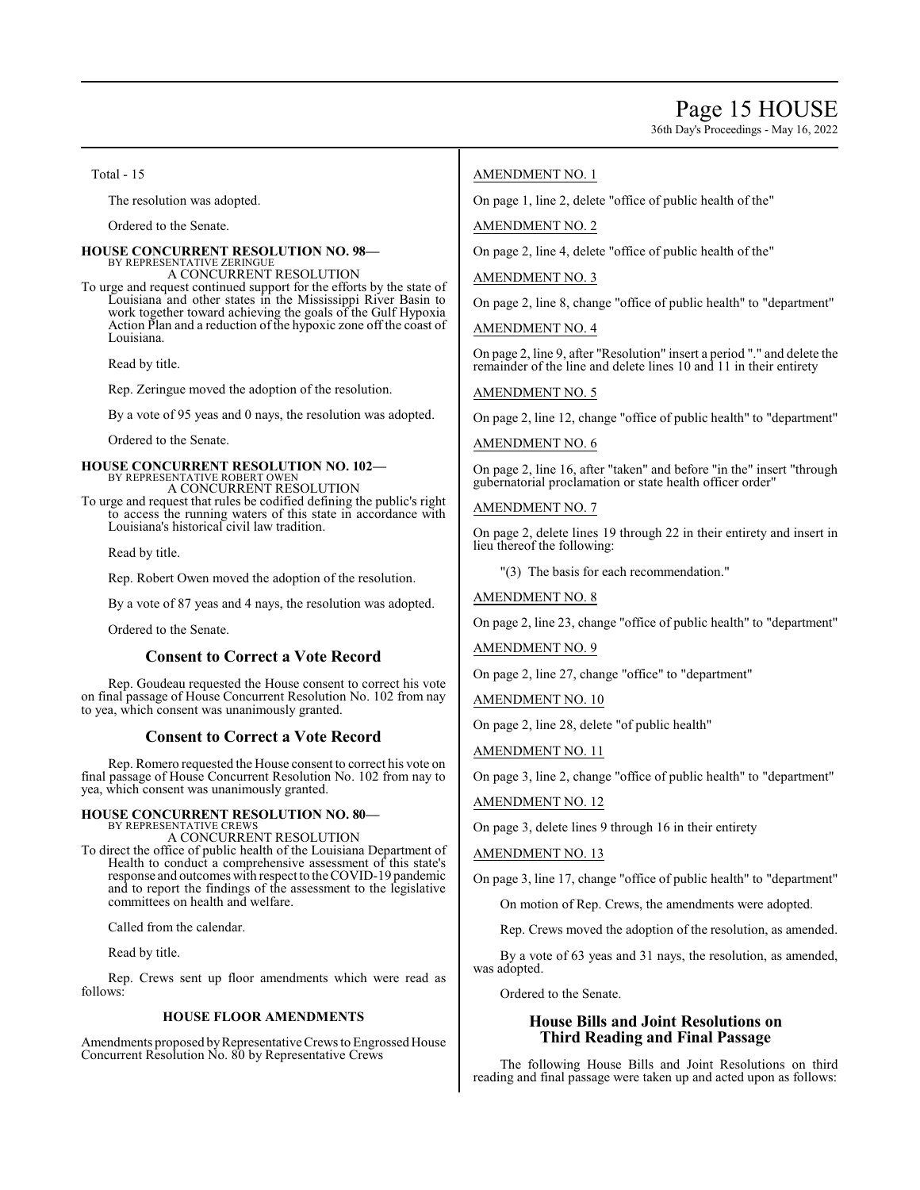Total - 15

The resolution was adopted.

Ordered to the Senate.

**HOUSE CONCURRENT RESOLUTION NO. 98—**
BY REPRESENTATIVE ZERINGUE
A CONCURRENT RESOLUTION

To urge and request continued support for the efforts by the state of Louisiana and other states in the Mississippi River Basin to work together toward achieving the goals of the Gulf Hypoxia Action Plan and a reduction of the hypoxic zone off the coast of Louisiana.

Read by title.

Rep. Zeringue moved the adoption of the resolution.

By a vote of 95 yeas and 0 nays, the resolution was adopted.

Ordered to the Senate.

**HOUSE CONCURRENT RESOLUTION NO. 102—**
BY REPRESENTATIVE ROBERT OWEN
A CONCURRENT RESOLUTION

To urge and request that rules be codified defining the public's right to access the running waters of this state in accordance with Louisiana's historical civil law tradition.

Read by title.

Rep. Robert Owen moved the adoption of the resolution.

By a vote of 87 yeas and 4 nays, the resolution was adopted.

Ordered to the Senate.

## Consent to Correct a Vote Record

Rep. Goudeau requested the House consent to correct his vote on final passage of House Concurrent Resolution No. 102 from nay to yea, which consent was unanimously granted.

## Consent to Correct a Vote Record

Rep. Romero requested the House consent to correct his vote on final passage of House Concurrent Resolution No. 102 from nay to yea, which consent was unanimously granted.

**HOUSE CONCURRENT RESOLUTION NO. 80—**
BY REPRESENTATIVE CREWS
A CONCURRENT RESOLUTION

To direct the office of public health of the Louisiana Department of Health to conduct a comprehensive assessment of this state's response and outcomes with respect to the COVID-19 pandemic and to report the findings of the assessment to the legislative committees on health and welfare.

Called from the calendar.

Read by title.

Rep. Crews sent up floor amendments which were read as follows:

**HOUSE FLOOR AMENDMENTS**

Amendments proposed by Representative Crews to Engrossed House Concurrent Resolution No. 80 by Representative Crews

AMENDMENT NO. 1

On page 1, line 2, delete "office of public health of the"

AMENDMENT NO. 2

On page 2, line 4, delete "office of public health of the"

AMENDMENT NO. 3

On page 2, line 8, change "office of public health" to "department"

AMENDMENT NO. 4

On page 2, line 9, after "Resolution" insert a period "." and delete the remainder of the line and delete lines 10 and 11 in their entirety

AMENDMENT NO. 5

On page 2, line 12, change "office of public health" to "department"

AMENDMENT NO. 6

On page 2, line 16, after "taken" and before "in the" insert "through gubernatorial proclamation or state health officer order"

AMENDMENT NO. 7

On page 2, delete lines 19 through 22 in their entirety and insert in lieu thereof the following:

"(3) The basis for each recommendation."

AMENDMENT NO. 8

On page 2, line 23, change "office of public health" to "department"

AMENDMENT NO. 9

On page 2, line 27, change "office" to "department"

AMENDMENT NO. 10

On page 2, line 28, delete "of public health"

AMENDMENT NO. 11

On page 3, line 2, change "office of public health" to "department"

AMENDMENT NO. 12

On page 3, delete lines 9 through 16 in their entirety

AMENDMENT NO. 13

On page 3, line 17, change "office of public health" to "department"

On motion of Rep. Crews, the amendments were adopted.

Rep. Crews moved the adoption of the resolution, as amended.

By a vote of 63 yeas and 31 nays, the resolution, as amended, was adopted.

Ordered to the Senate.

## House Bills and Joint Resolutions on Third Reading and Final Passage

The following House Bills and Joint Resolutions on third reading and final passage were taken up and acted upon as follows: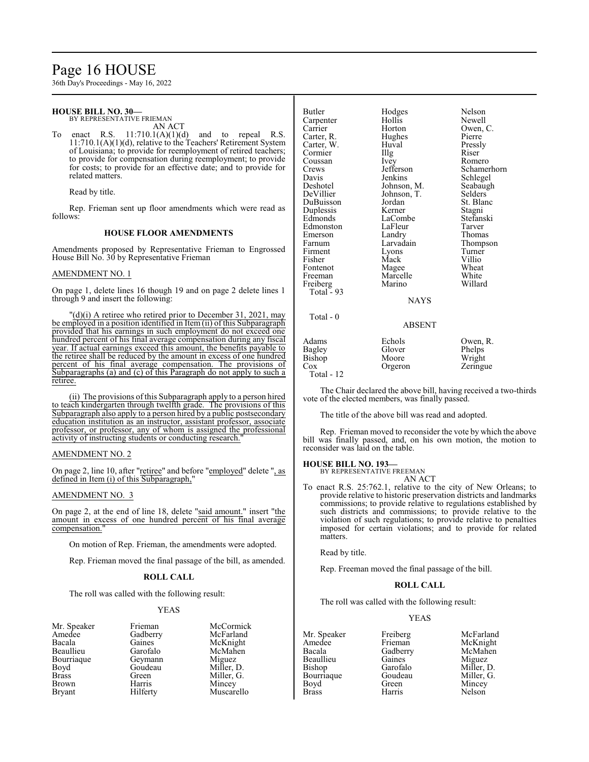**HOUSE BILL NO. 30—**
BY REPRESENTATIVE FRIEMAN
AN ACT

To enact R.S. 11:710.1(A)(1)(d) and to repeal R.S. 11:710.1(A)(1)(d), relative to the Teachers' Retirement System of Louisiana; to provide for reemployment of retired teachers; to provide for compensation during reemployment; to provide for costs; to provide for an effective date; and to provide for related matters.

Read by title.

Rep. Frieman sent up floor amendments which were read as follows:

### HOUSE FLOOR AMENDMENTS

Amendments proposed by Representative Frieman to Engrossed House Bill No. 30 by Representative Frieman

AMENDMENT NO. 1

On page 1, delete lines 16 though 19 and on page 2 delete lines 1 through 9 and insert the following:

"(d)(i) A retiree who retired prior to December 31, 2021, may be employed in a position identified in Item (ii) of this Subparagraph provided that his earnings in such employment do not exceed one hundred percent of his final average compensation during any fiscal year. If actual earnings exceed this amount, the benefits payable to the retiree shall be reduced by the amount in excess of one hundred percent of his final average compensation. The provisions of Subparagraphs (a) and (c) of this Paragraph do not apply to such a retiree.

(ii) The provisions of this Subparagraph apply to a person hired to teach kindergarten through twelfth grade. The provisions of this Subparagraph also apply to a person hired by a public postsecondary education institution as an instructor, assistant professor, associate professor, or professor, any of whom is assigned the professional activity of instructing students or conducting research."

AMENDMENT NO. 2

On page 2, line 10, after "retiree" and before "employed" delete ", as defined in Item (i) of this Subparagraph,"

AMENDMENT NO. 3

On page 2, at the end of line 18, delete "said amount." insert "the amount in excess of one hundred percent of his final average compensation."

On motion of Rep. Frieman, the amendments were adopted.

Rep. Frieman moved the final passage of the bill, as amended.

**ROLL CALL**

The roll was called with the following result:

YEAS

| | | |
|---|---|---|
| Mr. Speaker | Frieman | McCormick |
| Amedee | Gadberry | McFarland |
| Bacala | Gaines | McKnight |
| Beaullieu | Garofalo | McMahen |
| Bourriaque | Geymann | Miguez |
| Boyd | Goudeau | Miller, D. |
| Brass | Green | Miller, G. |
| Brown | Harris | Mincey |
| Bryant | Hilferty | Muscarello |
| Butler | Hodges | Nelson |
| Carpenter | Hollis | Newell |
| Carrier | Horton | Owen, C. |
| Carter, R. | Hughes | Pierre |
| Carter, W. | Huval | Pressly |
| Cormier | Illg | Riser |
| Coussan | Ivey | Romero |
| Crews | Jefferson | Schamerhorn |
| Davis | Jenkins | Schlegel |
| Deshotel | Johnson, M. | Seabaugh |
| DeVillier | Johnson, T. | Selders |
| DuBuisson | Jordan | St. Blanc |
| Duplessis | Kerner | Stagni |
| Edmonds | LaCombe | Stefanski |
| Edmonston | LaFleur | Tarver |
| Emerson | Landry | Thomas |
| Farnum | Larvadain | Thompson |
| Firment | Lyons | Turner |
| Fisher | Mack | Villio |
| Fontenot | Magee | Wheat |
| Freeman | Marcelle | White |
| Freiberg | Marino | Willard |

Total - 93

NAYS

Total - 0

ABSENT

| | | |
|---|---|---|
| Adams | Echols | Owen, R. |
| Bagley | Glover | Phelps |
| Bishop | Moore | Wright |
| Cox | Orgeron | Zeringue |

Total - 12

The Chair declared the above bill, having received a two-thirds vote of the elected members, was finally passed.

The title of the above bill was read and adopted.

Rep. Frieman moved to reconsider the vote by which the above bill was finally passed, and, on his own motion, the motion to reconsider was laid on the table.

**HOUSE BILL NO. 193—**
BY REPRESENTATIVE FREEMAN
AN ACT

To enact R.S. 25:762.1, relative to the city of New Orleans; to provide relative to historic preservation districts and landmarks commissions; to provide relative to regulations established by such districts and commissions; to provide relative to the violation of such regulations; to provide relative to penalties imposed for certain violations; and to provide for related matters.

Read by title.

Rep. Freeman moved the final passage of the bill.

**ROLL CALL**

The roll was called with the following result:

YEAS

| | | |
|---|---|---|
| Mr. Speaker | Freiberg | McFarland |
| Amedee | Frieman | McKnight |
| Bacala | Gadberry | McMahen |
| Beaullieu | Gaines | Miguez |
| Bishop | Garofalo | Miller, D. |
| Bourriaque | Goudeau | Miller, G. |
| Boyd | Green | Mincey |
| Brass | Harris | Nelson |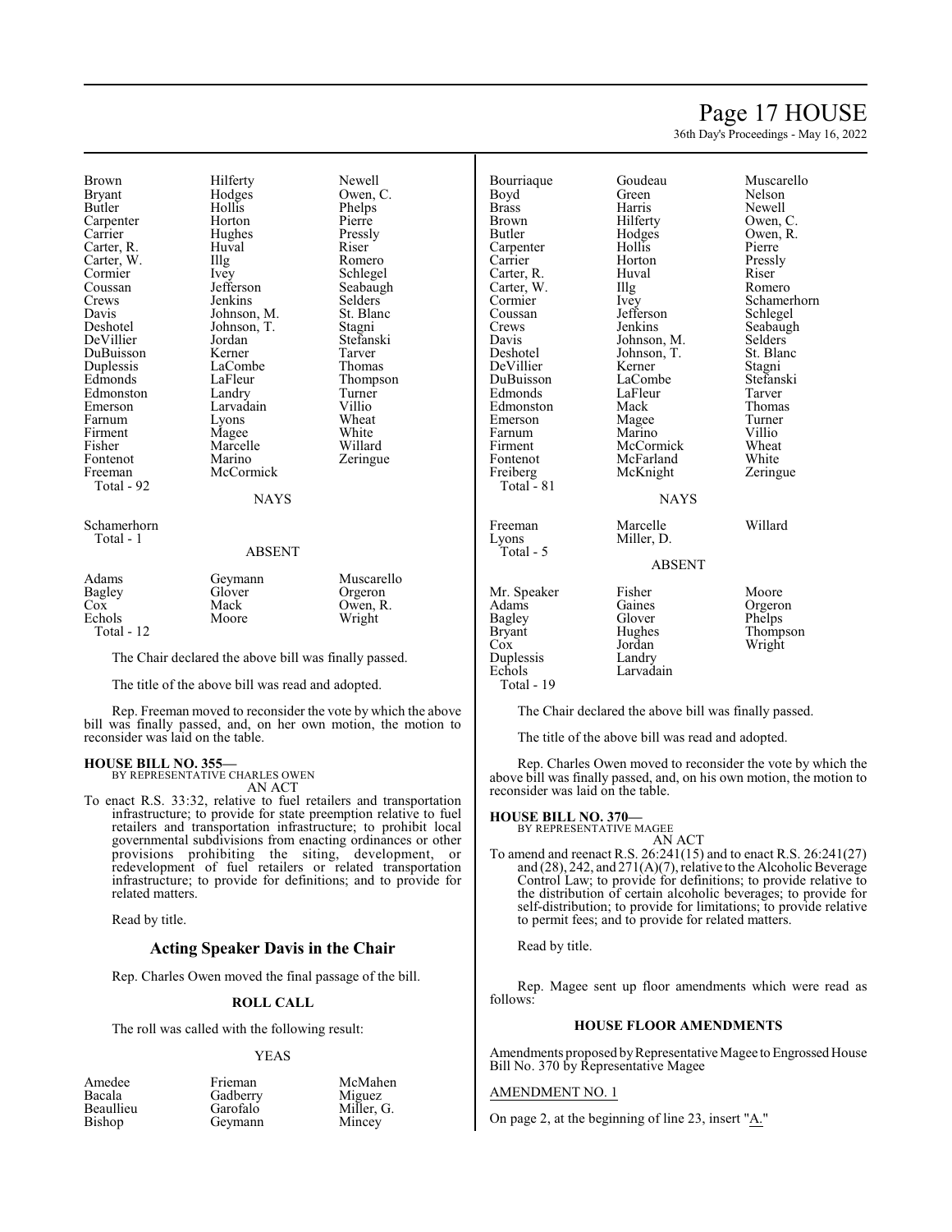| Brown | Hilferty | Newell |
|---|---|---|
| Bryant | Hodges | Owen, C. |
| Butler | Hollis | Phelps |
| Carpenter | Horton | Pierre |
| Carrier | Hughes | Pressly |
| Carter, R. | Huval | Riser |
| Carter, W. | Illg | Romero |
| Cormier | Ivey | Schlegel |
| Coussan | Jefferson | Seabaugh |
| Crews | Jenkins | Selders |
| Davis | Johnson, M. | St. Blanc |
| Deshotel | Johnson, T. | Stagni |
| DeVillier | Jordan | Stefanski |
| DuBuisson | Kerner | Tarver |
| Duplessis | LaCombe | Thomas |
| Edmonds | LaFleur | Thompson |
| Edmonston | Landry | Turner |
| Emerson | Larvadain | Villio |
| Farnum | Lyons | Wheat |
| Firment | Magee | White |
| Fisher | Marcelle | Willard |
| Fontenot | Marino | Zeringue |
| Freeman | McCormick | |
| Total - 92 | | |

NAYS

Schamerhorn
Total - 1

ABSENT

| Adams | Geymann | Muscarello |
|---|---|---|
| Bagley | Glover | Orgeron |
| Cox | Mack | Owen, R. |
| Echols | Moore | Wright |
| Total - 12 | | |

The Chair declared the above bill was finally passed.

The title of the above bill was read and adopted.

Rep. Freeman moved to reconsider the vote by which the above bill was finally passed, and, on her own motion, the motion to reconsider was laid on the table.

**HOUSE BILL NO. 355—**
BY REPRESENTATIVE CHARLES OWEN
AN ACT

To enact R.S. 33:32, relative to fuel retailers and transportation infrastructure; to provide for state preemption relative to fuel retailers and transportation infrastructure; to prohibit local governmental subdivisions from enacting ordinances or other provisions prohibiting the siting, development, or redevelopment of fuel retailers or related transportation infrastructure; to provide for definitions; and to provide for related matters.

Read by title.

## Acting Speaker Davis in the Chair

Rep. Charles Owen moved the final passage of the bill.

**ROLL CALL**

The roll was called with the following result:

YEAS

| Amedee | Frieman | McMahen |
|---|---|---|
| Bacala | Gadberry | Miguez |
| Beaullieu | Garofalo | Miller, G. |
| Bishop | Geymann | Mincey |
| Bourriaque | Goudeau | Muscarello |
| Boyd | Green | Nelson |
| Brass | Harris | Newell |
| Brown | Hilferty | Owen, C. |
| Butler | Hodges | Owen, R. |
| Carpenter | Hollis | Pierre |
| Carrier | Horton | Pressly |
| Carter, R. | Huval | Riser |
| Carter, W. | Illg | Romero |
| Cormier | Ivey | Schamerhorn |
| Coussan | Jefferson | Schlegel |
| Crews | Jenkins | Seabaugh |
| Davis | Johnson, M. | Selders |
| Deshotel | Johnson, T. | St. Blanc |
| DeVillier | Kerner | Stagni |
| DuBuisson | LaCombe | Stefanski |
| Edmonds | LaFleur | Tarver |
| Edmonston | Mack | Thomas |
| Emerson | Magee | Turner |
| Farnum | Marino | Villio |
| Firment | McCormick | Wheat |
| Fontenot | McFarland | White |
| Freiberg | McKnight | Zeringue |
| Total - 81 | | |

NAYS

| Freeman | Marcelle | Willard |
|---|---|---|
| Lyons | Miller, D. | |
| Total - 5 | | |

ABSENT

| Mr. Speaker | Fisher | Moore |
|---|---|---|
| Adams | Gaines | Orgeron |
| Bagley | Glover | Phelps |
| Bryant | Hughes | Thompson |
| Cox | Jordan | Wright |
| Duplessis | Landry | |
| Echols | Larvadain | |
| Total - 19 | | |

The Chair declared the above bill was finally passed.

The title of the above bill was read and adopted.

Rep. Charles Owen moved to reconsider the vote by which the above bill was finally passed, and, on his own motion, the motion to reconsider was laid on the table.

**HOUSE BILL NO. 370—**
BY REPRESENTATIVE MAGEE
AN ACT

To amend and reenact R.S. 26:241(15) and to enact R.S. 26:241(27) and (28), 242, and 271(A)(7), relative to the Alcoholic Beverage Control Law; to provide for definitions; to provide relative to the distribution of certain alcoholic beverages; to provide for self-distribution; to provide for limitations; to provide relative to permit fees; and to provide for related matters.

Read by title.

Rep. Magee sent up floor amendments which were read as follows:

**HOUSE FLOOR AMENDMENTS**

Amendments proposed by Representative Magee to Engrossed House Bill No. 370 by Representative Magee

AMENDMENT NO. 1

On page 2, at the beginning of line 23, insert "A."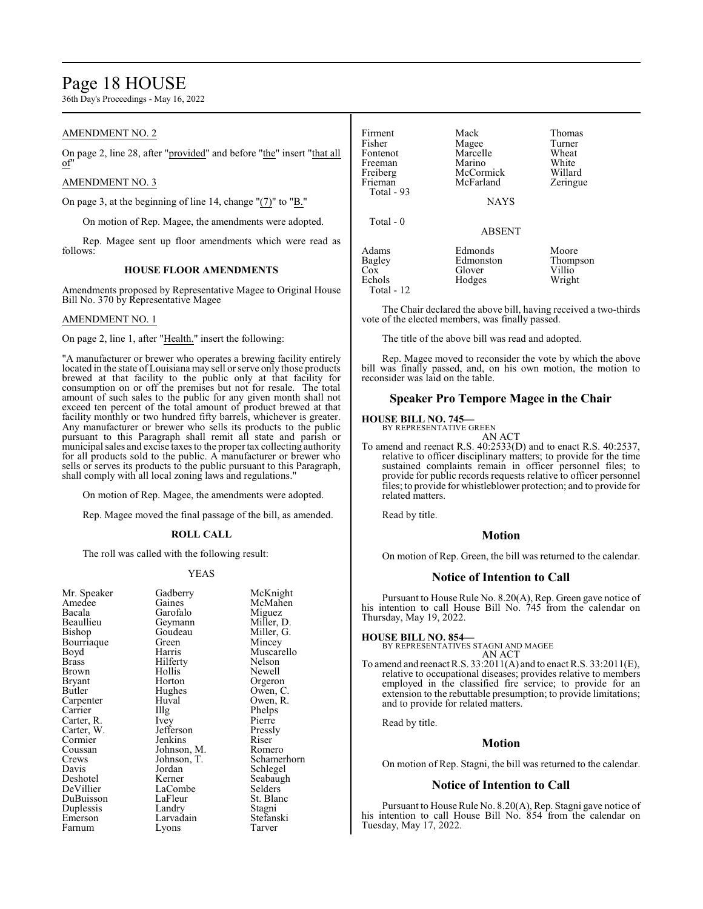AMENDMENT NO. 2

On page 2, line 28, after "provided" and before "the" insert "that all of"

AMENDMENT NO. 3

On page 3, at the beginning of line 14, change "(7)" to "B."

On motion of Rep. Magee, the amendments were adopted.

Rep. Magee sent up floor amendments which were read as follows:

**HOUSE FLOOR AMENDMENTS**

Amendments proposed by Representative Magee to Original House Bill No. 370 by Representative Magee

AMENDMENT NO. 1

On page 2, line 1, after "Health." insert the following:

"A manufacturer or brewer who operates a brewing facility entirely located in the state of Louisiana may sell or serve only those products brewed at that facility to the public only at that facility for consumption on or off the premises but not for resale. The total amount of such sales to the public for any given month shall not exceed ten percent of the total amount of product brewed at that facility monthly or two hundred fifty barrels, whichever is greater. Any manufacturer or brewer who sells its products to the public pursuant to this Paragraph shall remit all state and parish or municipal sales and excise taxes to the proper tax collecting authority for all products sold to the public. A manufacturer or brewer who sells or serves its products to the public pursuant to this Paragraph, shall comply with all local zoning laws and regulations."

On motion of Rep. Magee, the amendments were adopted.

Rep. Magee moved the final passage of the bill, as amended.

**ROLL CALL**

The roll was called with the following result:

YEAS

| | | |
|---|---|---|
| Mr. Speaker | Gadberry | McKnight |
| Amedee | Gaines | McMahen |
| Bacala | Garofalo | Miguez |
| Beaullieu | Geymann | Miller, D. |
| Bishop | Goudeau | Miller, G. |
| Bourriaque | Green | Mincey |
| Boyd | Harris | Muscarello |
| Brass | Hilferty | Nelson |
| Brown | Hollis | Newell |
| Bryant | Horton | Orgeron |
| Butler | Hughes | Owen, C. |
| Carpenter | Huval | Owen, R. |
| Carrier | Illg | Phelps |
| Carter, R. | Ivey | Pierre |
| Carter, W. | Jefferson | Pressly |
| Cormier | Jenkins | Riser |
| Coussan | Johnson, M. | Romero |
| Crews | Johnson, T. | Schamerhorn |
| Davis | Jordan | Schlegel |
| Deshotel | Kerner | Seabaugh |
| DeVillier | LaCombe | Selders |
| DuBuisson | LaFleur | St. Blanc |
| Duplessis | Landry | Stagni |
| Emerson | Larvadain | Stefanski |
| Farnum | Lyons | Tarver |
| Firment | Mack | Thomas |
| Fisher | Magee | Turner |
| Fontenot | Marcelle | Wheat |
| Freeman | Marino | White |
| Freiberg | McCormick | Willard |
| Frieman | McFarland | Zeringue |
| Total - 93 | | |

NAYS

Total - 0

ABSENT

| | | |
|---|---|---|
| Adams | Edmonds | Moore |
| Bagley | Edmonston | Thompson |
| Cox | Glover | Villio |
| Echols | Hodges | Wright |
| Total - 12 | | |

The Chair declared the above bill, having received a two-thirds vote of the elected members, was finally passed.

The title of the above bill was read and adopted.

Rep. Magee moved to reconsider the vote by which the above bill was finally passed, and, on his own motion, the motion to reconsider was laid on the table.

## Speaker Pro Tempore Magee in the Chair

**HOUSE BILL NO. 745—**
BY REPRESENTATIVE GREEN
AN ACT

To amend and reenact R.S. 40:2533(D) and to enact R.S. 40:2537, relative to officer disciplinary matters; to provide for the time sustained complaints remain in officer personnel files; to provide for public records requests relative to officer personnel files; to provide for whistleblower protection; and to provide for related matters.

Read by title.

## Motion

On motion of Rep. Green, the bill was returned to the calendar.

## Notice of Intention to Call

Pursuant to House Rule No. 8.20(A), Rep. Green gave notice of his intention to call House Bill No. 745 from the calendar on Thursday, May 19, 2022.

**HOUSE BILL NO. 854—**
BY REPRESENTATIVES STAGNI AND MAGEE
AN ACT

To amend and reenact R.S. 33:2011(A) and to enact R.S. 33:2011(E), relative to occupational diseases; provides relative to members employed in the classified fire service; to provide for an extension to the rebuttable presumption; to provide limitations; and to provide for related matters.

Read by title.

## Motion

On motion of Rep. Stagni, the bill was returned to the calendar.

## Notice of Intention to Call

Pursuant to House Rule No. 8.20(A), Rep. Stagni gave notice of his intention to call House Bill No. 854 from the calendar on Tuesday, May 17, 2022.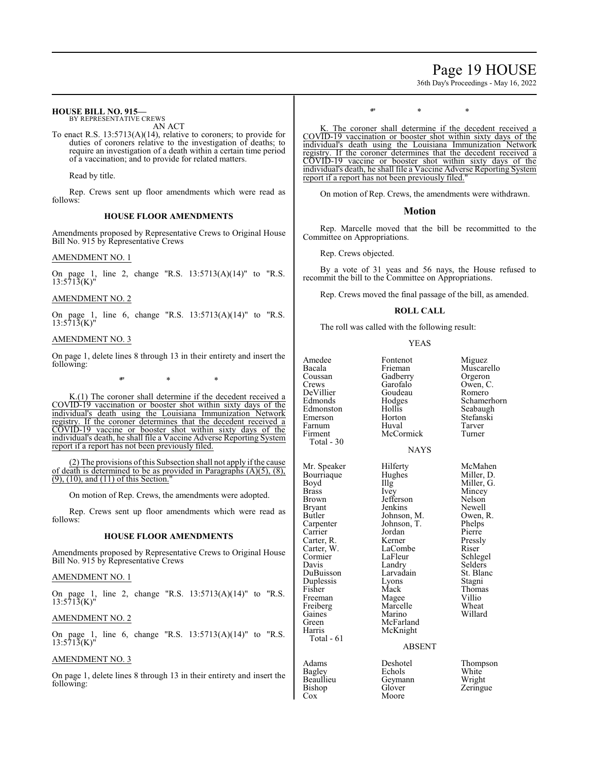**HOUSE BILL NO. 915—**
BY REPRESENTATIVE CREWS

AN ACT

To enact R.S. 13:5713(A)(14), relative to coroners; to provide for duties of coroners relative to the investigation of deaths; to require an investigation of a death within a certain time period of a vaccination; and to provide for related matters.

Read by title.

Rep. Crews sent up floor amendments which were read as follows:

### HOUSE FLOOR AMENDMENTS

Amendments proposed by Representative Crews to Original House Bill No. 915 by Representative Crews

AMENDMENT NO. 1

On page 1, line 2, change "R.S. 13:5713(A)(14)" to "R.S. 13:5713(K)"

AMENDMENT NO. 2

On page 1, line 6, change "R.S. 13:5713(A)(14)" to "R.S. 13:5713(K)"

AMENDMENT NO. 3

On page 1, delete lines 8 through 13 in their entirety and insert the following:

"\* \* \*

K.(1) The coroner shall determine if the decedent received a COVID-19 vaccination or booster shot within sixty days of the individual's death using the Louisiana Immunization Network registry. If the coroner determines that the decedent received a COVID-19 vaccine or booster shot within sixty days of the individual's death, he shall file a Vaccine Adverse Reporting System report if a report has not been previously filed.

(2) The provisions of this Subsection shall not apply if the cause of death is determined to be as provided in Paragraphs (A)(5), (8), (9), (10), and (11) of this Section."

On motion of Rep. Crews, the amendments were adopted.

Rep. Crews sent up floor amendments which were read as follows:

### HOUSE FLOOR AMENDMENTS

Amendments proposed by Representative Crews to Original House Bill No. 915 by Representative Crews

AMENDMENT NO. 1

On page 1, line 2, change "R.S. 13:5713(A)(14)" to "R.S. 13:5713(K)"

AMENDMENT NO. 2

On page 1, line 6, change "R.S. 13:5713(A)(14)" to "R.S. 13:5713(K)"

AMENDMENT NO. 3

On page 1, delete lines 8 through 13 in their entirety and insert the following:

"\* \* \*

K. The coroner shall determine if the decedent received a COVID-19 vaccination or booster shot within sixty days of the individual's death using the Louisiana Immunization Network registry. If the coroner determines that the decedent received a COVID-19 vaccine or booster shot within sixty days of the individual's death, he shall file a Vaccine Adverse Reporting System report if a report has not been previously filed."

On motion of Rep. Crews, the amendments were withdrawn.

## Motion

Rep. Marcelle moved that the bill be recommitted to the Committee on Appropriations.

Rep. Crews objected.

By a vote of 31 yeas and 56 nays, the House refused to recommit the bill to the Committee on Appropriations.

Rep. Crews moved the final passage of the bill, as amended.

### ROLL CALL

The roll was called with the following result:

YEAS

| | | |
|---|---|---|
| Amedee | Fontenot | Miguez |
| Bacala | Frieman | Muscarello |
| Coussan | Gadberry | Orgeron |
| Crews | Garofalo | Owen, C. |
| DeVillier | Goudeau | Romero |
| Edmonds | Hodges | Schamerhorn |
| Edmonston | Hollis | Seabaugh |
| Emerson | Horton | Stefanski |
| Farnum | Huval | Tarver |
| Firment | McCormick | Turner |
| Total - 30 | | |

NAYS

| | | |
|---|---|---|
| Mr. Speaker | Hilferty | McMahen |
| Bourriaque | Hughes | Miller, D. |
| Boyd | Illg | Miller, G. |
| Brass | Ivey | Mincey |
| Brown | Jefferson | Nelson |
| Bryant | Jenkins | Newell |
| Butler | Johnson, M. | Owen, R. |
| Carpenter | Johnson, T. | Phelps |
| Carrier | Jordan | Pierre |
| Carter, R. | Kerner | Pressly |
| Carter, W. | LaCombe | Riser |
| Cormier | LaFleur | Schlegel |
| Davis | Landry | Selders |
| DuBuisson | Larvadain | St. Blanc |
| Duplessis | Lyons | Stagni |
| Fisher | Mack | Thomas |
| Freeman | Magee | Villio |
| Freiberg | Marcelle | Wheat |
| Gaines | Marino | Willard |
| Green | McFarland | |
| Harris | McKnight | |
| Total - 61 | | |

ABSENT

| | | |
|---|---|---|
| Adams | Deshotel | Thompson |
| Bagley | Echols | White |
| Beaullieu | Geymann | Wright |
| Bishop | Glover | Zeringue |
| Cox | Moore | |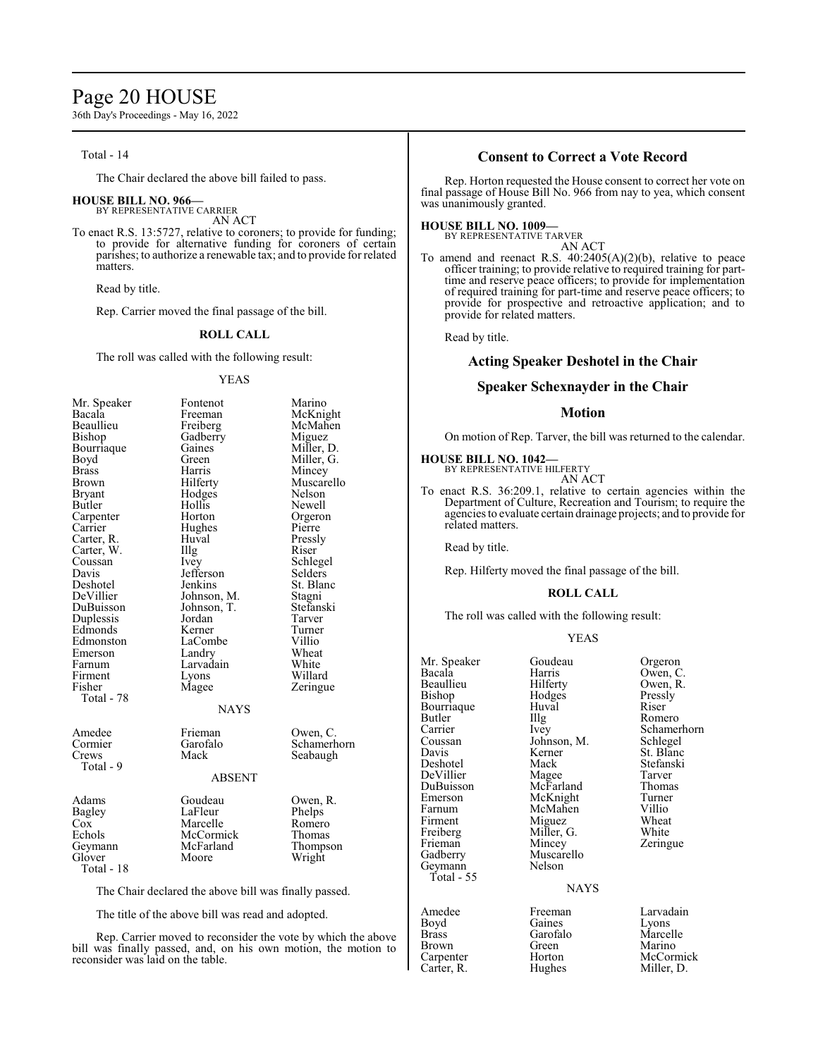Total - 14

The Chair declared the above bill failed to pass.

**HOUSE BILL NO. 966—**
BY REPRESENTATIVE CARRIER
AN ACT
To enact R.S. 13:5727, relative to coroners; to provide for funding; to provide for alternative funding for coroners of certain parishes; to authorize a renewable tax; and to provide for related matters.

Read by title.

Rep. Carrier moved the final passage of the bill.

**ROLL CALL**

The roll was called with the following result:

YEAS

| | | |
|---|---|---|
| Mr. Speaker | Fontenot | Marino |
| Bacala | Freeman | McKnight |
| Beaullieu | Freiberg | McMahen |
| Bishop | Gadberry | Miguez |
| Bourriaque | Gaines | Miller, D. |
| Boyd | Green | Miller, G. |
| Brass | Harris | Mincey |
| Brown | Hilferty | Muscarello |
| Bryant | Hodges | Nelson |
| Butler | Hollis | Newell |
| Carpenter | Horton | Orgeron |
| Carrier | Hughes | Pierre |
| Carter, R. | Huval | Pressly |
| Carter, W. | Illg | Riser |
| Coussan | Ivey | Schlegel |
| Davis | Jefferson | Selders |
| Deshotel | Jenkins | St. Blanc |
| DeVillier | Johnson, M. | Stagni |
| DuBuisson | Johnson, T. | Stefanski |
| Duplessis | Jordan | Tarver |
| Edmonds | Kerner | Turner |
| Edmonston | LaCombe | Villio |
| Emerson | Landry | Wheat |
| Farnum | Larvadain | White |
| Firment | Lyons | Willard |
| Fisher | Magee | Zeringue |
| Total - 78 | | |

NAYS

| | | |
|---|---|---|
| Amedee | Frieman | Owen, C. |
| Cormier | Garofalo | Schamerhorn |
| Crews | Mack | Seabaugh |
| Total - 9 | | |

ABSENT

| | | |
|---|---|---|
| Adams | Goudeau | Owen, R. |
| Bagley | LaFleur | Phelps |
| Cox | Marcelle | Romero |
| Echols | McCormick | Thomas |
| Geymann | McFarland | Thompson |
| Glover | Moore | Wright |
| Total - 18 | | |

The Chair declared the above bill was finally passed.

The title of the above bill was read and adopted.

Rep. Carrier moved to reconsider the vote by which the above bill was finally passed, and, on his own motion, the motion to reconsider was laid on the table.

## Consent to Correct a Vote Record

Rep. Horton requested the House consent to correct her vote on final passage of House Bill No. 966 from nay to yea, which consent was unanimously granted.

**HOUSE BILL NO. 1009—**
BY REPRESENTATIVE TARVER
AN ACT
To amend and reenact R.S. 40:2405(A)(2)(b), relative to peace officer training; to provide relative to required training for part-time and reserve peace officers; to provide for implementation of required training for part-time and reserve peace officers; to provide for prospective and retroactive application; and to provide for related matters.

Read by title.

## Acting Speaker Deshotel in the Chair

## Speaker Schexnayder in the Chair

## Motion

On motion of Rep. Tarver, the bill was returned to the calendar.

**HOUSE BILL NO. 1042—**
BY REPRESENTATIVE HILFERTY
AN ACT
To enact R.S. 36:209.1, relative to certain agencies within the Department of Culture, Recreation and Tourism; to require the agencies to evaluate certain drainage projects; and to provide for related matters.

Read by title.

Rep. Hilferty moved the final passage of the bill.

**ROLL CALL**

The roll was called with the following result:

YEAS

| | | |
|---|---|---|
| Mr. Speaker | Goudeau | Orgeron |
| Bacala | Harris | Owen, C. |
| Beaullieu | Hilferty | Owen, R. |
| Bishop | Hodges | Pressly |
| Bourriaque | Huval | Riser |
| Butler | Illg | Romero |
| Carrier | Ivey | Schamerhorn |
| Coussan | Johnson, M. | Schlegel |
| Davis | Kerner | St. Blanc |
| Deshotel | Mack | Stefanski |
| DeVillier | Magee | Tarver |
| DuBuisson | McFarland | Thomas |
| Emerson | McKnight | Turner |
| Farnum | McMahen | Villio |
| Firment | Miguez | Wheat |
| Freiberg | Miller, G. | White |
| Frieman | Mincey | Zeringue |
| Gadberry | Muscarello | |
| Geymann | Nelson | |
| Total - 55 | | |

NAYS

| | | |
|---|---|---|
| Amedee | Freeman | Larvadain |
| Boyd | Gaines | Lyons |
| Brass | Garofalo | Marcelle |
| Brown | Green | Marino |
| Carpenter | Horton | McCormick |
| Carter, R. | Hughes | Miller, D. |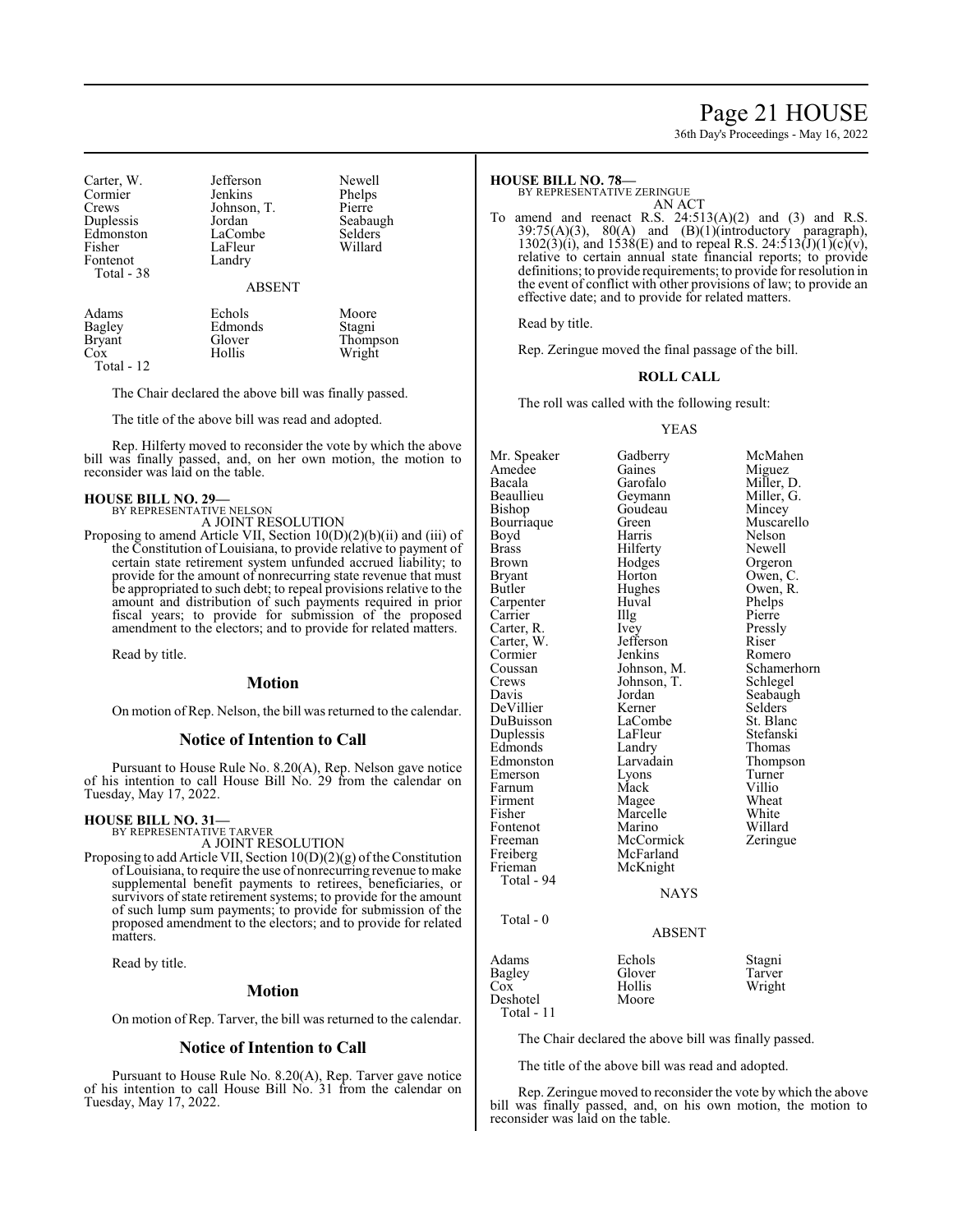| | | |
|---|---|---|
| Carter, W. | Jefferson | Newell |
| Cormier | Jenkins | Phelps |
| Crews | Johnson, T. | Pierre |
| Duplessis | Jordan | Seabaugh |
| Edmonston | LaCombe | Selders |
| Fisher | LaFleur | Willard |
| Fontenot | Landry | |
| Total - 38 | | |

ABSENT

| | | |
|---|---|---|
| Adams | Echols | Moore |
| Bagley | Edmonds | Stagni |
| Bryant | Glover | Thompson |
| Cox | Hollis | Wright |
| Total - 12 | | |

The Chair declared the above bill was finally passed.

The title of the above bill was read and adopted.

Rep. Hilferty moved to reconsider the vote by which the above bill was finally passed, and, on her own motion, the motion to reconsider was laid on the table.

**HOUSE BILL NO. 29—**
BY REPRESENTATIVE NELSON
A JOINT RESOLUTION

Proposing to amend Article VII, Section 10(D)(2)(b)(ii) and (iii) of the Constitution of Louisiana, to provide relative to payment of certain state retirement system unfunded accrued liability; to provide for the amount of nonrecurring state revenue that must be appropriated to such debt; to repeal provisions relative to the amount and distribution of such payments required in prior fiscal years; to provide for submission of the proposed amendment to the electors; and to provide for related matters.

Read by title.

## Motion

On motion of Rep. Nelson, the bill was returned to the calendar.

## Notice of Intention to Call

Pursuant to House Rule No. 8.20(A), Rep. Nelson gave notice of his intention to call House Bill No. 29 from the calendar on Tuesday, May 17, 2022.

**HOUSE BILL NO. 31—**
BY REPRESENTATIVE TARVER
A JOINT RESOLUTION

Proposing to add Article VII, Section 10(D)(2)(g) of the Constitution of Louisiana, to require the use of nonrecurring revenue to make supplemental benefit payments to retirees, beneficiaries, or survivors of state retirement systems; to provide for the amount of such lump sum payments; to provide for submission of the proposed amendment to the electors; and to provide for related matters.

Read by title.

## Motion

On motion of Rep. Tarver, the bill was returned to the calendar.

## Notice of Intention to Call

Pursuant to House Rule No. 8.20(A), Rep. Tarver gave notice of his intention to call House Bill No. 31 from the calendar on Tuesday, May 17, 2022.

**HOUSE BILL NO. 78—**
BY REPRESENTATIVE ZERINGUE
AN ACT

To amend and reenact R.S. 24:513(A)(2) and (3) and R.S. 39:75(A)(3), 80(A) and (B)(1)(introductory paragraph), 1302(3)(i), and 1538(E) and to repeal R.S. 24:513(J)(1)(c)(v), relative to certain annual state financial reports; to provide definitions; to provide requirements; to provide for resolution in the event of conflict with other provisions of law; to provide an effective date; and to provide for related matters.

Read by title.

Rep. Zeringue moved the final passage of the bill.

**ROLL CALL**

The roll was called with the following result:

YEAS

| | | |
|---|---|---|
| Mr. Speaker | Gadberry | McMahen |
| Amedee | Gaines | Miguez |
| Bacala | Garofalo | Miller, D. |
| Beaullieu | Geymann | Miller, G. |
| Bishop | Goudeau | Mincey |
| Bourriaque | Green | Muscarello |
| Boyd | Harris | Nelson |
| Brass | Hilferty | Newell |
| Brown | Hodges | Orgeron |
| Bryant | Horton | Owen, C. |
| Butler | Hughes | Owen, R. |
| Carpenter | Huval | Phelps |
| Carrier | Illg | Pierre |
| Carter, R. | Ivey | Pressly |
| Carter, W. | Jefferson | Riser |
| Cormier | Jenkins | Romero |
| Coussan | Johnson, M. | Schamerhorn |
| Crews | Johnson, T. | Schlegel |
| Davis | Jordan | Seabaugh |
| DeVillier | Kerner | Selders |
| DuBuisson | LaCombe | St. Blanc |
| Duplessis | LaFleur | Stefanski |
| Edmonds | Landry | Thomas |
| Edmonston | Larvadain | Thompson |
| Emerson | Lyons | Turner |
| Farnum | Mack | Villio |
| Firment | Magee | Wheat |
| Fisher | Marcelle | White |
| Fontenot | Marino | Willard |
| Freeman | McCormick | Zeringue |
| Freiberg | McFarland | |
| Frieman | McKnight | |
| Total - 94 | | |

NAYS

Total - 0

ABSENT

| | | |
|---|---|---|
| Adams | Echols | Stagni |
| Bagley | Glover | Tarver |
| Cox | Hollis | Wright |
| Deshotel | Moore | |
| Total - 11 | | |

The Chair declared the above bill was finally passed.

The title of the above bill was read and adopted.

Rep. Zeringue moved to reconsider the vote by which the above bill was finally passed, and, on his own motion, the motion to reconsider was laid on the table.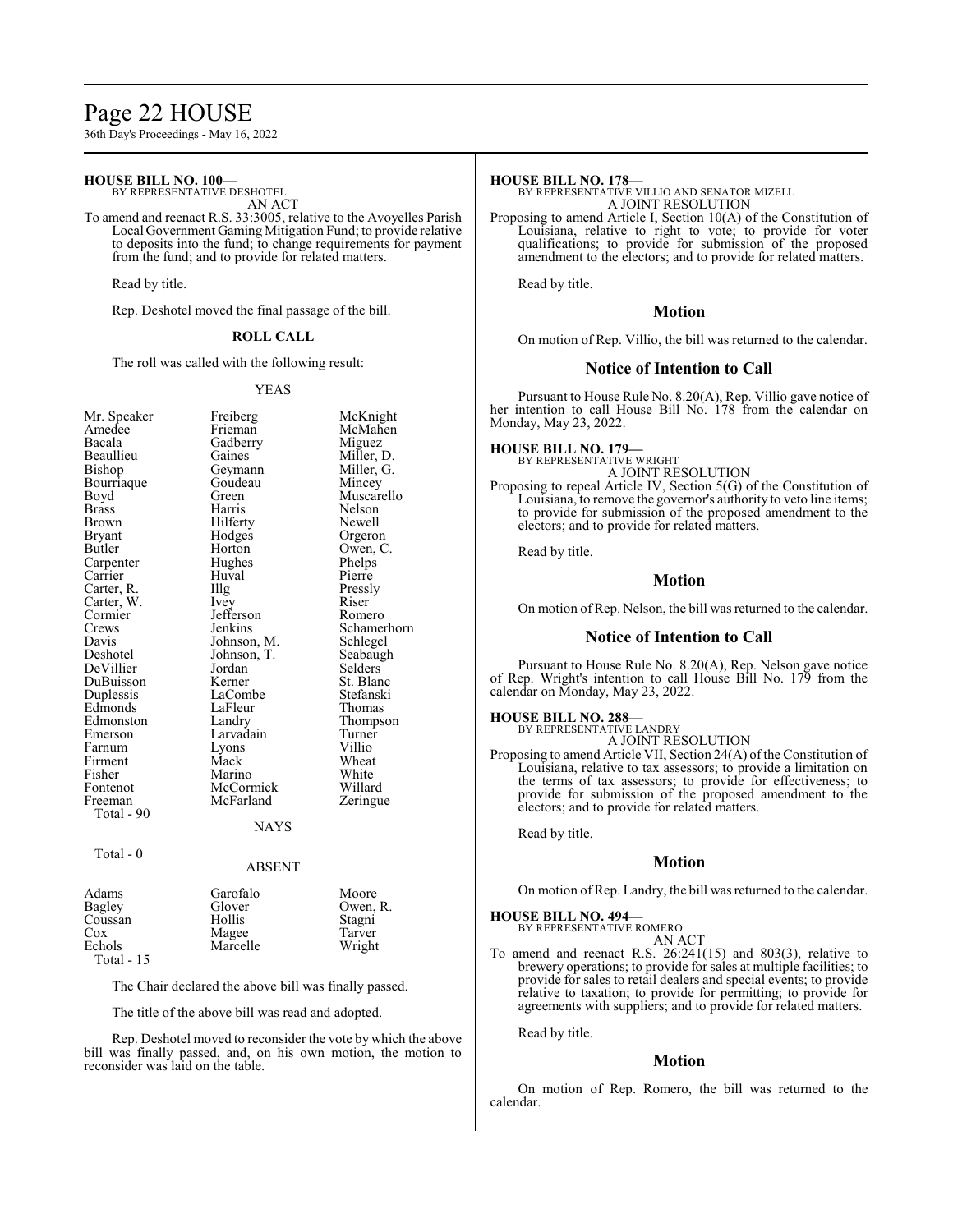**HOUSE BILL NO. 100—**
BY REPRESENTATIVE DESHOTEL
AN ACT

To amend and reenact R.S. 33:3005, relative to the Avoyelles Parish Local Government Gaming Mitigation Fund; to provide relative to deposits into the fund; to change requirements for payment from the fund; and to provide for related matters.

Read by title.

Rep. Deshotel moved the final passage of the bill.

**ROLL CALL**

The roll was called with the following result:

YEAS

| | | |
|---|---|---|
| Mr. Speaker | Freiberg | McKnight |
| Amedee | Frieman | McMahen |
| Bacala | Gadberry | Miguez |
| Beaullieu | Gaines | Miller, D. |
| Bishop | Geymann | Miller, G. |
| Bourriaque | Goudeau | Mincey |
| Boyd | Green | Muscarello |
| Brass | Harris | Nelson |
| Brown | Hilferty | Newell |
| Bryant | Hodges | Orgeron |
| Butler | Horton | Owen, C. |
| Carpenter | Hughes | Phelps |
| Carrier | Huval | Pierre |
| Carter, R. | Illg | Pressly |
| Carter, W. | Ivey | Riser |
| Cormier | Jefferson | Romero |
| Crews | Jenkins | Schamerhorn |
| Davis | Johnson, M. | Schlegel |
| Deshotel | Johnson, T. | Seabaugh |
| DeVillier | Jordan | Selders |
| DuBuisson | Kerner | St. Blanc |
| Duplessis | LaCombe | Stefanski |
| Edmonds | LaFleur | Thomas |
| Edmonston | Landry | Thompson |
| Emerson | Larvadain | Turner |
| Farnum | Lyons | Villio |
| Firment | Mack | Wheat |
| Fisher | Marino | White |
| Fontenot | McCormick | Willard |
| Freeman | McFarland | Zeringue |

Total - 90

NAYS

Total - 0

ABSENT

| | | |
|---|---|---|
| Adams | Garofalo | Moore |
| Bagley | Glover | Owen, R. |
| Coussan | Hollis | Stagni |
| Cox | Magee | Tarver |
| Echols | Marcelle | Wright |

Total - 15

The Chair declared the above bill was finally passed.

The title of the above bill was read and adopted.

Rep. Deshotel moved to reconsider the vote by which the above bill was finally passed, and, on his own motion, the motion to reconsider was laid on the table.

**HOUSE BILL NO. 178—**
BY REPRESENTATIVE VILLIO AND SENATOR MIZELL
A JOINT RESOLUTION

Proposing to amend Article I, Section 10(A) of the Constitution of Louisiana, relative to right to vote; to provide for voter qualifications; to provide for submission of the proposed amendment to the electors; and to provide for related matters.

Read by title.

## Motion

On motion of Rep. Villio, the bill was returned to the calendar.

## Notice of Intention to Call

Pursuant to House Rule No. 8.20(A), Rep. Villio gave notice of her intention to call House Bill No. 178 from the calendar on Monday, May 23, 2022.

**HOUSE BILL NO. 179—**
BY REPRESENTATIVE WRIGHT
A JOINT RESOLUTION

Proposing to repeal Article IV, Section 5(G) of the Constitution of Louisiana, to remove the governor's authority to veto line items; to provide for submission of the proposed amendment to the electors; and to provide for related matters.

Read by title.

## Motion

On motion of Rep. Nelson, the bill was returned to the calendar.

## Notice of Intention to Call

Pursuant to House Rule No. 8.20(A), Rep. Nelson gave notice of Rep. Wright's intention to call House Bill No. 179 from the calendar on Monday, May 23, 2022.

**HOUSE BILL NO. 288—**
BY REPRESENTATIVE LANDRY
A JOINT RESOLUTION

Proposing to amend Article VII, Section 24(A) of the Constitution of Louisiana, relative to tax assessors; to provide a limitation on the terms of tax assessors; to provide for effectiveness; to provide for submission of the proposed amendment to the electors; and to provide for related matters.

Read by title.

## Motion

On motion of Rep. Landry, the bill was returned to the calendar.

**HOUSE BILL NO. 494—**
BY REPRESENTATIVE ROMERO
AN ACT

To amend and reenact R.S. 26:241(15) and 803(3), relative to brewery operations; to provide for sales at multiple facilities; to provide for sales to retail dealers and special events; to provide relative to taxation; to provide for permitting; to provide for agreements with suppliers; and to provide for related matters.

Read by title.

## Motion

On motion of Rep. Romero, the bill was returned to the calendar.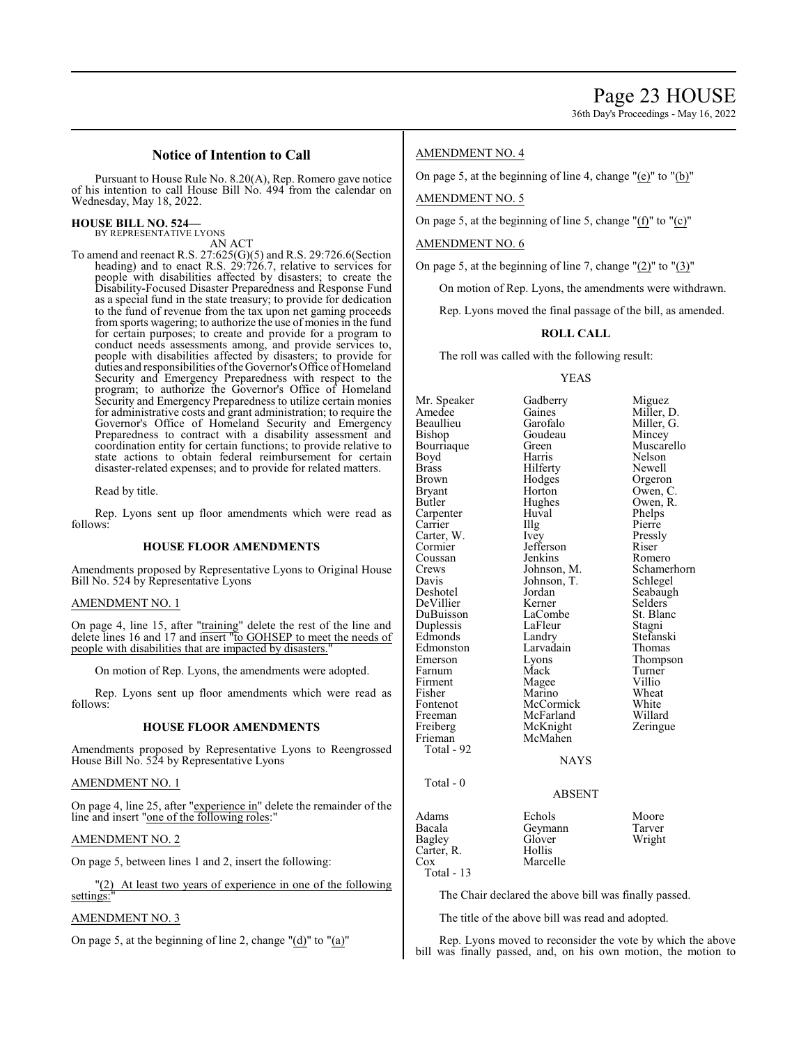## Notice of Intention to Call

Pursuant to House Rule No. 8.20(A), Rep. Romero gave notice of his intention to call House Bill No. 494 from the calendar on Wednesday, May 18, 2022.

**HOUSE BILL NO. 524—**
BY REPRESENTATIVE LYONS

AN ACT

To amend and reenact R.S. 27:625(G)(5) and R.S. 29:726.6(Section heading) and to enact R.S. 29:726.7, relative to services for people with disabilities affected by disasters; to create the Disability-Focused Disaster Preparedness and Response Fund as a special fund in the state treasury; to provide for dedication to the fund of revenue from the tax upon net gaming proceeds from sports wagering; to authorize the use of monies in the fund for certain purposes; to create and provide for a program to conduct needs assessments among, and provide services to, people with disabilities affected by disasters; to provide for duties and responsibilities of the Governor's Office of Homeland Security and Emergency Preparedness with respect to the program; to authorize the Governor's Office of Homeland Security and Emergency Preparedness to utilize certain monies for administrative costs and grant administration; to require the Governor's Office of Homeland Security and Emergency Preparedness to contract with a disability assessment and coordination entity for certain functions; to provide relative to state actions to obtain federal reimbursement for certain disaster-related expenses; and to provide for related matters.

Read by title.

Rep. Lyons sent up floor amendments which were read as follows:

### HOUSE FLOOR AMENDMENTS

Amendments proposed by Representative Lyons to Original House Bill No. 524 by Representative Lyons

AMENDMENT NO. 1

On page 4, line 15, after "training" delete the rest of the line and delete lines 16 and 17 and insert "to GOHSEP to meet the needs of people with disabilities that are impacted by disasters."

On motion of Rep. Lyons, the amendments were adopted.

Rep. Lyons sent up floor amendments which were read as follows:

### HOUSE FLOOR AMENDMENTS

Amendments proposed by Representative Lyons to Reengrossed House Bill No. 524 by Representative Lyons

AMENDMENT NO. 1

On page 4, line 25, after "experience in" delete the remainder of the line and insert "one of the following roles:"

AMENDMENT NO. 2

On page 5, between lines 1 and 2, insert the following:

"(2) At least two years of experience in one of the following settings:"

AMENDMENT NO. 3

On page 5, at the beginning of line 2, change "(d)" to "(a)"

AMENDMENT NO. 4

On page 5, at the beginning of line 4, change "(e)" to "(b)"

AMENDMENT NO. 5

On page 5, at the beginning of line 5, change "(f)" to "(c)"

AMENDMENT NO. 6

On page 5, at the beginning of line 7, change "(2)" to "(3)"

On motion of Rep. Lyons, the amendments were withdrawn.

Rep. Lyons moved the final passage of the bill, as amended.

### ROLL CALL

The roll was called with the following result:

YEAS

| | | |
|---|---|---|
| Mr. Speaker | Gadberry | Miguez |
| Amedee | Gaines | Miller, D. |
| Beaullieu | Garofalo | Miller, G. |
| Bishop | Goudeau | Mincey |
| Bourriaque | Green | Muscarello |
| Boyd | Harris | Nelson |
| Brass | Hilferty | Newell |
| Brown | Hodges | Orgeron |
| Bryant | Horton | Owen, C. |
| Butler | Hughes | Owen, R. |
| Carpenter | Huval | Phelps |
| Carrier | Illg | Pierre |
| Carter, W. | Ivey | Pressly |
| Cormier | Jefferson | Riser |
| Coussan | Jenkins | Romero |
| Crews | Johnson, M. | Schamerhorn |
| Davis | Johnson, T. | Schlegel |
| Deshotel | Jordan | Seabaugh |
| DeVillier | Kerner | Selders |
| DuBuisson | LaCombe | St. Blanc |
| Duplessis | LaFleur | Stagni |
| Edmonds | Landry | Stefanski |
| Edmonston | Larvadain | Thomas |
| Emerson | Lyons | Thompson |
| Farnum | Mack | Turner |
| Firment | Magee | Villio |
| Fisher | Marino | Wheat |
| Fontenot | McCormick | White |
| Freeman | McFarland | Willard |
| Freiberg | McKnight | Zeringue |
| Frieman | McMahen | |

Total - 92

NAYS

Total - 0

ABSENT

| | | |
|---|---|---|
| Adams | Echols | Moore |
| Bacala | Geymann | Tarver |
| Bagley | Glover | Wright |
| Carter, R. | Hollis | |
| Cox | Marcelle | |

Total - 13

The Chair declared the above bill was finally passed.

The title of the above bill was read and adopted.

Rep. Lyons moved to reconsider the vote by which the above bill was finally passed, and, on his own motion, the motion to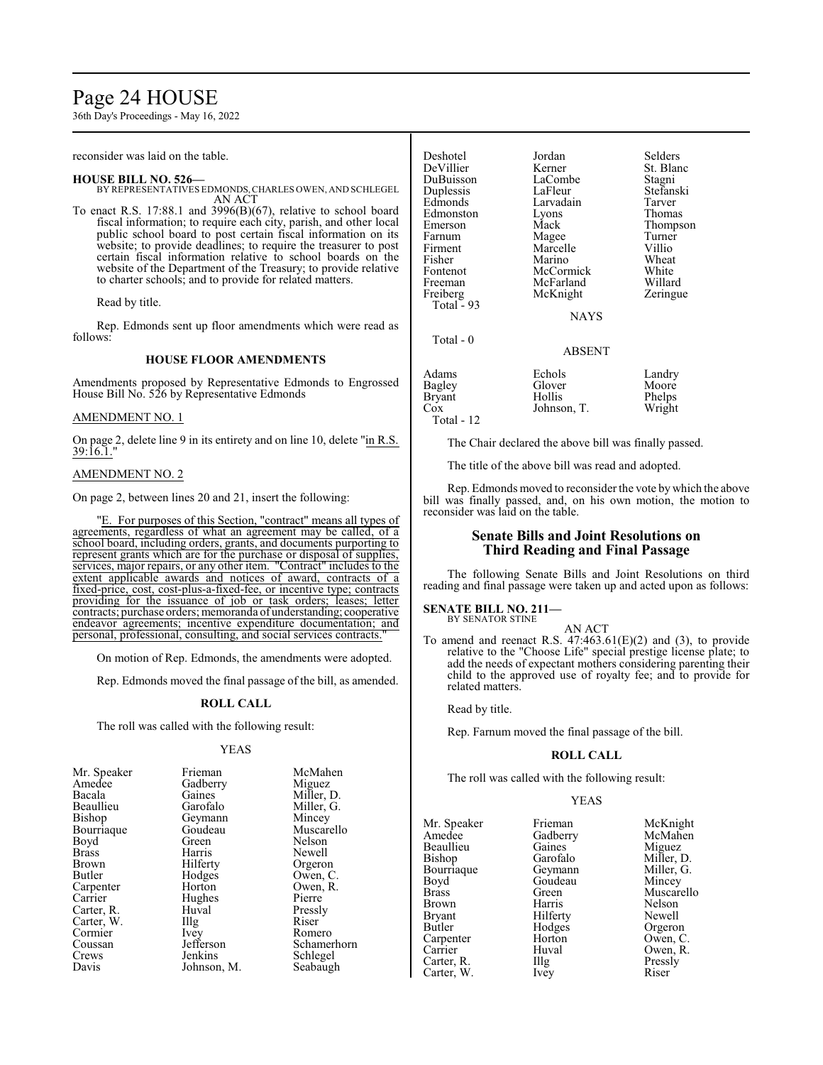reconsider was laid on the table.

**HOUSE BILL NO. 526—**
BY REPRESENTATIVES EDMONDS, CHARLES OWEN, AND SCHLEGEL
AN ACT

To enact R.S. 17:88.1 and 3996(B)(67), relative to school board fiscal information; to require each city, parish, and other local public school board to post certain fiscal information on its website; to provide deadlines; to require the treasurer to post certain fiscal information relative to school boards on the website of the Department of the Treasury; to provide relative to charter schools; and to provide for related matters.

Read by title.

Rep. Edmonds sent up floor amendments which were read as follows:

**HOUSE FLOOR AMENDMENTS**

Amendments proposed by Representative Edmonds to Engrossed House Bill No. 526 by Representative Edmonds

AMENDMENT NO. 1

On page 2, delete line 9 in its entirety and on line 10, delete "in R.S. 39:16.1."

AMENDMENT NO. 2

On page 2, between lines 20 and 21, insert the following:

"E. For purposes of this Section, "contract" means all types of agreements, regardless of what an agreement may be called, of a school board, including orders, grants, and documents purporting to represent grants which are for the purchase or disposal of supplies, services, major repairs, or any other item. "Contract" includes to the extent applicable awards and notices of award, contracts of a fixed-price, cost, cost-plus-a-fixed-fee, or incentive type; contracts providing for the issuance of job or task orders; leases; letter contracts; purchase orders; memoranda of understanding; cooperative endeavor agreements; incentive expenditure documentation; and personal, professional, consulting, and social services contracts."

On motion of Rep. Edmonds, the amendments were adopted.

Rep. Edmonds moved the final passage of the bill, as amended.

**ROLL CALL**

The roll was called with the following result:

YEAS

| | | |
|---|---|---|
| Mr. Speaker | Frieman | McMahen |
| Amedee | Gadberry | Miguez |
| Bacala | Gaines | Miller, D. |
| Beaullieu | Garofalo | Miller, G. |
| Bishop | Geymann | Mincey |
| Bourriaque | Goudeau | Muscarello |
| Boyd | Green | Nelson |
| Brass | Harris | Newell |
| Brown | Hilferty | Orgeron |
| Butler | Hodges | Owen, C. |
| Carpenter | Horton | Owen, R. |
| Carrier | Hughes | Pierre |
| Carter, R. | Huval | Pressly |
| Carter, W. | Illg | Riser |
| Cormier | Ivey | Romero |
| Coussan | Jefferson | Schamerhorn |
| Crews | Jenkins | Schlegel |
| Davis | Johnson, M. | Seabaugh |
| Deshotel | Jordan | Selders |
| DeVillier | Kerner | St. Blanc |
| DuBuisson | LaCombe | Stagni |
| Duplessis | LaFleur | Stefanski |
| Edmonds | Larvadain | Tarver |
| Edmonston | Lyons | Thomas |
| Emerson | Mack | Thompson |
| Farnum | Magee | Turner |
| Firment | Marcelle | Villio |
| Fisher | Marino | Wheat |
| Fontenot | McCormick | White |
| Freeman | McFarland | Willard |
| Freiberg | McKnight | Zeringue |

Total - 93

NAYS

Total - 0

ABSENT

| | | |
|---|---|---|
| Adams | Echols | Landry |
| Bagley | Glover | Moore |
| Bryant | Hollis | Phelps |
| Cox | Johnson, T. | Wright |

Total - 12

The Chair declared the above bill was finally passed.

The title of the above bill was read and adopted.

Rep. Edmonds moved to reconsider the vote by which the above bill was finally passed, and, on his own motion, the motion to reconsider was laid on the table.

## Senate Bills and Joint Resolutions on Third Reading and Final Passage

The following Senate Bills and Joint Resolutions on third reading and final passage were taken up and acted upon as follows:

**SENATE BILL NO. 211—**
BY SENATOR STINE
AN ACT

To amend and reenact R.S. 47:463.61(E)(2) and (3), to provide relative to the "Choose Life" special prestige license plate; to add the needs of expectant mothers considering parenting their child to the approved use of royalty fee; and to provide for related matters.

Read by title.

Rep. Farnum moved the final passage of the bill.

**ROLL CALL**

The roll was called with the following result:

YEAS

| | | |
|---|---|---|
| Mr. Speaker | Frieman | McKnight |
| Amedee | Gadberry | McMahen |
| Beaullieu | Gaines | Miguez |
| Bishop | Garofalo | Miller, D. |
| Bourriaque | Geymann | Miller, G. |
| Boyd | Goudeau | Mincey |
| Brass | Green | Muscarello |
| Brown | Harris | Nelson |
| Bryant | Hilferty | Newell |
| Butler | Hodges | Orgeron |
| Carpenter | Horton | Owen, C. |
| Carrier | Huval | Owen, R. |
| Carter, R. | Illg | Pressly |
| Carter, W. | Ivey | Riser |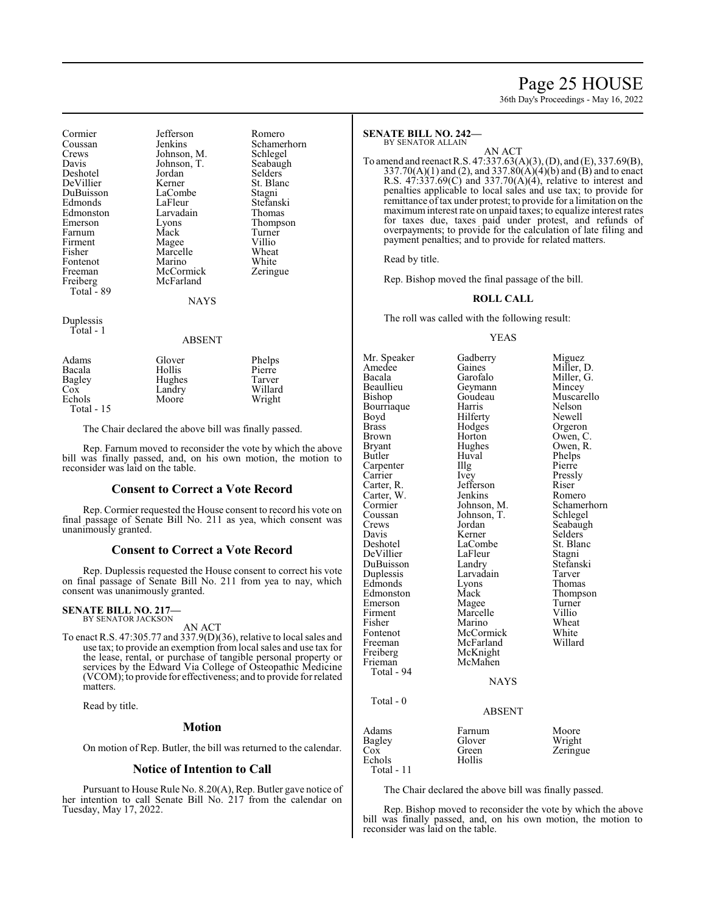| | | |
|---|---|---|
| Cormier | Jefferson | Romero |
| Coussan | Jenkins | Schamerhorn |
| Crews | Johnson, M. | Schlegel |
| Davis | Johnson, T. | Seabaugh |
| Deshotel | Jordan | Selders |
| DeVillier | Kerner | St. Blanc |
| DuBuisson | LaCombe | Stagni |
| Edmonds | LaFleur | Stefanski |
| Edmonston | Larvadain | Thomas |
| Emerson | Lyons | Thompson |
| Farnum | Mack | Turner |
| Firment | Magee | Villio |
| Fisher | Marcelle | Wheat |
| Fontenot | Marino | White |
| Freeman | McCormick | Zeringue |
| Freiberg | McFarland | |
| Total - 89 | | |

NAYS

Duplessis
Total - 1

ABSENT

| | | |
|---|---|---|
| Adams | Glover | Phelps |
| Bacala | Hollis | Pierre |
| Bagley | Hughes | Tarver |
| Cox | Landry | Willard |
| Echols | Moore | Wright |
| Total - 15 | | |

The Chair declared the above bill was finally passed.

Rep. Farnum moved to reconsider the vote by which the above bill was finally passed, and, on his own motion, the motion to reconsider was laid on the table.

## Consent to Correct a Vote Record

Rep. Cormier requested the House consent to record his vote on final passage of Senate Bill No. 211 as yea, which consent was unanimously granted.

## Consent to Correct a Vote Record

Rep. Duplessis requested the House consent to correct his vote on final passage of Senate Bill No. 211 from yea to nay, which consent was unanimously granted.

**SENATE BILL NO. 217—**
BY SENATOR JACKSON

AN ACT

To enact R.S. 47:305.77 and 337.9(D)(36), relative to local sales and use tax; to provide an exemption from local sales and use tax for the lease, rental, or purchase of tangible personal property or services by the Edward Via College of Osteopathic Medicine (VCOM); to provide for effectiveness; and to provide for related matters.

Read by title.

## Motion

On motion of Rep. Butler, the bill was returned to the calendar.

## Notice of Intention to Call

Pursuant to House Rule No. 8.20(A), Rep. Butler gave notice of her intention to call Senate Bill No. 217 from the calendar on Tuesday, May 17, 2022.

**SENATE BILL NO. 242—**
BY SENATOR ALLAIN

AN ACT

To amend and reenact R.S. 47:337.63(A)(3), (D), and (E), 337.69(B), 337.70(A)(1) and (2), and 337.80(A)(4)(b) and (B) and to enact R.S. 47:337.69(C) and 337.70(A)(4), relative to interest and penalties applicable to local sales and use tax; to provide for remittance of tax under protest; to provide for a limitation on the maximum interest rate on unpaid taxes; to equalize interest rates for taxes due, taxes paid under protest, and refunds of overpayments; to provide for the calculation of late filing and payment penalties; and to provide for related matters.

Read by title.

Rep. Bishop moved the final passage of the bill.

**ROLL CALL**

The roll was called with the following result:

YEAS

| | | |
|---|---|---|
| Mr. Speaker | Gadberry | Miguez |
| Amedee | Gaines | Miller, D. |
| Bacala | Garofalo | Miller, G. |
| Beaullieu | Geymann | Mincey |
| Bishop | Goudeau | Muscarello |
| Bourriaque | Harris | Nelson |
| Boyd | Hilferty | Newell |
| Brass | Hodges | Orgeron |
| Brown | Horton | Owen, C. |
| Bryant | Hughes | Owen, R. |
| Butler | Huval | Phelps |
| Carpenter | Illg | Pierre |
| Carrier | Ivey | Pressly |
| Carter, R. | Jefferson | Riser |
| Carter, W. | Jenkins | Romero |
| Cormier | Johnson, M. | Schamerhorn |
| Coussan | Johnson, T. | Schlegel |
| Crews | Jordan | Seabaugh |
| Davis | Kerner | Selders |
| Deshotel | LaCombe | St. Blanc |
| DeVillier | LaFleur | Stagni |
| DuBuisson | Landry | Stefanski |
| Duplessis | Larvadain | Tarver |
| Edmonds | Lyons | Thomas |
| Edmonston | Mack | Thompson |
| Emerson | Magee | Turner |
| Firment | Marcelle | Villio |
| Fisher | Marino | Wheat |
| Fontenot | McCormick | White |
| Freeman | McFarland | Willard |
| Freiberg | McKnight | |
| Frieman | McMahen | |
| Total - 94 | | |

NAYS

Total - 0

ABSENT

| | | |
|---|---|---|
| Adams | Farnum | Moore |
| Bagley | Glover | Wright |
| Cox | Green | Zeringue |
| Echols | Hollis | |
| Total - 11 | | |

The Chair declared the above bill was finally passed.

Rep. Bishop moved to reconsider the vote by which the above bill was finally passed, and, on his own motion, the motion to reconsider was laid on the table.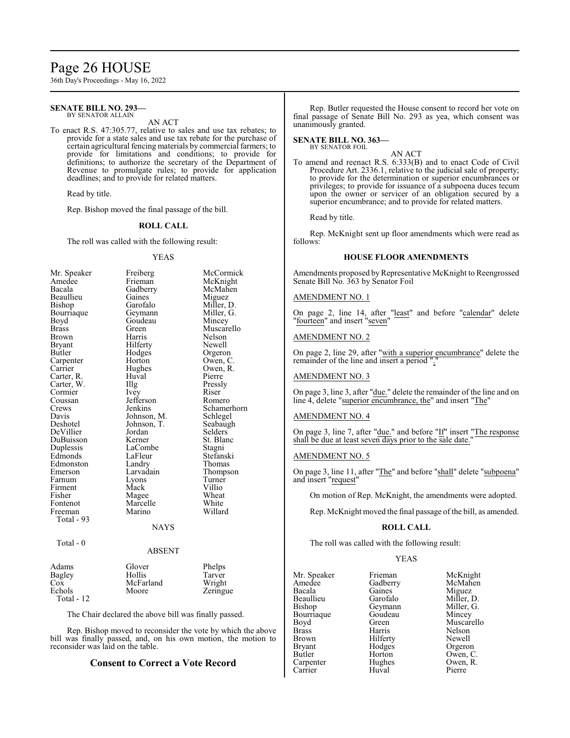**SENATE BILL NO. 293—**
BY SENATOR ALLAIN

AN ACT

To enact R.S. 47:305.77, relative to sales and use tax rebates; to provide for a state sales and use tax rebate for the purchase of certain agricultural fencing materials by commercial farmers; to provide for limitations and conditions; to provide for definitions; to authorize the secretary of the Department of Revenue to promulgate rules; to provide for application deadlines; and to provide for related matters.

Read by title.

Rep. Bishop moved the final passage of the bill.

**ROLL CALL**

The roll was called with the following result:

YEAS

| | | |
|---|---|---|
| Mr. Speaker | Freiberg | McCormick |
| Amedee | Frieman | McKnight |
| Bacala | Gadberry | McMahen |
| Beaullieu | Gaines | Miguez |
| Bishop | Garofalo | Miller, D. |
| Bourriaque | Geymann | Miller, G. |
| Boyd | Goudeau | Mincey |
| Brass | Green | Muscarello |
| Brown | Harris | Nelson |
| Bryant | Hilferty | Newell |
| Butler | Hodges | Orgeron |
| Carpenter | Horton | Owen, C. |
| Carrier | Hughes | Owen, R. |
| Carter, R. | Huval | Pierre |
| Carter, W. | Illg | Pressly |
| Cormier | Ivey | Riser |
| Coussan | Jefferson | Romero |
| Crews | Jenkins | Schamerhorn |
| Davis | Johnson, M. | Schlegel |
| Deshotel | Johnson, T. | Seabaugh |
| DeVillier | Jordan | Selders |
| DuBuisson | Kerner | St. Blanc |
| Duplessis | LaCombe | Stagni |
| Edmonds | LaFleur | Stefanski |
| Edmonston | Landry | Thomas |
| Emerson | Larvadain | Thompson |
| Farnum | Lyons | Turner |
| Firment | Mack | Villio |
| Fisher | Magee | Wheat |
| Fontenot | Marcelle | White |
| Freeman | Marino | Willard |

Total - 93

NAYS

Total - 0

ABSENT

| | | |
|---|---|---|
| Adams | Glover | Phelps |
| Bagley | Hollis | Tarver |
| Cox | McFarland | Wright |
| Echols | Moore | Zeringue |

Total - 12

The Chair declared the above bill was finally passed.

Rep. Bishop moved to reconsider the vote by which the above bill was finally passed, and, on his own motion, the motion to reconsider was laid on the table.

## Consent to Correct a Vote Record

Rep. Butler requested the House consent to record her vote on final passage of Senate Bill No. 293 as yea, which consent was unanimously granted.

**SENATE BILL NO. 363—**
BY SENATOR FOIL

AN ACT

To amend and reenact R.S. 6:333(B) and to enact Code of Civil Procedure Art. 2336.1, relative to the judicial sale of property; to provide for the determination or superior encumbrances or privileges; to provide for issuance of a subpoena duces tecum upon the owner or servicer of an obligation secured by a superior encumbrance; and to provide for related matters.

Read by title.

Rep. McKnight sent up floor amendments which were read as follows:

**HOUSE FLOOR AMENDMENTS**

Amendments proposed by Representative McKnight to Reengrossed Senate Bill No. 363 by Senator Foil

AMENDMENT NO. 1

On page 2, line 14, after "least" and before "calendar" delete "fourteen" and insert "seven"

AMENDMENT NO. 2

On page 2, line 29, after "with a superior encumbrance" delete the remainder of the line and insert a period "."

AMENDMENT NO. 3

On page 3, line 3, after "due." delete the remainder of the line and on line 4, delete "superior encumbrance, the" and insert "The"

AMENDMENT NO. 4

On page 3, line 7, after "due." and before "If" insert "The response shall be due at least seven days prior to the sale date."

AMENDMENT NO. 5

On page 3, line 11, after "The" and before "shall" delete "subpoena" and insert "request"

On motion of Rep. McKnight, the amendments were adopted.

Rep. McKnight moved the final passage of the bill, as amended.

**ROLL CALL**

The roll was called with the following result:

YEAS

| | | |
|---|---|---|
| Mr. Speaker | Frieman | McKnight |
| Amedee | Gadberry | McMahen |
| Bacala | Gaines | Miguez |
| Beaullieu | Garofalo | Miller, D. |
| Bishop | Geymann | Miller, G. |
| Bourriaque | Goudeau | Mincey |
| Boyd | Green | Muscarello |
| Brass | Harris | Nelson |
| Brown | Hilferty | Newell |
| Bryant | Hodges | Orgeron |
| Butler | Horton | Owen, C. |
| Carpenter | Hughes | Owen, R. |
| Carrier | Huval | Pierre |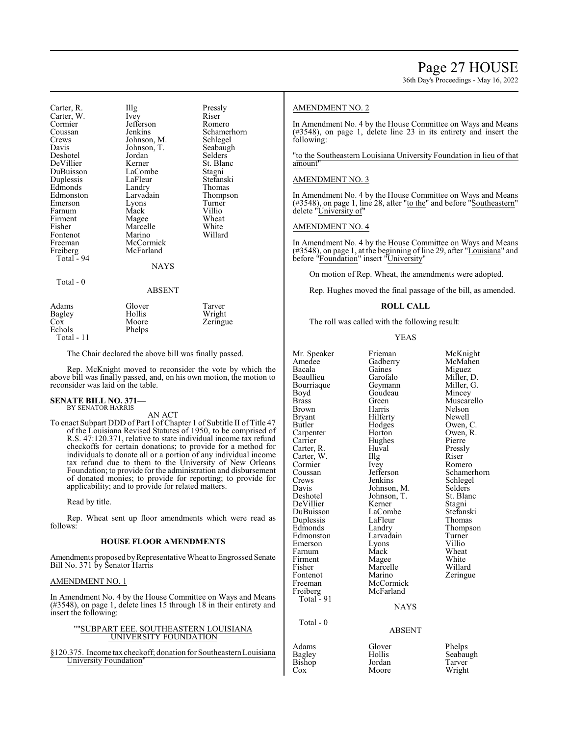| | | |
|---|---|---|
| Carter, R. | Illg | Pressly |
| Carter, W. | Ivey | Riser |
| Cormier | Jefferson | Romero |
| Coussan | Jenkins | Schamerhorn |
| Crews | Johnson, M. | Schlegel |
| Davis | Johnson, T. | Seabaugh |
| Deshotel | Jordan | Selders |
| DeVillier | Kerner | St. Blanc |
| DuBuisson | LaCombe | Stagni |
| Duplessis | LaFleur | Stefanski |
| Edmonds | Landry | Thomas |
| Edmonston | Larvadain | Thompson |
| Emerson | Lyons | Turner |
| Farnum | Mack | Villio |
| Firment | Magee | Wheat |
| Fisher | Marcelle | White |
| Fontenot | Marino | Willard |
| Freeman | McCormick | |
| Freiberg | McFarland | |

Total - 94

NAYS

Total - 0

ABSENT

| | | |
|---|---|---|
| Adams | Glover | Tarver |
| Bagley | Hollis | Wright |
| Cox | Moore | Zeringue |
| Echols | Phelps | |

Total - 11

The Chair declared the above bill was finally passed.

Rep. McKnight moved to reconsider the vote by which the above bill was finally passed, and, on his own motion, the motion to reconsider was laid on the table.

**SENATE BILL NO. 371—**
BY SENATOR HARRIS

AN ACT

To enact Subpart DDD of Part I of Chapter 1 of Subtitle II of Title 47 of the Louisiana Revised Statutes of 1950, to be comprised of R.S. 47:120.371, relative to state individual income tax refund checkoffs for certain donations; to provide for a method for individuals to donate all or a portion of any individual income tax refund due to them to the University of New Orleans Foundation; to provide for the administration and disbursement of donated monies; to provide for reporting; to provide for applicability; and to provide for related matters.

Read by title.

Rep. Wheat sent up floor amendments which were read as follows:

**HOUSE FLOOR AMENDMENTS**

Amendments proposed by Representative Wheat to Engrossed Senate Bill No. 371 by Senator Harris

AMENDMENT NO. 1

In Amendment No. 4 by the House Committee on Ways and Means (#3548), on page 1, delete lines 15 through 18 in their entirety and insert the following:

""SUBPART EEE. SOUTHEASTERN LOUISIANA UNIVERSITY FOUNDATION

§120.375. Income tax checkoff; donation for Southeastern Louisiana University Foundation"

AMENDMENT NO. 2

In Amendment No. 4 by the House Committee on Ways and Means (#3548), on page 1, delete line 23 in its entirety and insert the following:

"to the Southeastern Louisiana University Foundation in lieu of that amount"

AMENDMENT NO. 3

In Amendment No. 4 by the House Committee on Ways and Means (#3548), on page 1, line 28, after "to the" and before "Southeastern" delete "University of"

AMENDMENT NO. 4

In Amendment No. 4 by the House Committee on Ways and Means (#3548), on page 1, at the beginning of line 29, after "Louisiana" and before "Foundation" insert "University"

On motion of Rep. Wheat, the amendments were adopted.

Rep. Hughes moved the final passage of the bill, as amended.

**ROLL CALL**

The roll was called with the following result:

YEAS

| | | |
|---|---|---|
| Mr. Speaker | Frieman | McKnight |
| Amedee | Gadberry | McMahen |
| Bacala | Gaines | Miguez |
| Beaullieu | Garofalo | Miller, D. |
| Bourriaque | Geymann | Miller, G. |
| Boyd | Goudeau | Mincey |
| Brass | Green | Muscarello |
| Brown | Harris | Nelson |
| Bryant | Hilferty | Newell |
| Butler | Hodges | Owen, C. |
| Carpenter | Horton | Owen, R. |
| Carrier | Hughes | Pierre |
| Carter, R. | Huval | Pressly |
| Carter, W. | Illg | Riser |
| Cormier | Ivey | Romero |
| Coussan | Jefferson | Schamerhorn |
| Crews | Jenkins | Schlegel |
| Davis | Johnson, M. | Selders |
| Deshotel | Johnson, T. | St. Blanc |
| DeVillier | Kerner | Stagni |
| DuBuisson | LaCombe | Stefanski |
| Duplessis | LaFleur | Thomas |
| Edmonds | Landry | Thompson |
| Edmonston | Larvadain | Turner |
| Emerson | Lyons | Villio |
| Farnum | Mack | Wheat |
| Firment | Magee | White |
| Fisher | Marcelle | Willard |
| Fontenot | Marino | Zeringue |
| Freeman | McCormick | |
| Freiberg | McFarland | |

Total - 91

NAYS

Total - 0

ABSENT

| | | |
|---|---|---|
| Adams | Glover | Phelps |
| Bagley | Hollis | Seabaugh |
| Bishop | Jordan | Tarver |
| Cox | Moore | Wright |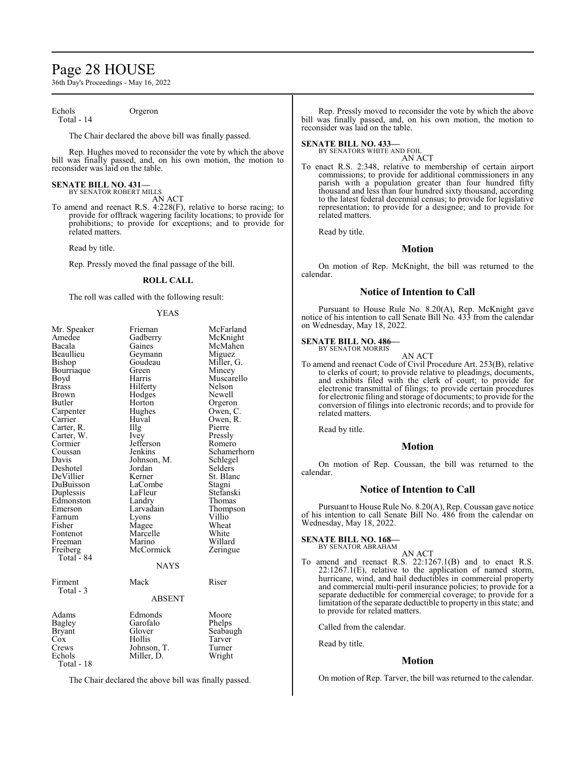Echols Orgeron
Total - 14

The Chair declared the above bill was finally passed.

Rep. Hughes moved to reconsider the vote by which the above bill was finally passed, and, on his own motion, the motion to reconsider was laid on the table.

**SENATE BILL NO. 431—**
BY SENATOR ROBERT MILLS

AN ACT

To amend and reenact R.S. 4:228(F), relative to horse racing; to provide for offtrack wagering facility locations; to provide for prohibitions; to provide for exceptions; and to provide for related matters.

Read by title.

Rep. Pressly moved the final passage of the bill.

**ROLL CALL**

The roll was called with the following result:

YEAS

| | | |
|---|---|---|
| Mr. Speaker | Frieman | McFarland |
| Amedee | Gadberry | McKnight |
| Bacala | Gaines | McMahen |
| Beaullieu | Geymann | Miguez |
| Bishop | Goudeau | Miller, G. |
| Bourriaque | Green | Mincey |
| Boyd | Harris | Muscarello |
| Brass | Hilferty | Nelson |
| Brown | Hodges | Newell |
| Butler | Horton | Orgeron |
| Carpenter | Hughes | Owen, C. |
| Carrier | Huval | Owen, R. |
| Carter, R. | Illg | Pierre |
| Carter, W. | Ivey | Pressly |
| Cormier | Jefferson | Romero |
| Coussan | Jenkins | Schamerhorn |
| Davis | Johnson, M. | Schlegel |
| Deshotel | Jordan | Selders |
| DeVillier | Kerner | St. Blanc |
| DuBuisson | LaCombe | Stagni |
| Duplessis | LaFleur | Stefanski |
| Edmonston | Landry | Thomas |
| Emerson | Larvadain | Thompson |
| Farnum | Lyons | Villio |
| Fisher | Magee | Wheat |
| Fontenot | Marcelle | White |
| Freeman | Marino | Willard |
| Freiberg | McCormick | Zeringue |

Total - 84

NAYS

| | | |
|---|---|---|
| Firment | Mack | Riser |

Total - 3

ABSENT

| | | |
|---|---|---|
| Adams | Edmonds | Moore |
| Bagley | Garofalo | Phelps |
| Bryant | Glover | Seabaugh |
| Cox | Hollis | Tarver |
| Crews | Johnson, T. | Turner |
| Echols | Miller, D. | Wright |

Total - 18

The Chair declared the above bill was finally passed.

Rep. Pressly moved to reconsider the vote by which the above bill was finally passed, and, on his own motion, the motion to reconsider was laid on the table.

**SENATE BILL NO. 433—**
BY SENATORS WHITE AND FOIL

AN ACT

To enact R.S. 2:348, relative to membership of certain airport commissions; to provide for additional commissioners in any parish with a population greater than four hundred fifty thousand and less than four hundred sixty thousand, according to the latest federal decennial census; to provide for legislative representation; to provide for a designee; and to provide for related matters.

Read by title.

## Motion

On motion of Rep. McKnight, the bill was returned to the calendar.

## Notice of Intention to Call

Pursuant to House Rule No. 8.20(A), Rep. McKnight gave notice of his intention to call Senate Bill No. 433 from the calendar on Wednesday, May 18, 2022.

**SENATE BILL NO. 486—**
BY SENATOR MORRIS

AN ACT

To amend and reenact Code of Civil Procedure Art. 253(B), relative to clerks of court; to provide relative to pleadings, documents, and exhibits filed with the clerk of court; to provide for electronic transmittal of filings; to provide certain procedures for electronic filing and storage of documents; to provide for the conversion of filings into electronic records; and to provide for related matters.

Read by title.

## Motion

On motion of Rep. Coussan, the bill was returned to the calendar.

## Notice of Intention to Call

Pursuant to House Rule No. 8.20(A), Rep. Coussan gave notice of his intention to call Senate Bill No. 486 from the calendar on Wednesday, May 18, 2022.

**SENATE BILL NO. 168—**
BY SENATOR ABRAHAM

AN ACT

To amend and reenact R.S. 22:1267.1(B) and to enact R.S. 22:1267.1(E), relative to the application of named storm, hurricane, wind, and hail deductibles in commercial property and commercial multi-peril insurance policies; to provide for a separate deductible for commercial coverage; to provide for a limitation of the separate deductible to property in this state; and to provide for related matters.

Called from the calendar.

Read by title.

## Motion

On motion of Rep. Tarver, the bill was returned to the calendar.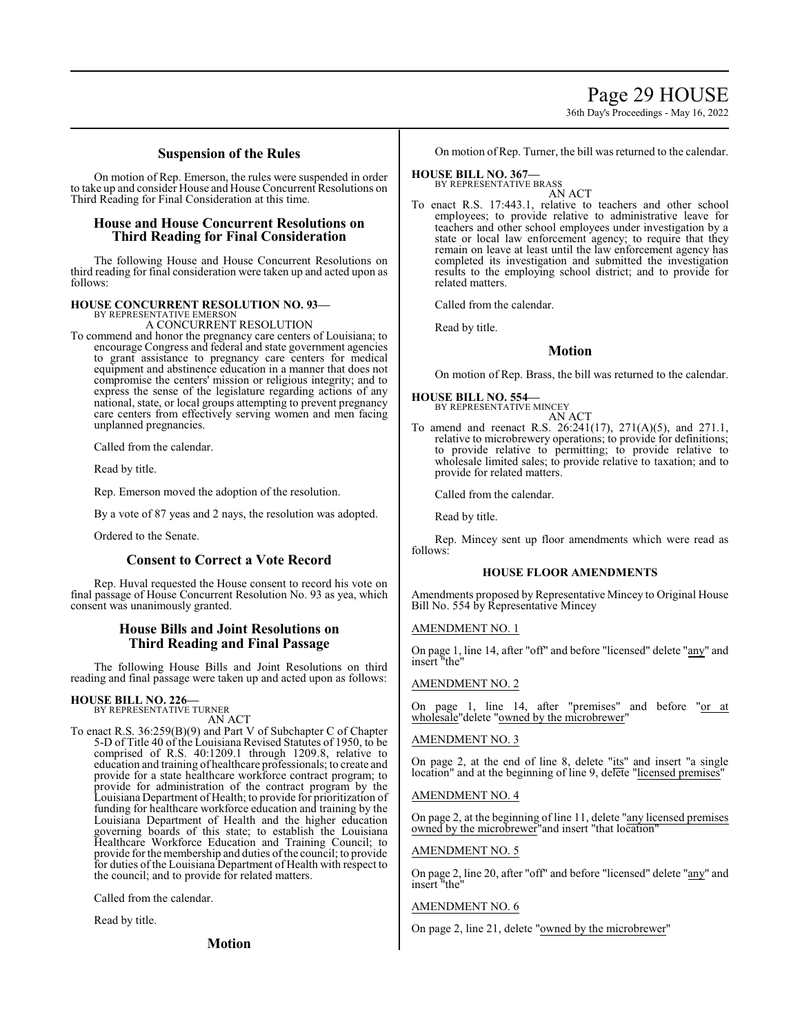## Suspension of the Rules

On motion of Rep. Emerson, the rules were suspended in order to take up and consider House and House Concurrent Resolutions on Third Reading for Final Consideration at this time.

## House and House Concurrent Resolutions on Third Reading for Final Consideration

The following House and House Concurrent Resolutions on third reading for final consideration were taken up and acted upon as follows:

**HOUSE CONCURRENT RESOLUTION NO. 93—**
BY REPRESENTATIVE EMERSON
A CONCURRENT RESOLUTION

To commend and honor the pregnancy care centers of Louisiana; to encourage Congress and federal and state government agencies to grant assistance to pregnancy care centers for medical equipment and abstinence education in a manner that does not compromise the centers' mission or religious integrity; and to express the sense of the legislature regarding actions of any national, state, or local groups attempting to prevent pregnancy care centers from effectively serving women and men facing unplanned pregnancies.

Called from the calendar.

Read by title.

Rep. Emerson moved the adoption of the resolution.

By a vote of 87 yeas and 2 nays, the resolution was adopted.

Ordered to the Senate.

## Consent to Correct a Vote Record

Rep. Huval requested the House consent to record his vote on final passage of House Concurrent Resolution No. 93 as yea, which consent was unanimously granted.

## House Bills and Joint Resolutions on Third Reading and Final Passage

The following House Bills and Joint Resolutions on third reading and final passage were taken up and acted upon as follows:

**HOUSE BILL NO. 226—**
BY REPRESENTATIVE TURNER
AN ACT

To enact R.S. 36:259(B)(9) and Part V of Subchapter C of Chapter 5-D of Title 40 of the Louisiana Revised Statutes of 1950, to be comprised of R.S. 40:1209.1 through 1209.8, relative to education and training of healthcare professionals; to create and provide for a state healthcare workforce contract program; to provide for administration of the contract program by the Louisiana Department of Health; to provide for prioritization of funding for healthcare workforce education and training by the Louisiana Department of Health and the higher education governing boards of this state; to establish the Louisiana Healthcare Workforce Education and Training Council; to provide for the membership and duties of the council; to provide for duties of the Louisiana Department of Health with respect to the council; and to provide for related matters.

Called from the calendar.

Read by title.

## Motion

On motion of Rep. Turner, the bill was returned to the calendar.

**HOUSE BILL NO. 367—**
BY REPRESENTATIVE BRASS
AN ACT

To enact R.S. 17:443.1, relative to teachers and other school employees; to provide relative to administrative leave for teachers and other school employees under investigation by a state or local law enforcement agency; to require that they remain on leave at least until the law enforcement agency has completed its investigation and submitted the investigation results to the employing school district; and to provide for related matters.

Called from the calendar.

Read by title.

## Motion

On motion of Rep. Brass, the bill was returned to the calendar.

**HOUSE BILL NO. 554—**
BY REPRESENTATIVE MINCEY
AN ACT

To amend and reenact R.S. 26:241(17), 271(A)(5), and 271.1, relative to microbrewery operations; to provide for definitions; to provide relative to permitting; to provide relative to wholesale limited sales; to provide relative to taxation; and to provide for related matters.

Called from the calendar.

Read by title.

Rep. Mincey sent up floor amendments which were read as follows:

**HOUSE FLOOR AMENDMENTS**

Amendments proposed by Representative Mincey to Original House Bill No. 554 by Representative Mincey

AMENDMENT NO. 1

On page 1, line 14, after "off" and before "licensed" delete "any" and insert "the"

AMENDMENT NO. 2

On page 1, line 14, after "premises" and before "or at wholesale" delete "owned by the microbrewer"

AMENDMENT NO. 3

On page 2, at the end of line 8, delete "its" and insert "a single location" and at the beginning of line 9, delete "licensed premises"

AMENDMENT NO. 4

On page 2, at the beginning of line 11, delete "any licensed premises owned by the microbrewer" and insert "that location"

AMENDMENT NO. 5

On page 2, line 20, after "off" and before "licensed" delete "any" and insert "the"

AMENDMENT NO. 6

On page 2, line 21, delete "owned by the microbrewer"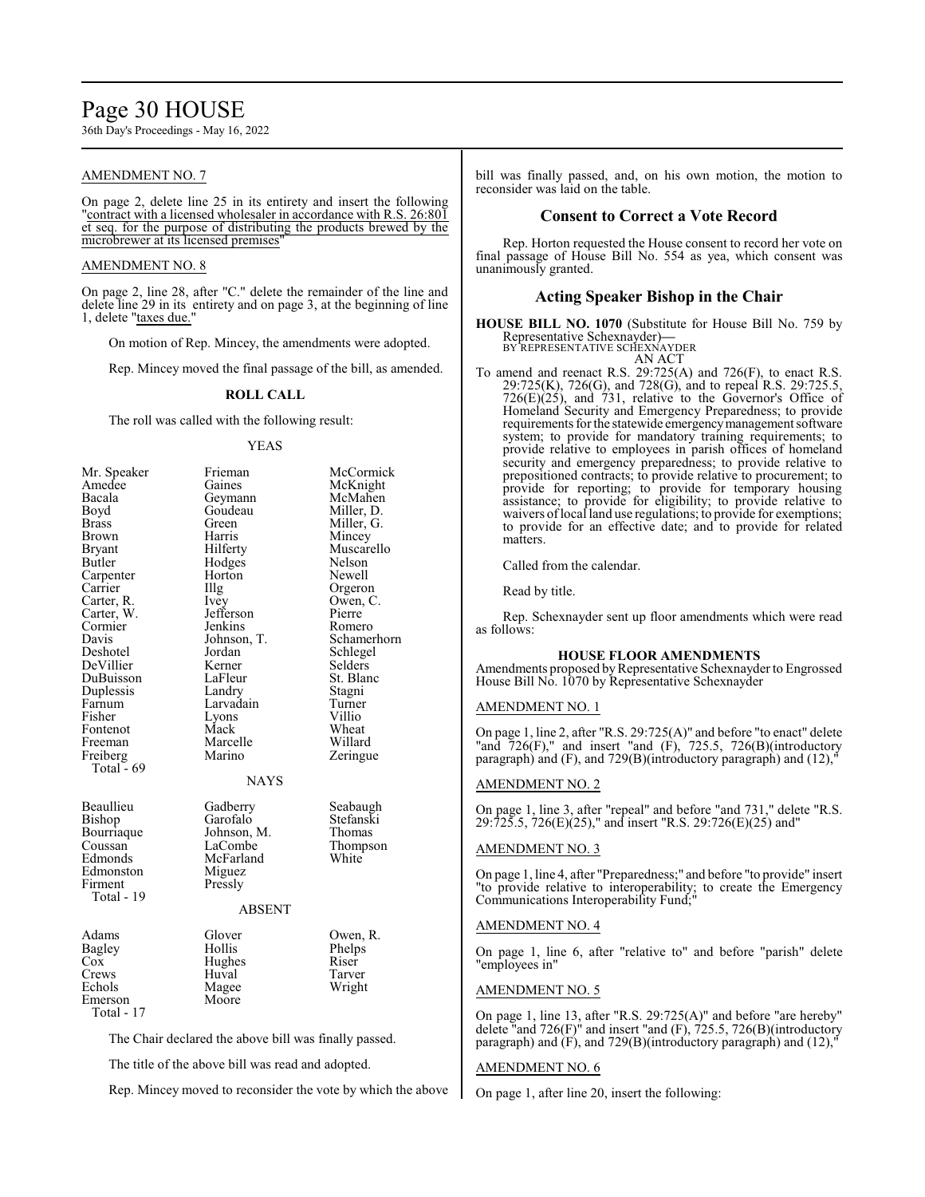AMENDMENT NO. 7

On page 2, delete line 25 in its entirety and insert the following "contract with a licensed wholesaler in accordance with R.S. 26:801 et seq. for the purpose of distributing the products brewed by the microbrewer at its licensed premises"

AMENDMENT NO. 8

On page 2, line 28, after "C." delete the remainder of the line and delete line 29 in its entirety and on page 3, at the beginning of line 1, delete "taxes due."

On motion of Rep. Mincey, the amendments were adopted.

Rep. Mincey moved the final passage of the bill, as amended.

**ROLL CALL**

The roll was called with the following result:

YEAS

| | | |
|---|---|---|
| Mr. Speaker | Frieman | McCormick |
| Amedee | Gaines | McKnight |
| Bacala | Geymann | McMahen |
| Boyd | Goudeau | Miller, D. |
| Brass | Green | Miller, G. |
| Brown | Harris | Mincey |
| Bryant | Hilferty | Muscarello |
| Butler | Hodges | Nelson |
| Carpenter | Horton | Newell |
| Carrier | Illg | Orgeron |
| Carter, R. | Ivey | Owen, C. |
| Carter, W. | Jefferson | Pierre |
| Cormier | Jenkins | Romero |
| Davis | Johnson, T. | Schamerhorn |
| Deshotel | Jordan | Schlegel |
| DeVillier | Kerner | Selders |
| DuBuisson | LaFleur | St. Blanc |
| Duplessis | Landry | Stagni |
| Farnum | Larvadain | Turner |
| Fisher | Lyons | Villio |
| Fontenot | Mack | Wheat |
| Freeman | Marcelle | Willard |
| Freiberg | Marino | Zeringue |
| Total - 69 | | |

NAYS

| | | |
|---|---|---|
| Beaullieu | Gadberry | Seabaugh |
| Bishop | Garofalo | Stefanski |
| Bourriaque | Johnson, M. | Thomas |
| Coussan | LaCombe | Thompson |
| Edmonds | McFarland | White |
| Edmonston | Miguez | |
| Firment | Pressly | |
| Total - 19 | | |

ABSENT

| | | |
|---|---|---|
| Adams | Glover | Owen, R. |
| Bagley | Hollis | Phelps |
| Cox | Hughes | Riser |
| Crews | Huval | Tarver |
| Echols | Magee | Wright |
| Emerson | Moore | |
| Total - 17 | | |

The Chair declared the above bill was finally passed.

The title of the above bill was read and adopted.

Rep. Mincey moved to reconsider the vote by which the above bill was finally passed, and, on his own motion, the motion to reconsider was laid on the table.

## Consent to Correct a Vote Record

Rep. Horton requested the House consent to record her vote on final passage of House Bill No. 554 as yea, which consent was unanimously granted.

## Acting Speaker Bishop in the Chair

**HOUSE BILL NO. 1070** (Substitute for House Bill No. 759 by Representative Schexnayder)—
BY REPRESENTATIVE SCHEXNAYDER
AN ACT

To amend and reenact R.S. 29:725(A) and 726(F), to enact R.S. 29:725(K), 726(G), and 728(G), and to repeal R.S. 29:725.5, 726(E)(25), and 731, relative to the Governor's Office of Homeland Security and Emergency Preparedness; to provide requirements for the statewide emergency management software system; to provide for mandatory training requirements; to provide relative to employees in parish offices of homeland security and emergency preparedness; to provide relative to prepositioned contracts; to provide relative to procurement; to provide for reporting; to provide for temporary housing assistance; to provide for eligibility; to provide relative to waivers of local land use regulations; to provide for exemptions; to provide for an effective date; and to provide for related matters.

Called from the calendar.

Read by title.

Rep. Schexnayder sent up floor amendments which were read as follows:

**HOUSE FLOOR AMENDMENTS**

Amendments proposed by Representative Schexnayder to Engrossed House Bill No. 1070 by Representative Schexnayder

AMENDMENT NO. 1

On page 1, line 2, after "R.S. 29:725(A)" and before "to enact" delete "and 726(F)," and insert "and (F), 725.5, 726(B)(introductory paragraph) and (F), and 729(B)(introductory paragraph) and (12),"

AMENDMENT NO. 2

On page 1, line 3, after "repeal" and before "and 731," delete "R.S. 29:725.5, 726(E)(25)," and insert "R.S. 29:726(E)(25) and"

AMENDMENT NO. 3

On page 1, line 4, after "Preparedness;" and before "to provide" insert "to provide relative to interoperability; to create the Emergency Communications Interoperability Fund;"

AMENDMENT NO. 4

On page 1, line 6, after "relative to" and before "parish" delete "employees in"

AMENDMENT NO. 5

On page 1, line 13, after "R.S. 29:725(A)" and before "are hereby" delete "and 726(F)" and insert "and (F), 725.5, 726(B)(introductory paragraph) and (F), and 729(B)(introductory paragraph) and (12),"

AMENDMENT NO. 6

On page 1, after line 20, insert the following: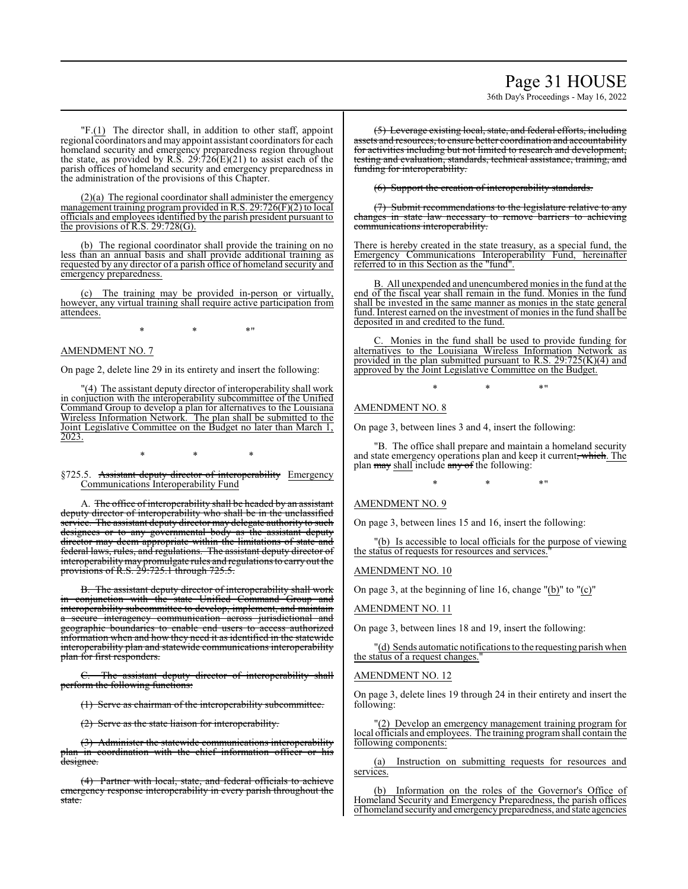"F.(1) The director shall, in addition to other staff, appoint regional coordinators and may appoint assistant coordinators for each homeland security and emergency preparedness region throughout the state, as provided by R.S. 29:726(E)(21) to assist each of the parish offices of homeland security and emergency preparedness in the administration of the provisions of this Chapter.

(2)(a) The regional coordinator shall administer the emergency management training program provided in R.S. 29:726(F)(2) to local officials and employees identified by the parish president pursuant to the provisions of R.S. 29:728(G).

(b) The regional coordinator shall provide the training on no less than an annual basis and shall provide additional training as requested by any director of a parish office of homeland security and emergency preparedness.

(c) The training may be provided in-person or virtually, however, any virtual training shall require active participation from attendees.

\* \* \*"

AMENDMENT NO. 7

On page 2, delete line 29 in its entirety and insert the following:

"(4) The assistant deputy director of interoperability shall work in conjuction with the interoperability subcommittee of the Unified Command Group to develop a plan for alternatives to the Louisiana Wireless Information Network. The plan shall be submitted to the Joint Legislative Committee on the Budget no later than March 1, 2023.

\* \* \*

§725.5. ~~Assistant deputy director of interoperability~~ Emergency Communications Interoperability Fund

A. ~~The office of interoperability shall be headed by an assistant deputy director of interoperability who shall be in the unclassified service. The assistant deputy director may delegate authority to such designees or to any governmental body as the assistant deputy director may deem appropriate within the limitations of state and federal laws, rules, and regulations. The assistant deputy director of interoperability may promulgate rules and regulations to carry out the provisions of R.S. 29:725.1 through 725.5.~~

~~B. The assistant deputy director of interoperability shall work in conjunction with the state Unified Command Group and interoperability subcommittee to develop, implement, and maintain a secure interagency communication across jurisdictional and geographic boundaries to enable end users to access authorized information when and how they need it as identified in the statewide interoperability plan and statewide communications interoperability plan for first responders.~~

~~C. The assistant deputy director of interoperability shall perform the following functions:~~

~~(1) Serve as chairman of the interoperability subcommittee.~~

~~(2) Serve as the state liaison for interoperability.~~

~~(3) Administer the statewide communications interoperability plan in coordination with the chief information officer or his designee.~~

~~(4) Partner with local, state, and federal officials to achieve emergency response interoperability in every parish throughout the state.~~

~~(5) Leverage existing local, state, and federal efforts, including assets and resources, to ensure better coordination and accountability for activities including but not limited to research and development, testing and evaluation, standards, technical assistance, training, and funding for interoperability.~~

~~(6) Support the creation of interoperability standards.~~

~~(7) Submit recommendations to the legislature relative to any changes in state law necessary to remove barriers to achieving communications interoperability.~~

There is hereby created in the state treasury, as a special fund, the Emergency Communications Interoperability Fund, hereinafter referred to in this Section as the "fund".

B. All unexpended and unencumbered monies in the fund at the end of the fiscal year shall remain in the fund. Monies in the fund shall be invested in the same manner as monies in the state general fund. Interest earned on the investment of monies in the fund shall be deposited in and credited to the fund.

C. Monies in the fund shall be used to provide funding for alternatives to the Louisiana Wireless Information Network as provided in the plan submitted pursuant to R.S. 29:725(K)(4) and approved by the Joint Legislative Committee on the Budget.

\* \* \*"

AMENDMENT NO. 8

On page 3, between lines 3 and 4, insert the following:

"B. The office shall prepare and maintain a homeland security and state emergency operations plan and keep it current~~, which~~. The plan ~~may~~ shall include ~~any of~~ the following:

\* \* \*"

AMENDMENT NO. 9

On page 3, between lines 15 and 16, insert the following:

"(b) Is accessible to local officials for the purpose of viewing the status of requests for resources and services."

AMENDMENT NO. 10

On page 3, at the beginning of line 16, change "(b)" to "(c)"

AMENDMENT NO. 11

On page 3, between lines 18 and 19, insert the following:

"(d) Sends automatic notifications to the requesting parish when the status of a request changes."

AMENDMENT NO. 12

On page 3, delete lines 19 through 24 in their entirety and insert the following:

"(2) Develop an emergency management training program for local officials and employees. The training program shall contain the following components:

(a) Instruction on submitting requests for resources and services.

(b) Information on the roles of the Governor's Office of Homeland Security and Emergency Preparedness, the parish offices of homeland security and emergency preparedness, and state agencies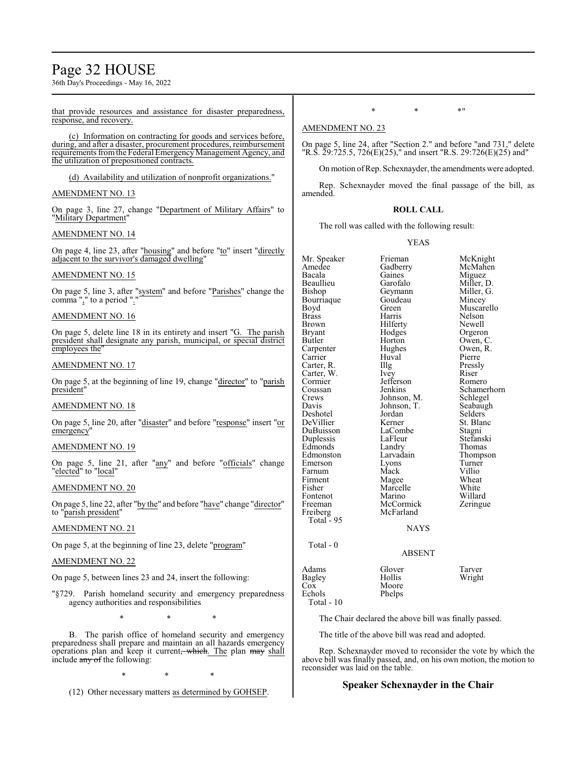that provide resources and assistance for disaster preparedness, response, and recovery.

(c) Information on contracting for goods and services before, during, and after a disaster, procurement procedures, reimbursement requirements from the Federal Emergency Management Agency, and the utilization of prepositioned contracts.

(d) Availability and utilization of nonprofit organizations."

AMENDMENT NO. 13

On page 3, line 27, change "Department of Military Affairs" to "Military Department"

AMENDMENT NO. 14

On page 4, line 23, after "housing" and before "to" insert "directly adjacent to the survivor's damaged dwelling"

AMENDMENT NO. 15

On page 5, line 3, after "system" and before "Parishes" change the comma "," to a period "."

AMENDMENT NO. 16

On page 5, delete line 18 in its entirety and insert "G. The parish president shall designate any parish, municipal, or special district employees the"

AMENDMENT NO. 17

On page 5, at the beginning of line 19, change "director" to "parish president"

AMENDMENT NO. 18

On page 5, line 20, after "disaster" and before "response" insert "or emergency"

AMENDMENT NO. 19

On page 5, line 21, after "any" and before "officials" change "elected" to "local"

AMENDMENT NO. 20

On page 5, line 22, after "by the" and before "have" change "director" to "parish president"

AMENDMENT NO. 21

On page 5, at the beginning of line 23, delete "program"

AMENDMENT NO. 22

On page 5, between lines 23 and 24, insert the following:

"§729. Parish homeland security and emergency preparedness agency authorities and responsibilities

\* \* \*

B. The parish office of homeland security and emergency preparedness shall prepare and maintain an all hazards emergency operations plan and keep it current, which. The plan may shall include any of the following:

\* \* \*

(12) Other necessary matters as determined by GOHSEP.

\* \* \*"

AMENDMENT NO. 23

On page 5, line 24, after "Section 2." and before "and 731," delete "R.S. 29:725.5, 726(E)(25)," and insert "R.S. 29:726(E)(25) and"

On motion of Rep. Schexnayder, the amendments were adopted.

Rep. Schexnayder moved the final passage of the bill, as amended.

**ROLL CALL**

The roll was called with the following result:

YEAS

| | | |
|---|---|---|
| Mr. Speaker | Frieman | McKnight |
| Amedee | Gadberry | McMahen |
| Bacala | Gaines | Miguez |
| Beaullieu | Garofalo | Miller, D. |
| Bishop | Geymann | Miller, G. |
| Bourriaque | Goudeau | Mincey |
| Boyd | Green | Muscarello |
| Brass | Harris | Nelson |
| Brown | Hilferty | Newell |
| Bryant | Hodges | Orgeron |
| Butler | Horton | Owen, C. |
| Carpenter | Hughes | Owen, R. |
| Carrier | Huval | Pierre |
| Carter, R. | Illg | Pressly |
| Carter, W. | Ivey | Riser |
| Cormier | Jefferson | Romero |
| Coussan | Jenkins | Schamerhorn |
| Crews | Johnson, M. | Schlegel |
| Davis | Johnson, T. | Seabaugh |
| Deshotel | Jordan | Selders |
| DeVillier | Kerner | St. Blanc |
| DuBuisson | LaCombe | Stagni |
| Duplessis | LaFleur | Stefanski |
| Edmonds | Landry | Thomas |
| Edmonston | Larvadain | Thompson |
| Emerson | Lyons | Turner |
| Farnum | Mack | Villio |
| Firment | Magee | Wheat |
| Fisher | Marcelle | White |
| Fontenot | Marino | Willard |
| Freeman | McCormick | Zeringue |
| Freiberg | McFarland | |

Total - 95

NAYS

Total - 0

ABSENT

| | | |
|---|---|---|
| Adams | Glover | Tarver |
| Bagley | Hollis | Wright |
| Cox | Moore | |
| Echols | Phelps | |

Total - 10

The Chair declared the above bill was finally passed.

The title of the above bill was read and adopted.

Rep. Schexnayder moved to reconsider the vote by which the above bill was finally passed, and, on his own motion, the motion to reconsider was laid on the table.

## Speaker Schexnayder in the Chair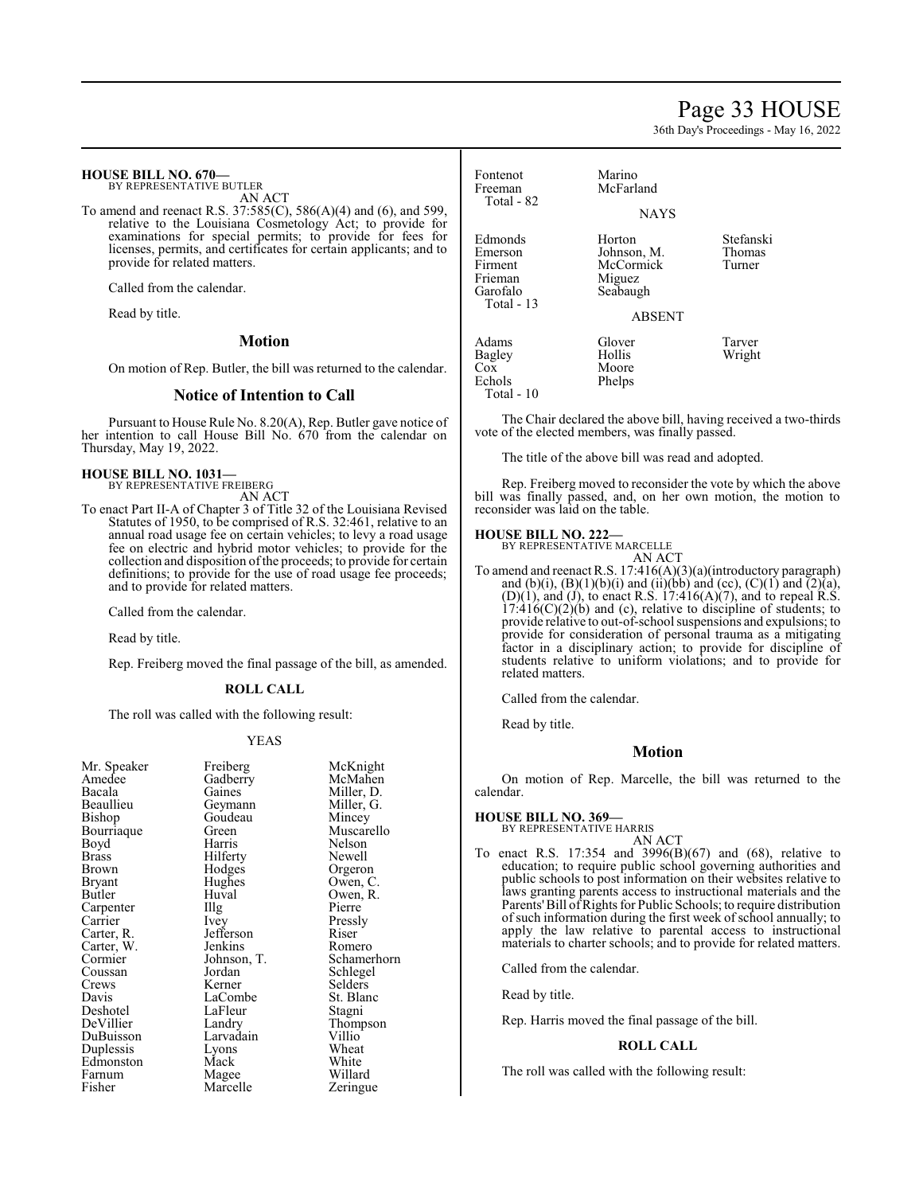**HOUSE BILL NO. 670—**
BY REPRESENTATIVE BUTLER
AN ACT

To amend and reenact R.S. 37:585(C), 586(A)(4) and (6), and 599, relative to the Louisiana Cosmetology Act; to provide for examinations for special permits; to provide for fees for licenses, permits, and certificates for certain applicants; and to provide for related matters.

Called from the calendar.

Read by title.

## Motion

On motion of Rep. Butler, the bill was returned to the calendar.

## Notice of Intention to Call

Pursuant to House Rule No. 8.20(A), Rep. Butler gave notice of her intention to call House Bill No. 670 from the calendar on Thursday, May 19, 2022.

**HOUSE BILL NO. 1031—**
BY REPRESENTATIVE FREIBERG
AN ACT

To enact Part II-A of Chapter 3 of Title 32 of the Louisiana Revised Statutes of 1950, to be comprised of R.S. 32:461, relative to an annual road usage fee on certain vehicles; to levy a road usage fee on electric and hybrid motor vehicles; to provide for the collection and disposition of the proceeds; to provide for certain definitions; to provide for the use of road usage fee proceeds; and to provide for related matters.

Called from the calendar.

Read by title.

Rep. Freiberg moved the final passage of the bill, as amended.

### ROLL CALL

The roll was called with the following result:

YEAS

| | | |
|---|---|---|
| Mr. Speaker | Freiberg | McKnight |
| Amedee | Gadberry | McMahen |
| Bacala | Gaines | Miller, D. |
| Beaullieu | Geymann | Miller, G. |
| Bishop | Goudeau | Mincey |
| Bourriaque | Green | Muscarello |
| Boyd | Harris | Nelson |
| Brass | Hilferty | Newell |
| Brown | Hodges | Orgeron |
| Bryant | Hughes | Owen, C. |
| Butler | Huval | Owen, R. |
| Carpenter | Illg | Pierre |
| Carrier | Ivey | Pressly |
| Carter, R. | Jefferson | Riser |
| Carter, W. | Jenkins | Romero |
| Cormier | Johnson, T. | Schamerhorn |
| Coussan | Jordan | Schlegel |
| Crews | Kerner | Selders |
| Davis | LaCombe | St. Blanc |
| Deshotel | LaFleur | Stagni |
| DeVillier | Landry | Thompson |
| DuBuisson | Larvadain | Villio |
| Duplessis | Lyons | Wheat |
| Edmonston | Mack | White |
| Farnum | Magee | Willard |
| Fisher | Marcelle | Zeringue |
| Fontenot | Marino | |
| Freeman | McFarland | |

Total - 82

NAYS

| | | |
|---|---|---|
| Edmonds | Horton | Stefanski |
| Emerson | Johnson, M. | Thomas |
| Firment | McCormick | Turner |
| Frieman | Miguez | |
| Garofalo | Seabaugh | |

Total - 13

ABSENT

| | | |
|---|---|---|
| Adams | Glover | Tarver |
| Bagley | Hollis | Wright |
| Cox | Moore | |
| Echols | Phelps | |

Total - 10

The Chair declared the above bill, having received a two-thirds vote of the elected members, was finally passed.

The title of the above bill was read and adopted.

Rep. Freiberg moved to reconsider the vote by which the above bill was finally passed, and, on her own motion, the motion to reconsider was laid on the table.

**HOUSE BILL NO. 222—**
BY REPRESENTATIVE MARCELLE
AN ACT

To amend and reenact R.S. 17:416(A)(3)(a)(introductory paragraph) and (b)(i), (B)(1)(b)(i) and (ii)(bb) and (cc), (C)(1) and (2)(a), (D)(1), and (J), to enact R.S. 17:416(A)(7), and to repeal R.S. 17:416(C)(2)(b) and (c), relative to discipline of students; to provide relative to out-of-school suspensions and expulsions; to provide for consideration of personal trauma as a mitigating factor in a disciplinary action; to provide for discipline of students relative to uniform violations; and to provide for related matters.

Called from the calendar.

Read by title.

## Motion

On motion of Rep. Marcelle, the bill was returned to the calendar.

**HOUSE BILL NO. 369—**
BY REPRESENTATIVE HARRIS
AN ACT

To enact R.S. 17:354 and 3996(B)(67) and (68), relative to education; to require public school governing authorities and public schools to post information on their websites relative to laws granting parents access to instructional materials and the Parents' Bill of Rights for Public Schools; to require distribution of such information during the first week of school annually; to apply the law relative to parental access to instructional materials to charter schools; and to provide for related matters.

Called from the calendar.

Read by title.

Rep. Harris moved the final passage of the bill.

### ROLL CALL

The roll was called with the following result: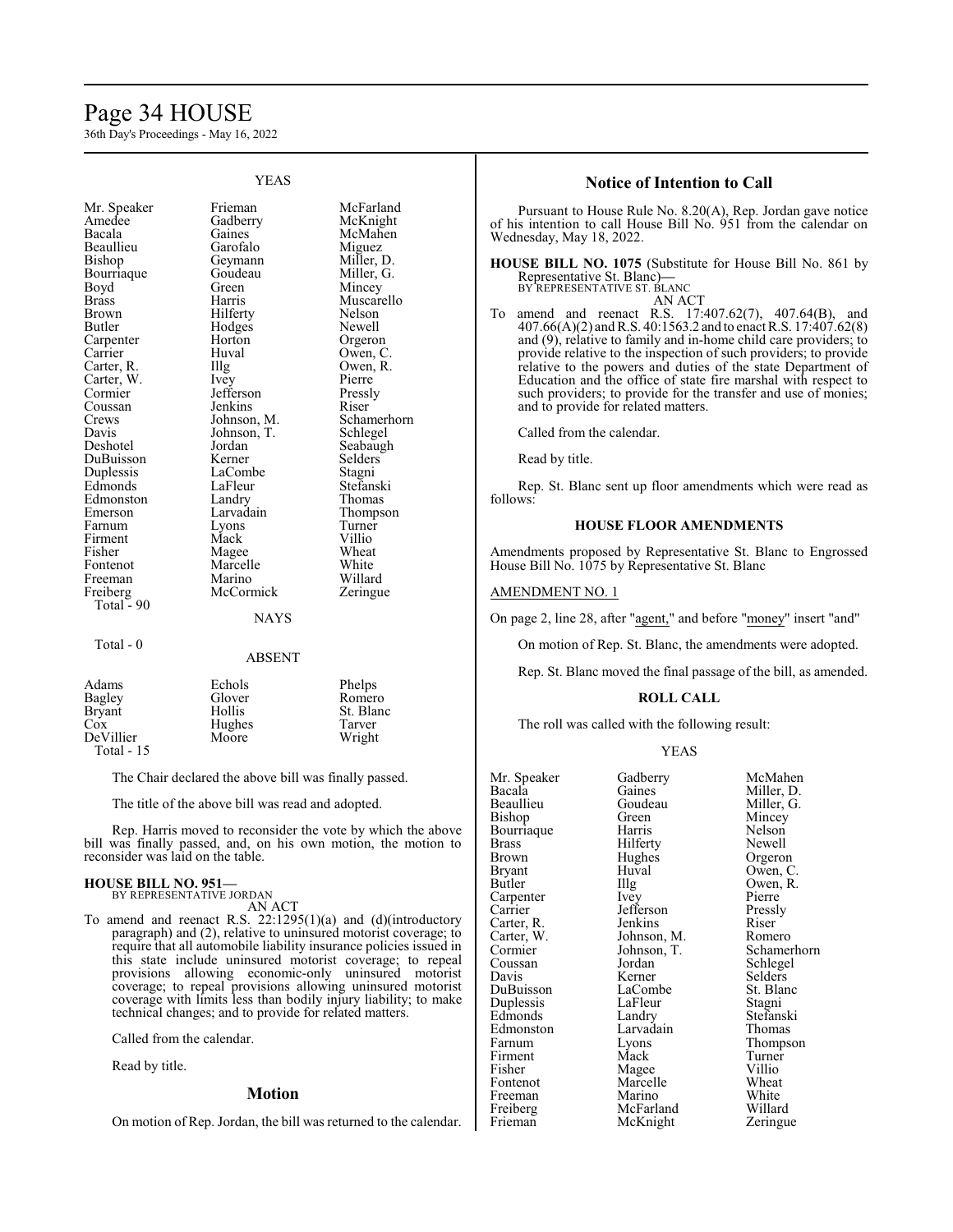YEAS

| | | |
|---|---|---|
| Mr. Speaker | Frieman | McFarland |
| Amedee | Gadberry | McKnight |
| Bacala | Gaines | McMahen |
| Beaullieu | Garofalo | Miguez |
| Bishop | Geymann | Miller, D. |
| Bourriaque | Goudeau | Miller, G. |
| Boyd | Green | Mincey |
| Brass | Harris | Muscarello |
| Brown | Hilferty | Nelson |
| Butler | Hodges | Newell |
| Carpenter | Horton | Orgeron |
| Carrier | Huval | Owen, C. |
| Carter, R. | Illg | Owen, R. |
| Carter, W. | Ivey | Pierre |
| Cormier | Jefferson | Pressly |
| Coussan | Jenkins | Riser |
| Crews | Johnson, M. | Schamerhorn |
| Davis | Johnson, T. | Schlegel |
| Deshotel | Jordan | Seabaugh |
| DuBuisson | Kerner | Selders |
| Duplessis | LaCombe | Stagni |
| Edmonds | LaFleur | Stefanski |
| Edmonston | Landry | Thomas |
| Emerson | Larvadain | Thompson |
| Farnum | Lyons | Turner |
| Firment | Mack | Villio |
| Fisher | Magee | Wheat |
| Fontenot | Marcelle | White |
| Freeman | Marino | Willard |
| Freiberg | McCormick | Zeringue |

Total - 90

NAYS

Total - 0

ABSENT

| | | |
|---|---|---|
| Adams | Echols | Phelps |
| Bagley | Glover | Romero |
| Bryant | Hollis | St. Blanc |
| Cox | Hughes | Tarver |
| DeVillier | Moore | Wright |

Total - 15

The Chair declared the above bill was finally passed.

The title of the above bill was read and adopted.

Rep. Harris moved to reconsider the vote by which the above bill was finally passed, and, on his own motion, the motion to reconsider was laid on the table.

**HOUSE BILL NO. 951—**
BY REPRESENTATIVE JORDAN
AN ACT

To amend and reenact R.S. 22:1295(1)(a) and (d)(introductory paragraph) and (2), relative to uninsured motorist coverage; to require that all automobile liability insurance policies issued in this state include uninsured motorist coverage; to repeal provisions allowing economic-only uninsured motorist coverage; to repeal provisions allowing uninsured motorist coverage with limits less than bodily injury liability; to make technical changes; and to provide for related matters.

Called from the calendar.

Read by title.

## Motion

On motion of Rep. Jordan, the bill was returned to the calendar.

## Notice of Intention to Call

Pursuant to House Rule No. 8.20(A), Rep. Jordan gave notice of his intention to call House Bill No. 951 from the calendar on Wednesday, May 18, 2022.

**HOUSE BILL NO. 1075** (Substitute for House Bill No. 861 by Representative St. Blanc)**—**
BY REPRESENTATIVE ST. BLANC
AN ACT

To amend and reenact R.S. 17:407.62(7), 407.64(B), and 407.66(A)(2) and R.S. 40:1563.2 and to enact R.S. 17:407.62(8) and (9), relative to family and in-home child care providers; to provide relative to the inspection of such providers; to provide relative to the powers and duties of the state Department of Education and the office of state fire marshal with respect to such providers; to provide for the transfer and use of monies; and to provide for related matters.

Called from the calendar.

Read by title.

Rep. St. Blanc sent up floor amendments which were read as follows:

### HOUSE FLOOR AMENDMENTS

Amendments proposed by Representative St. Blanc to Engrossed House Bill No. 1075 by Representative St. Blanc

AMENDMENT NO. 1

On page 2, line 28, after "agent," and before "money" insert "and"

On motion of Rep. St. Blanc, the amendments were adopted.

Rep. St. Blanc moved the final passage of the bill, as amended.

### ROLL CALL

The roll was called with the following result:

YEAS

| | | |
|---|---|---|
| Mr. Speaker | Gadberry | McMahen |
| Bacala | Gaines | Miller, D. |
| Beaullieu | Goudeau | Miller, G. |
| Bishop | Green | Mincey |
| Bourriaque | Harris | Nelson |
| Brass | Hilferty | Newell |
| Brown | Hughes | Orgeron |
| Bryant | Huval | Owen, C. |
| Butler | Illg | Owen, R. |
| Carpenter | Ivey | Pierre |
| Carrier | Jefferson | Pressly |
| Carter, R. | Jenkins | Riser |
| Carter, W. | Johnson, M. | Romero |
| Cormier | Johnson, T. | Schamerhorn |
| Coussan | Jordan | Schlegel |
| Davis | Kerner | Selders |
| DuBuisson | LaCombe | St. Blanc |
| Duplessis | LaFleur | Stagni |
| Edmonds | Landry | Stefanski |
| Edmonston | Larvadain | Thomas |
| Farnum | Lyons | Thompson |
| Firment | Mack | Turner |
| Fisher | Magee | Villio |
| Fontenot | Marcelle | Wheat |
| Freeman | Marino | White |
| Freiberg | McFarland | Willard |
| Frieman | McKnight | Zeringue |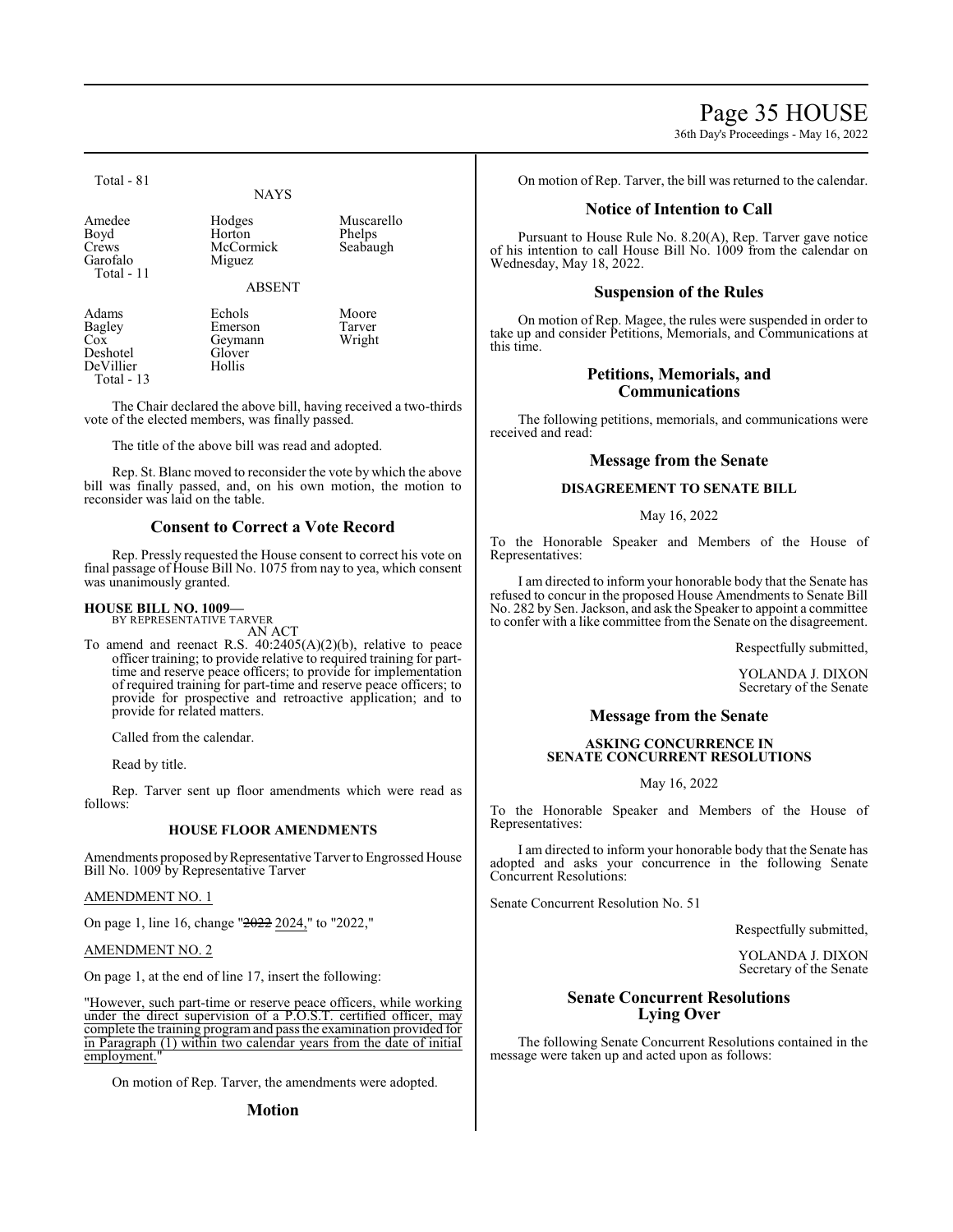Total - 81

NAYS

| | | |
|---|---|---|
| Amedee | Hodges | Muscarello |
| Boyd | Horton | Phelps |
| Crews | McCormick | Seabaugh |
| Garofalo | Miguez | |
| Total - 11 | | |

ABSENT

| | | |
|---|---|---|
| Adams | Echols | Moore |
| Bagley | Emerson | Tarver |
| Cox | Geymann | Wright |
| Deshotel | Glover | |
| DeVillier | Hollis | |
| Total - 13 | | |

The Chair declared the above bill, having received a two-thirds vote of the elected members, was finally passed.

The title of the above bill was read and adopted.

Rep. St. Blanc moved to reconsider the vote by which the above bill was finally passed, and, on his own motion, the motion to reconsider was laid on the table.

## Consent to Correct a Vote Record

Rep. Pressly requested the House consent to correct his vote on final passage of House Bill No. 1075 from nay to yea, which consent was unanimously granted.

**HOUSE BILL NO. 1009—**
BY REPRESENTATIVE TARVER
AN ACT

To amend and reenact R.S. 40:2405(A)(2)(b), relative to peace officer training; to provide relative to required training for part-time and reserve peace officers; to provide for implementation of required training for part-time and reserve peace officers; to provide for prospective and retroactive application; and to provide for related matters.

Called from the calendar.

Read by title.

Rep. Tarver sent up floor amendments which were read as follows:

### HOUSE FLOOR AMENDMENTS

Amendments proposed by Representative Tarver to Engrossed House Bill No. 1009 by Representative Tarver

AMENDMENT NO. 1

On page 1, line 16, change "~~2022~~ 2024," to "2022,"

AMENDMENT NO. 2

On page 1, at the end of line 17, insert the following:

"However, such part-time or reserve peace officers, while working under the direct supervision of a P.O.S.T. certified officer, may complete the training program and pass the examination provided for in Paragraph (1) within two calendar years from the date of initial employment."

On motion of Rep. Tarver, the amendments were adopted.

## Motion

On motion of Rep. Tarver, the bill was returned to the calendar.

## Notice of Intention to Call

Pursuant to House Rule No. 8.20(A), Rep. Tarver gave notice of his intention to call House Bill No. 1009 from the calendar on Wednesday, May 18, 2022.

## Suspension of the Rules

On motion of Rep. Magee, the rules were suspended in order to take up and consider Petitions, Memorials, and Communications at this time.

## Petitions, Memorials, and Communications

The following petitions, memorials, and communications were received and read:

## Message from the Senate

### DISAGREEMENT TO SENATE BILL

May 16, 2022

To the Honorable Speaker and Members of the House of Representatives:

I am directed to inform your honorable body that the Senate has refused to concur in the proposed House Amendments to Senate Bill No. 282 by Sen. Jackson, and ask the Speaker to appoint a committee to confer with a like committee from the Senate on the disagreement.

Respectfully submitted,

YOLANDA J. DIXON
Secretary of the Senate

## Message from the Senate

### ASKING CONCURRENCE IN SENATE CONCURRENT RESOLUTIONS

May 16, 2022

To the Honorable Speaker and Members of the House of Representatives:

I am directed to inform your honorable body that the Senate has adopted and asks your concurrence in the following Senate Concurrent Resolutions:

Senate Concurrent Resolution No. 51

Respectfully submitted,

YOLANDA J. DIXON
Secretary of the Senate

## Senate Concurrent Resolutions Lying Over

The following Senate Concurrent Resolutions contained in the message were taken up and acted upon as follows: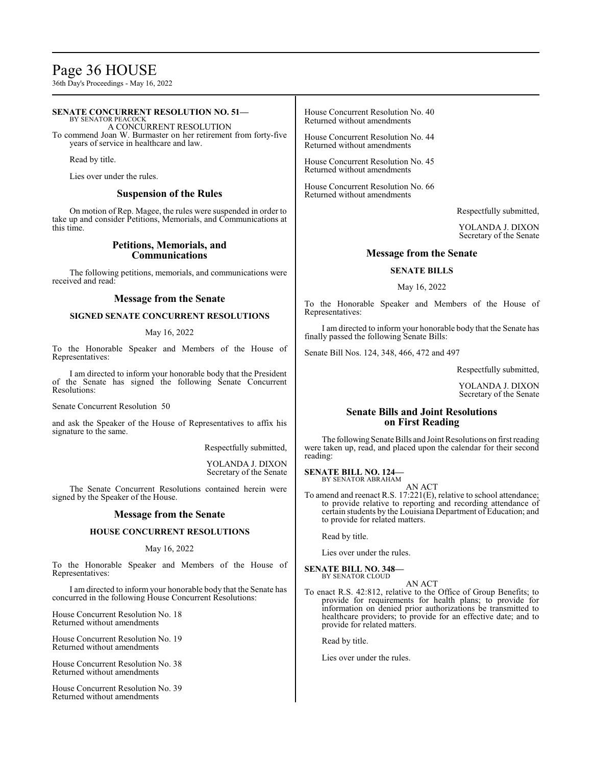**SENATE CONCURRENT RESOLUTION NO. 51—**
BY SENATOR PEACOCK

A CONCURRENT RESOLUTION

To commend Joan W. Burmaster on her retirement from forty-five years of service in healthcare and law.

Read by title.

Lies over under the rules.

## Suspension of the Rules

On motion of Rep. Magee, the rules were suspended in order to take up and consider Petitions, Memorials, and Communications at this time.

## Petitions, Memorials, and Communications

The following petitions, memorials, and communications were received and read:

## Message from the Senate

### SIGNED SENATE CONCURRENT RESOLUTIONS

May 16, 2022

To the Honorable Speaker and Members of the House of Representatives:

I am directed to inform your honorable body that the President of the Senate has signed the following Senate Concurrent Resolutions:

Senate Concurrent Resolution 50

and ask the Speaker of the House of Representatives to affix his signature to the same.

Respectfully submitted,

YOLANDA J. DIXON
Secretary of the Senate

The Senate Concurrent Resolutions contained herein were signed by the Speaker of the House.

## Message from the Senate

### HOUSE CONCURRENT RESOLUTIONS

May 16, 2022

To the Honorable Speaker and Members of the House of Representatives:

I am directed to inform your honorable body that the Senate has concurred in the following House Concurrent Resolutions:

House Concurrent Resolution No. 18
Returned without amendments

House Concurrent Resolution No. 19
Returned without amendments

House Concurrent Resolution No. 38
Returned without amendments

House Concurrent Resolution No. 39
Returned without amendments

House Concurrent Resolution No. 40
Returned without amendments

House Concurrent Resolution No. 44
Returned without amendments

House Concurrent Resolution No. 45
Returned without amendments

House Concurrent Resolution No. 66
Returned without amendments

Respectfully submitted,

YOLANDA J. DIXON
Secretary of the Senate

## Message from the Senate

### SENATE BILLS

May 16, 2022

To the Honorable Speaker and Members of the House of Representatives:

I am directed to inform your honorable body that the Senate has finally passed the following Senate Bills:

Senate Bill Nos. 124, 348, 466, 472 and 497

Respectfully submitted,

YOLANDA J. DIXON
Secretary of the Senate

## Senate Bills and Joint Resolutions on First Reading

The following Senate Bills and Joint Resolutions on first reading were taken up, read, and placed upon the calendar for their second reading:

**SENATE BILL NO. 124—**
BY SENATOR ABRAHAM

AN ACT

To amend and reenact R.S. 17:221(E), relative to school attendance; to provide relative to reporting and recording attendance of certain students by the Louisiana Department of Education; and to provide for related matters.

Read by title.

Lies over under the rules.

**SENATE BILL NO. 348—**
BY SENATOR CLOUD

AN ACT

To enact R.S. 42:812, relative to the Office of Group Benefits; to provide for requirements for health plans; to provide for information on denied prior authorizations be transmitted to healthcare providers; to provide for an effective date; and to provide for related matters.

Read by title.

Lies over under the rules.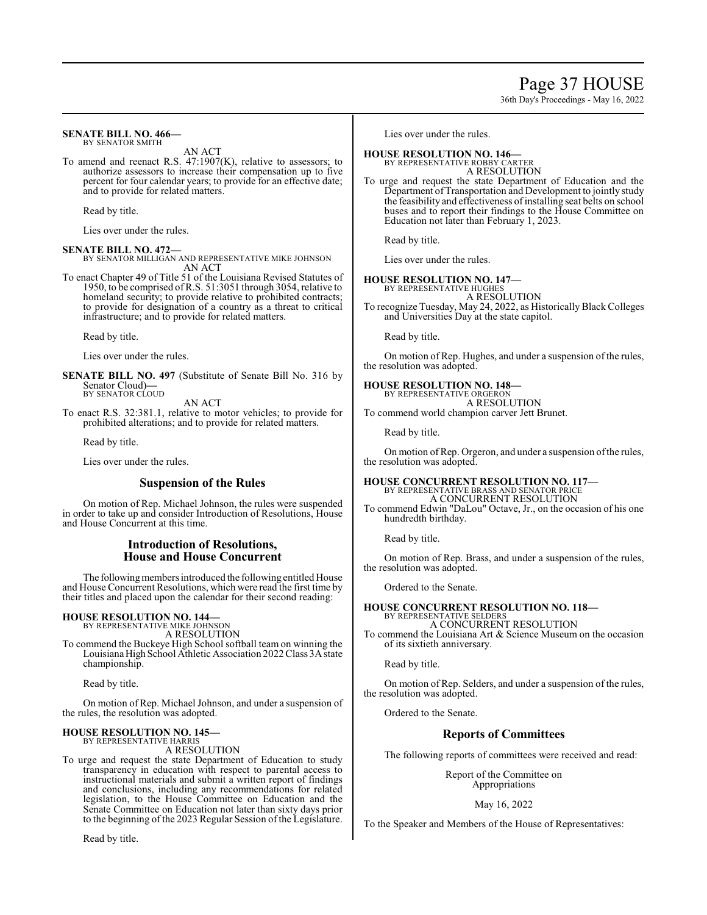**SENATE BILL NO. 466—**
BY SENATOR SMITH

AN ACT

To amend and reenact R.S. 47:1907(K), relative to assessors; to authorize assessors to increase their compensation up to five percent for four calendar years; to provide for an effective date; and to provide for related matters.

Read by title.

Lies over under the rules.

**SENATE BILL NO. 472—**
BY SENATOR MILLIGAN AND REPRESENTATIVE MIKE JOHNSON

AN ACT

To enact Chapter 49 of Title 51 of the Louisiana Revised Statutes of 1950, to be comprised of R.S. 51:3051 through 3054, relative to homeland security; to provide relative to prohibited contracts; to provide for designation of a country as a threat to critical infrastructure; and to provide for related matters.

Read by title.

Lies over under the rules.

**SENATE BILL NO. 497** (Substitute of Senate Bill No. 316 by Senator Cloud)**—**
BY SENATOR CLOUD

AN ACT

To enact R.S. 32:381.1, relative to motor vehicles; to provide for prohibited alterations; and to provide for related matters.

Read by title.

Lies over under the rules.

## Suspension of the Rules

On motion of Rep. Michael Johnson, the rules were suspended in order to take up and consider Introduction of Resolutions, House and House Concurrent at this time.

## Introduction of Resolutions, House and House Concurrent

The following members introduced the following entitled House and House Concurrent Resolutions, which were read the first time by their titles and placed upon the calendar for their second reading:

**HOUSE RESOLUTION NO. 144—**
BY REPRESENTATIVE MIKE JOHNSON

A RESOLUTION

To commend the Buckeye High School softball team on winning the Louisiana High School Athletic Association 2022 Class 3A state championship.

Read by title.

On motion of Rep. Michael Johnson, and under a suspension of the rules, the resolution was adopted.

**HOUSE RESOLUTION NO. 145—**
BY REPRESENTATIVE HARRIS

A RESOLUTION

To urge and request the state Department of Education to study transparency in education with respect to parental access to instructional materials and submit a written report of findings and conclusions, including any recommendations for related legislation, to the House Committee on Education and the Senate Committee on Education not later than sixty days prior to the beginning of the 2023 Regular Session of the Legislature.

Read by title.

Lies over under the rules.

**HOUSE RESOLUTION NO. 146—**
BY REPRESENTATIVE ROBBY CARTER

A RESOLUTION

To urge and request the state Department of Education and the Department of Transportation and Development to jointly study the feasibility and effectiveness of installing seat belts on school buses and to report their findings to the House Committee on Education not later than February 1, 2023.

Read by title.

Lies over under the rules.

**HOUSE RESOLUTION NO. 147—**
BY REPRESENTATIVE HUGHES

A RESOLUTION

To recognize Tuesday, May 24, 2022, as Historically Black Colleges and Universities Day at the state capitol.

Read by title.

On motion of Rep. Hughes, and under a suspension of the rules, the resolution was adopted.

**HOUSE RESOLUTION NO. 148—**
BY REPRESENTATIVE ORGERON

A RESOLUTION

To commend world champion carver Jett Brunet.

Read by title.

On motion of Rep. Orgeron, and under a suspension of the rules, the resolution was adopted.

**HOUSE CONCURRENT RESOLUTION NO. 117—**
BY REPRESENTATIVE BRASS AND SENATOR PRICE

A CONCURRENT RESOLUTION

To commend Edwin "DaLou" Octave, Jr., on the occasion of his one hundredth birthday.

Read by title.

On motion of Rep. Brass, and under a suspension of the rules, the resolution was adopted.

Ordered to the Senate.

**HOUSE CONCURRENT RESOLUTION NO. 118—**
BY REPRESENTATIVE SELDERS

A CONCURRENT RESOLUTION

To commend the Louisiana Art & Science Museum on the occasion of its sixtieth anniversary.

Read by title.

On motion of Rep. Selders, and under a suspension of the rules, the resolution was adopted.

Ordered to the Senate.

## Reports of Committees

The following reports of committees were received and read:

Report of the Committee on Appropriations

May 16, 2022

To the Speaker and Members of the House of Representatives: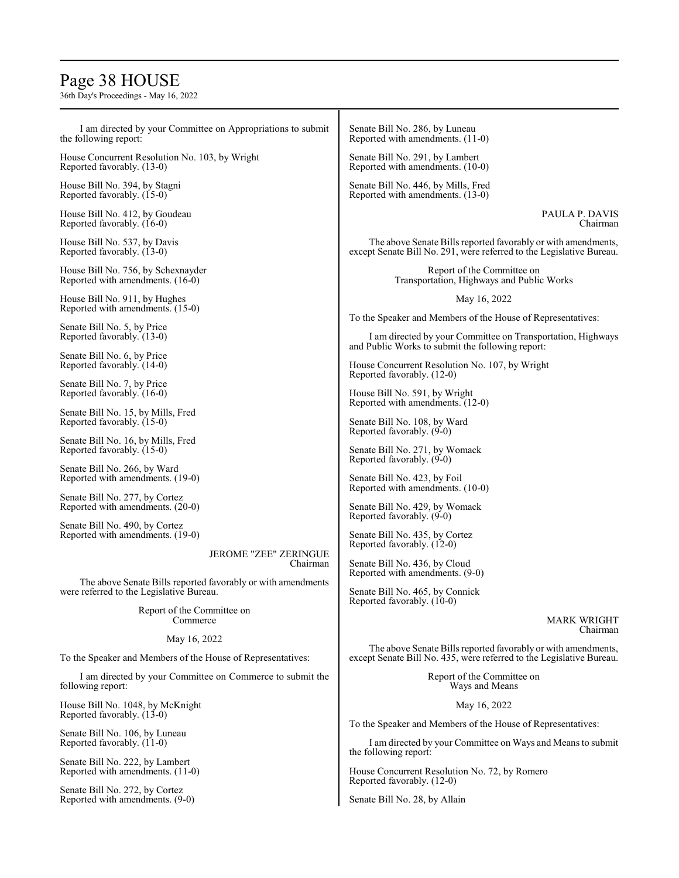I am directed by your Committee on Appropriations to submit the following report:

House Concurrent Resolution No. 103, by Wright
Reported favorably. (13-0)

House Bill No. 394, by Stagni
Reported favorably. (15-0)

House Bill No. 412, by Goudeau
Reported favorably. (16-0)

House Bill No. 537, by Davis
Reported favorably. (13-0)

House Bill No. 756, by Schexnayder
Reported with amendments. (16-0)

House Bill No. 911, by Hughes
Reported with amendments. (15-0)

Senate Bill No. 5, by Price
Reported favorably. (13-0)

Senate Bill No. 6, by Price
Reported favorably. (14-0)

Senate Bill No. 7, by Price
Reported favorably. (16-0)

Senate Bill No. 15, by Mills, Fred
Reported favorably. (15-0)

Senate Bill No. 16, by Mills, Fred
Reported favorably. (15-0)

Senate Bill No. 266, by Ward
Reported with amendments. (19-0)

Senate Bill No. 277, by Cortez
Reported with amendments. (20-0)

Senate Bill No. 490, by Cortez
Reported with amendments. (19-0)

JEROME "ZEE" ZERINGUE
Chairman

The above Senate Bills reported favorably or with amendments were referred to the Legislative Bureau.

## Report of the Committee on Commerce

May 16, 2022

To the Speaker and Members of the House of Representatives:

I am directed by your Committee on Commerce to submit the following report:

House Bill No. 1048, by McKnight
Reported favorably. (13-0)

Senate Bill No. 106, by Luneau
Reported favorably. (11-0)

Senate Bill No. 222, by Lambert
Reported with amendments. (11-0)

Senate Bill No. 272, by Cortez
Reported with amendments. (9-0)

Senate Bill No. 286, by Luneau
Reported with amendments. (11-0)

Senate Bill No. 291, by Lambert
Reported with amendments. (10-0)

Senate Bill No. 446, by Mills, Fred
Reported with amendments. (13-0)

PAULA P. DAVIS
Chairman

The above Senate Bills reported favorably or with amendments, except Senate Bill No. 291, were referred to the Legislative Bureau.

## Report of the Committee on Transportation, Highways and Public Works

May 16, 2022

To the Speaker and Members of the House of Representatives:

I am directed by your Committee on Transportation, Highways and Public Works to submit the following report:

House Concurrent Resolution No. 107, by Wright
Reported favorably. (12-0)

House Bill No. 591, by Wright
Reported with amendments. (12-0)

Senate Bill No. 108, by Ward
Reported favorably. (9-0)

Senate Bill No. 271, by Womack
Reported favorably. (9-0)

Senate Bill No. 423, by Foil
Reported with amendments. (10-0)

Senate Bill No. 429, by Womack
Reported favorably. (9-0)

Senate Bill No. 435, by Cortez
Reported favorably. (12-0)

Senate Bill No. 436, by Cloud
Reported with amendments. (9-0)

Senate Bill No. 465, by Connick
Reported favorably. (10-0)

MARK WRIGHT
Chairman

The above Senate Bills reported favorably or with amendments, except Senate Bill No. 435, were referred to the Legislative Bureau.

## Report of the Committee on Ways and Means

May 16, 2022

To the Speaker and Members of the House of Representatives:

I am directed by your Committee on Ways and Means to submit the following report:

House Concurrent Resolution No. 72, by Romero
Reported favorably. (12-0)

Senate Bill No. 28, by Allain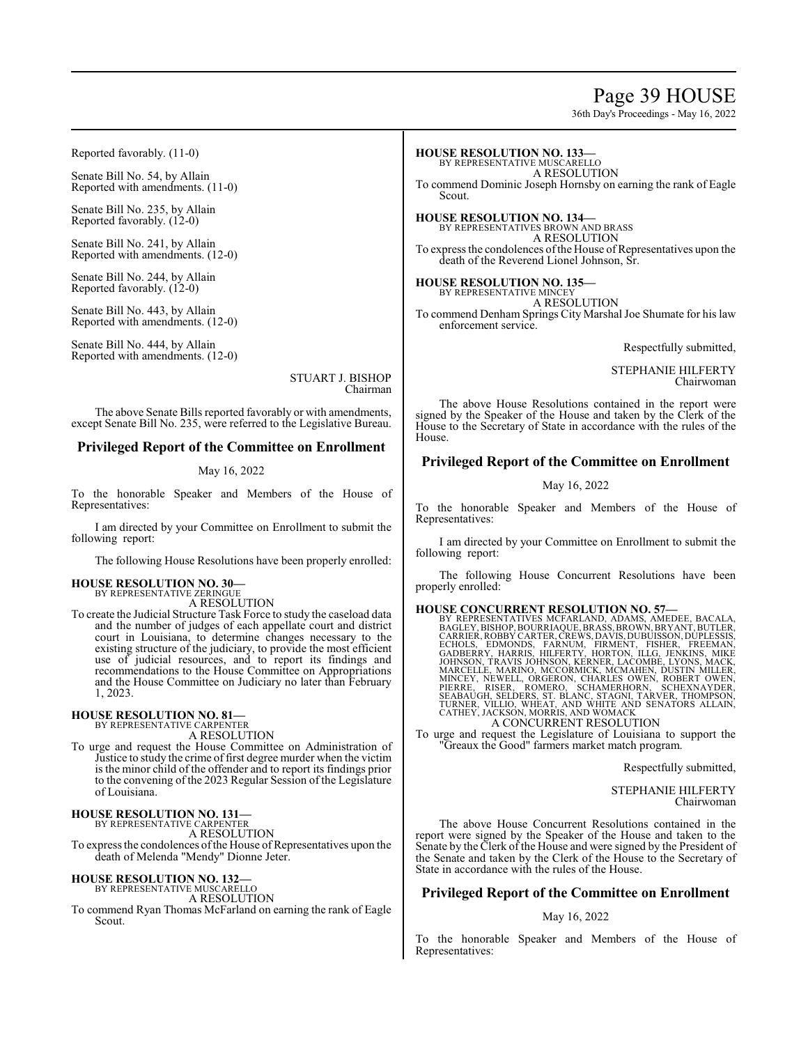Reported favorably. (11-0)

Senate Bill No. 54, by Allain
Reported with amendments. (11-0)

Senate Bill No. 235, by Allain
Reported favorably. (12-0)

Senate Bill No. 241, by Allain
Reported with amendments. (12-0)

Senate Bill No. 244, by Allain
Reported favorably. (12-0)

Senate Bill No. 443, by Allain
Reported with amendments. (12-0)

Senate Bill No. 444, by Allain
Reported with amendments. (12-0)

STUART J. BISHOP
Chairman

The above Senate Bills reported favorably or with amendments, except Senate Bill No. 235, were referred to the Legislative Bureau.

## Privileged Report of the Committee on Enrollment

May 16, 2022

To the honorable Speaker and Members of the House of Representatives:

I am directed by your Committee on Enrollment to submit the following report:

The following House Resolutions have been properly enrolled:

**HOUSE RESOLUTION NO. 30—**
BY REPRESENTATIVE ZERINGUE
A RESOLUTION
To create the Judicial Structure Task Force to study the caseload data and the number of judges of each appellate court and district court in Louisiana, to determine changes necessary to the existing structure of the judiciary, to provide the most efficient use of judicial resources, and to report its findings and recommendations to the House Committee on Appropriations and the House Committee on Judiciary no later than February 1, 2023.

**HOUSE RESOLUTION NO. 81—**
BY REPRESENTATIVE CARPENTER
A RESOLUTION
To urge and request the House Committee on Administration of Justice to study the crime of first degree murder when the victim is the minor child of the offender and to report its findings prior to the convening of the 2023 Regular Session of the Legislature of Louisiana.

**HOUSE RESOLUTION NO. 131—**
BY REPRESENTATIVE CARPENTER
A RESOLUTION
To express the condolences of the House of Representatives upon the death of Melenda "Mendy" Dionne Jeter.

**HOUSE RESOLUTION NO. 132—**
BY REPRESENTATIVE MUSCARELLO
A RESOLUTION
To commend Ryan Thomas McFarland on earning the rank of Eagle Scout.

**HOUSE RESOLUTION NO. 133—**
BY REPRESENTATIVE MUSCARELLO
A RESOLUTION
To commend Dominic Joseph Hornsby on earning the rank of Eagle Scout.

**HOUSE RESOLUTION NO. 134—**
BY REPRESENTATIVES BROWN AND BRASS
A RESOLUTION
To express the condolences of the House of Representatives upon the death of the Reverend Lionel Johnson, Sr.

**HOUSE RESOLUTION NO. 135—**
BY REPRESENTATIVE MINCEY
A RESOLUTION
To commend Denham Springs City Marshal Joe Shumate for his law enforcement service.

Respectfully submitted,

STEPHANIE HILFERTY
Chairwoman

The above House Resolutions contained in the report were signed by the Speaker of the House and taken by the Clerk of the House to the Secretary of State in accordance with the rules of the House.

## Privileged Report of the Committee on Enrollment

May 16, 2022

To the honorable Speaker and Members of the House of Representatives:

I am directed by your Committee on Enrollment to submit the following report:

The following House Concurrent Resolutions have been properly enrolled:

**HOUSE CONCURRENT RESOLUTION NO. 57—**
BY REPRESENTATIVES MCFARLAND, ADAMS, AMEDEE, BACALA, BAGLEY, BISHOP, BOURRIAQUE, BRASS, BROWN, BRYANT, BUTLER, CARRIER, ROBBY CARTER, CREWS, DAVIS, DUBUISSON, DUPLESSIS, ECHOLS, EDMONDS, FARNUM, FIRMENT, FISHER, FREEMAN, GADBERRY, HARRIS, HILFERTY, HORTON, ILLG, JENKINS, MIKE JOHNSON, TRAVIS JOHNSON, KERNER, LACOMBE, LYONS, MACK, MARCELLE, MARINO, MCCORMICK, MCMAHEN, DUSTIN MILLER, MINCEY, NEWELL, ORGERON, CHARLES OWEN, ROBERT OWEN, PIERRE, RISER, ROMERO, SCHAMERHORN, SCHEXNAYDER, SEABAUGH, SELDERS, ST. BLANC, STAGNI, TARVER, THOMPSON, TURNER, VILLIO, WHEAT, AND WHITE AND SENATORS ALLAIN, CATHEY, JACKSON, MORRIS, AND WOMACK
A CONCURRENT RESOLUTION
To urge and request the Legislature of Louisiana to support the "Greaux the Good" farmers market match program.

Respectfully submitted,

STEPHANIE HILFERTY
Chairwoman

The above House Concurrent Resolutions contained in the report were signed by the Speaker of the House and taken to the Senate by the Clerk of the House and were signed by the President of the Senate and taken by the Clerk of the House to the Secretary of State in accordance with the rules of the House.

## Privileged Report of the Committee on Enrollment

May 16, 2022

To the honorable Speaker and Members of the House of Representatives: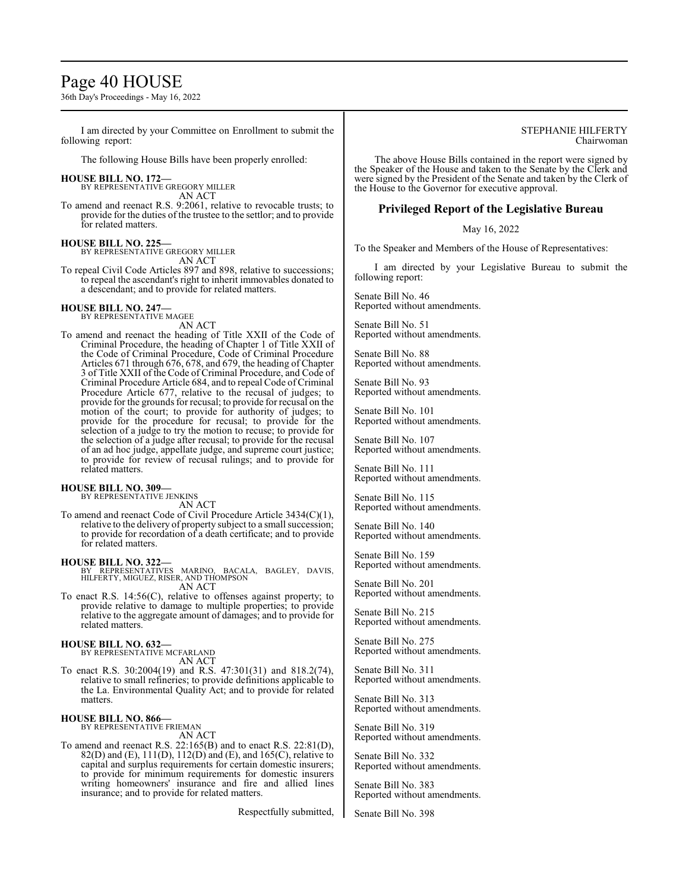I am directed by your Committee on Enrollment to submit the following report:

The following House Bills have been properly enrolled:

**HOUSE BILL NO. 172—**
BY REPRESENTATIVE GREGORY MILLER
AN ACT

To amend and reenact R.S. 9:2061, relative to revocable trusts; to provide for the duties of the trustee to the settlor; and to provide for related matters.

**HOUSE BILL NO. 225—**
BY REPRESENTATIVE GREGORY MILLER
AN ACT

To repeal Civil Code Articles 897 and 898, relative to successions; to repeal the ascendant's right to inherit immovables donated to a descendant; and to provide for related matters.

**HOUSE BILL NO. 247—**
BY REPRESENTATIVE MAGEE
AN ACT

To amend and reenact the heading of Title XXII of the Code of Criminal Procedure, the heading of Chapter 1 of Title XXII of the Code of Criminal Procedure, Code of Criminal Procedure Articles 671 through 676, 678, and 679, the heading of Chapter 3 of Title XXII of the Code of Criminal Procedure, and Code of Criminal Procedure Article 684, and to repeal Code of Criminal Procedure Article 677, relative to the recusal of judges; to provide for the grounds for recusal; to provide for recusal on the motion of the court; to provide for authority of judges; to provide for the procedure for recusal; to provide for the selection of a judge to try the motion to recuse; to provide for the selection of a judge after recusal; to provide for the recusal of an ad hoc judge, appellate judge, and supreme court justice; to provide for review of recusal rulings; and to provide for related matters.

**HOUSE BILL NO. 309—**
BY REPRESENTATIVE JENKINS
AN ACT

To amend and reenact Code of Civil Procedure Article 3434(C)(1), relative to the delivery of property subject to a small succession; to provide for recordation of a death certificate; and to provide for related matters.

**HOUSE BILL NO. 322—**
BY REPRESENTATIVES MARINO, BACALA, BAGLEY, DAVIS, HILFERTY, MIGUEZ, RISER, AND THOMPSON
AN ACT

To enact R.S. 14:56(C), relative to offenses against property; to provide relative to damage to multiple properties; to provide relative to the aggregate amount of damages; and to provide for related matters.

**HOUSE BILL NO. 632—**
BY REPRESENTATIVE MCFARLAND
AN ACT

To enact R.S. 30:2004(19) and R.S. 47:301(31) and 818.2(74), relative to small refineries; to provide definitions applicable to the La. Environmental Quality Act; and to provide for related matters.

**HOUSE BILL NO. 866—**
BY REPRESENTATIVE FRIEMAN
AN ACT

To amend and reenact R.S. 22:165(B) and to enact R.S. 22:81(D), 82(D) and (E), 111(D), 112(D) and (E), and 165(C), relative to capital and surplus requirements for certain domestic insurers; to provide for minimum requirements for domestic insurers writing homeowners' insurance and fire and allied lines insurance; and to provide for related matters.

Respectfully submitted,

STEPHANIE HILFERTY
Chairwoman

The above House Bills contained in the report were signed by the Speaker of the House and taken to the Senate by the Clerk and were signed by the President of the Senate and taken by the Clerk of the House to the Governor for executive approval.

## Privileged Report of the Legislative Bureau

May 16, 2022

To the Speaker and Members of the House of Representatives:

I am directed by your Legislative Bureau to submit the following report:

Senate Bill No. 46
Reported without amendments.

Senate Bill No. 51
Reported without amendments.

Senate Bill No. 88
Reported without amendments.

Senate Bill No. 93
Reported without amendments.

Senate Bill No. 101
Reported without amendments.

Senate Bill No. 107
Reported without amendments.

Senate Bill No. 111
Reported without amendments.

Senate Bill No. 115
Reported without amendments.

Senate Bill No. 140
Reported without amendments.

Senate Bill No. 159
Reported without amendments.

Senate Bill No. 201
Reported without amendments.

Senate Bill No. 215
Reported without amendments.

Senate Bill No. 275
Reported without amendments.

Senate Bill No. 311
Reported without amendments.

Senate Bill No. 313
Reported without amendments.

Senate Bill No. 319
Reported without amendments.

Senate Bill No. 332
Reported without amendments.

Senate Bill No. 383
Reported without amendments.

Senate Bill No. 398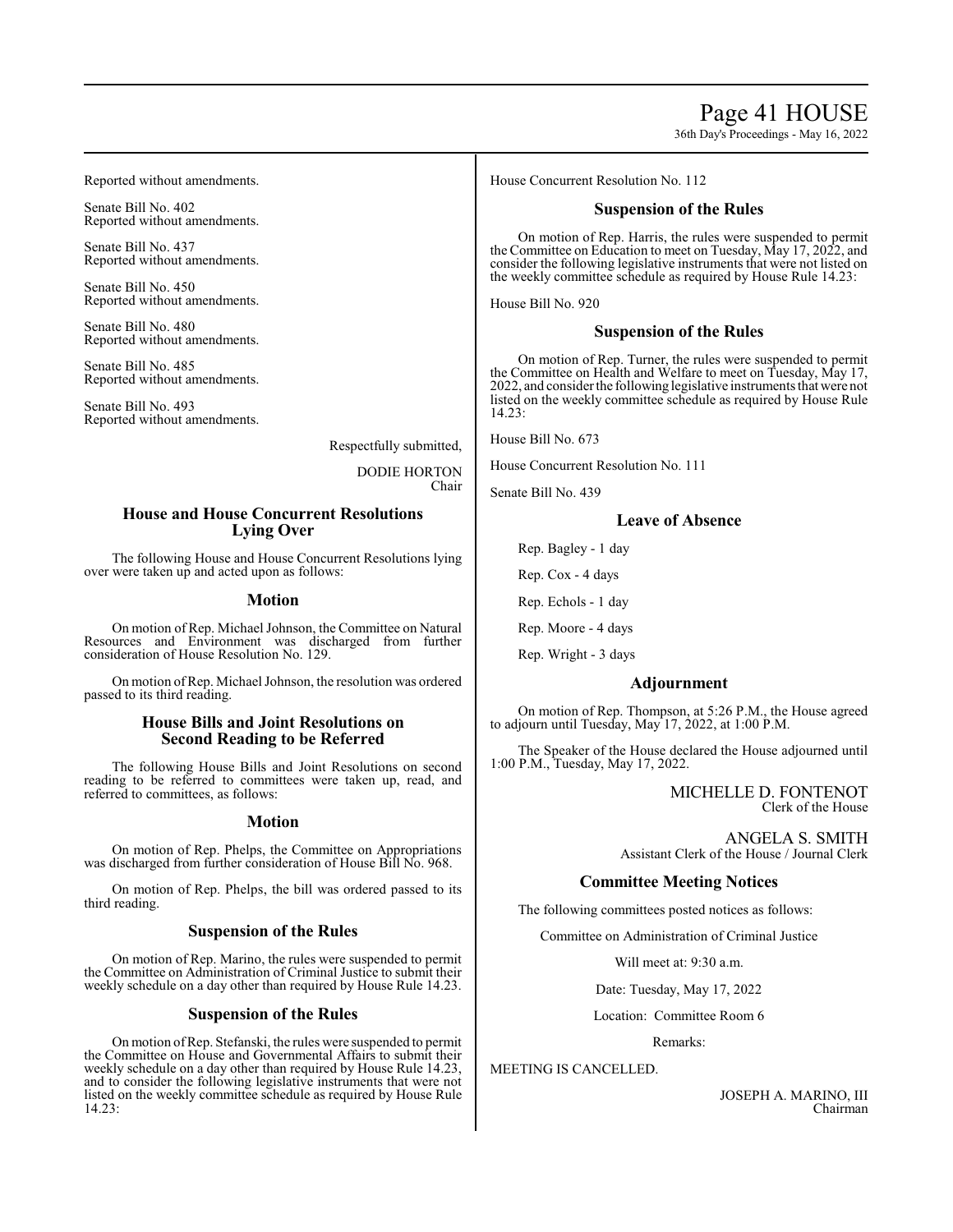Reported without amendments.

Senate Bill No. 402
Reported without amendments.

Senate Bill No. 437
Reported without amendments.

Senate Bill No. 450
Reported without amendments.

Senate Bill No. 480
Reported without amendments.

Senate Bill No. 485
Reported without amendments.

Senate Bill No. 493
Reported without amendments.

Respectfully submitted,

DODIE HORTON
Chair

## House and House Concurrent Resolutions Lying Over

The following House and House Concurrent Resolutions lying over were taken up and acted upon as follows:

### Motion

On motion of Rep. Michael Johnson, the Committee on Natural Resources and Environment was discharged from further consideration of House Resolution No. 129.

On motion of Rep. Michael Johnson, the resolution was ordered passed to its third reading.

## House Bills and Joint Resolutions on Second Reading to be Referred

The following House Bills and Joint Resolutions on second reading to be referred to committees were taken up, read, and referred to committees, as follows:

### Motion

On motion of Rep. Phelps, the Committee on Appropriations was discharged from further consideration of House Bill No. 968.

On motion of Rep. Phelps, the bill was ordered passed to its third reading.

### Suspension of the Rules

On motion of Rep. Marino, the rules were suspended to permit the Committee on Administration of Criminal Justice to submit their weekly schedule on a day other than required by House Rule 14.23.

### Suspension of the Rules

On motion of Rep. Stefanski, the rules were suspended to permit the Committee on House and Governmental Affairs to submit their weekly schedule on a day other than required by House Rule 14.23, and to consider the following legislative instruments that were not listed on the weekly committee schedule as required by House Rule 14.23:

House Concurrent Resolution No. 112

### Suspension of the Rules

On motion of Rep. Harris, the rules were suspended to permit the Committee on Education to meet on Tuesday, May 17, 2022, and consider the following legislative instruments that were not listed on the weekly committee schedule as required by House Rule 14.23:

House Bill No. 920

### Suspension of the Rules

On motion of Rep. Turner, the rules were suspended to permit the Committee on Health and Welfare to meet on Tuesday, May 17, 2022, and consider the following legislative instruments that were not listed on the weekly committee schedule as required by House Rule 14.23:

House Bill No. 673

House Concurrent Resolution No. 111

Senate Bill No. 439

### Leave of Absence

Rep. Bagley - 1 day

Rep. Cox - 4 days

Rep. Echols - 1 day

Rep. Moore - 4 days

Rep. Wright - 3 days

### Adjournment

On motion of Rep. Thompson, at 5:26 P.M., the House agreed to adjourn until Tuesday, May 17, 2022, at 1:00 P.M.

The Speaker of the House declared the House adjourned until 1:00 P.M., Tuesday, May 17, 2022.

MICHELLE D. FONTENOT
Clerk of the House

ANGELA S. SMITH
Assistant Clerk of the House / Journal Clerk

### Committee Meeting Notices

The following committees posted notices as follows:

Committee on Administration of Criminal Justice

Will meet at: 9:30 a.m.

Date: Tuesday, May 17, 2022

Location: Committee Room 6

Remarks:

MEETING IS CANCELLED.

JOSEPH A. MARINO, III
Chairman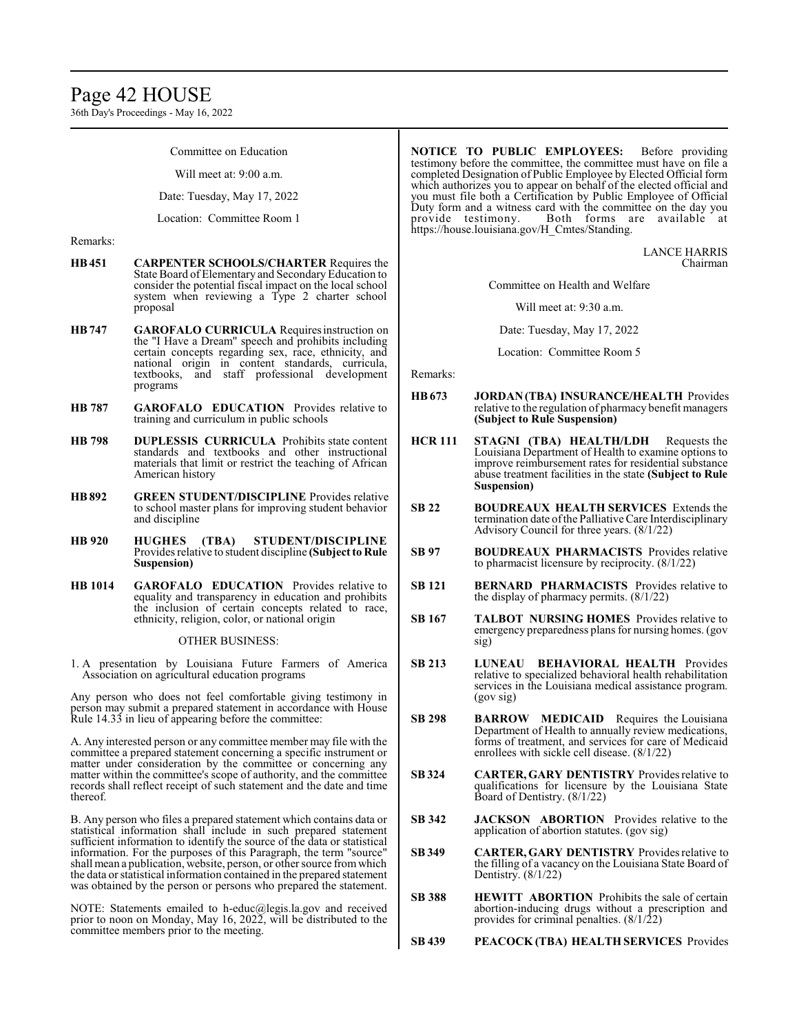Committee on Education

Will meet at: 9:00 a.m.

Date: Tuesday, May 17, 2022

Location: Committee Room 1

Remarks:

**HB 451** **CARPENTER SCHOOLS/CHARTER** Requires the State Board of Elementary and Secondary Education to consider the potential fiscal impact on the local school system when reviewing a Type 2 charter school proposal

**HB 747** **GAROFALO CURRICULA** Requires instruction on the "I Have a Dream" speech and prohibits including certain concepts regarding sex, race, ethnicity, and national origin in content standards, curricula, textbooks, and staff professional development programs

**HB 787** **GAROFALO EDUCATION** Provides relative to training and curriculum in public schools

**HB 798** **DUPLESSIS CURRICULA** Prohibits state content standards and textbooks and other instructional materials that limit or restrict the teaching of African American history

**HB 892** **GREEN STUDENT/DISCIPLINE** Provides relative to school master plans for improving student behavior and discipline

**HB 920** **HUGHES (TBA) STUDENT/DISCIPLINE** Provides relative to student discipline **(Subject to Rule Suspension)**

**HB 1014** **GAROFALO EDUCATION** Provides relative to equality and transparency in education and prohibits the inclusion of certain concepts related to race, ethnicity, religion, color, or national origin

OTHER BUSINESS:

1. A presentation by Louisiana Future Farmers of America Association on agricultural education programs

Any person who does not feel comfortable giving testimony in person may submit a prepared statement in accordance with House Rule 14.33 in lieu of appearing before the committee:

A. Any interested person or any committee member may file with the committee a prepared statement concerning a specific instrument or matter under consideration by the committee or concerning any matter within the committee's scope of authority, and the committee records shall reflect receipt of such statement and the date and time thereof.

B. Any person who files a prepared statement which contains data or statistical information shall include in such prepared statement sufficient information to identify the source of the data or statistical information. For the purposes of this Paragraph, the term "source" shall mean a publication, website, person, or other source from which the data or statistical information contained in the prepared statement was obtained by the person or persons who prepared the statement.

NOTE: Statements emailed to h-educ@legis.la.gov and received prior to noon on Monday, May 16, 2022, will be distributed to the committee members prior to the meeting.

**NOTICE TO PUBLIC EMPLOYEES:** Before providing testimony before the committee, the committee must have on file a completed Designation of Public Employee by Elected Official form which authorizes you to appear on behalf of the elected official and you must file both a Certification by Public Employee of Official Duty form and a witness card with the committee on the day you provide testimony. Both forms are available at https://house.louisiana.gov/H_Cmtes/Standing.

LANCE HARRIS
Chairman

Committee on Health and Welfare

Will meet at: 9:30 a.m.

Date: Tuesday, May 17, 2022

Location: Committee Room 5

Remarks:

**HB 673** **JORDAN (TBA) INSURANCE/HEALTH** Provides relative to the regulation of pharmacy benefit managers **(Subject to Rule Suspension)**

**HCR 111** **STAGNI (TBA) HEALTH/LDH** Requests the Louisiana Department of Health to examine options to improve reimbursement rates for residential substance abuse treatment facilities in the state **(Subject to Rule Suspension)**

**SB 22** **BOUDREAUX HEALTH SERVICES** Extends the termination date of the Palliative Care Interdisciplinary Advisory Council for three years. (8/1/22)

**SB 97** **BOUDREAUX PHARMACISTS** Provides relative to pharmacist licensure by reciprocity. (8/1/22)

**SB 121** **BERNARD PHARMACISTS** Provides relative to the display of pharmacy permits. (8/1/22)

**SB 167** **TALBOT NURSING HOMES** Provides relative to emergency preparedness plans for nursing homes. (gov sig)

**SB 213** **LUNEAU BEHAVIORAL HEALTH** Provides relative to specialized behavioral health rehabilitation services in the Louisiana medical assistance program. (gov sig)

**SB 298** **BARROW MEDICAID** Requires the Louisiana Department of Health to annually review medications, forms of treatment, and services for care of Medicaid enrollees with sickle cell disease. (8/1/22)

**SB 324** **CARTER, GARY DENTISTRY** Provides relative to qualifications for licensure by the Louisiana State Board of Dentistry. (8/1/22)

**SB 342** **JACKSON ABORTION** Provides relative to the application of abortion statutes. (gov sig)

**SB 349** **CARTER, GARY DENTISTRY** Provides relative to the filling of a vacancy on the Louisiana State Board of Dentistry. (8/1/22)

**SB 388** **HEWITT ABORTION** Prohibits the sale of certain abortion-inducing drugs without a prescription and provides for criminal penalties. (8/1/22)

**SB 439** **PEACOCK (TBA) HEALTH SERVICES** Provides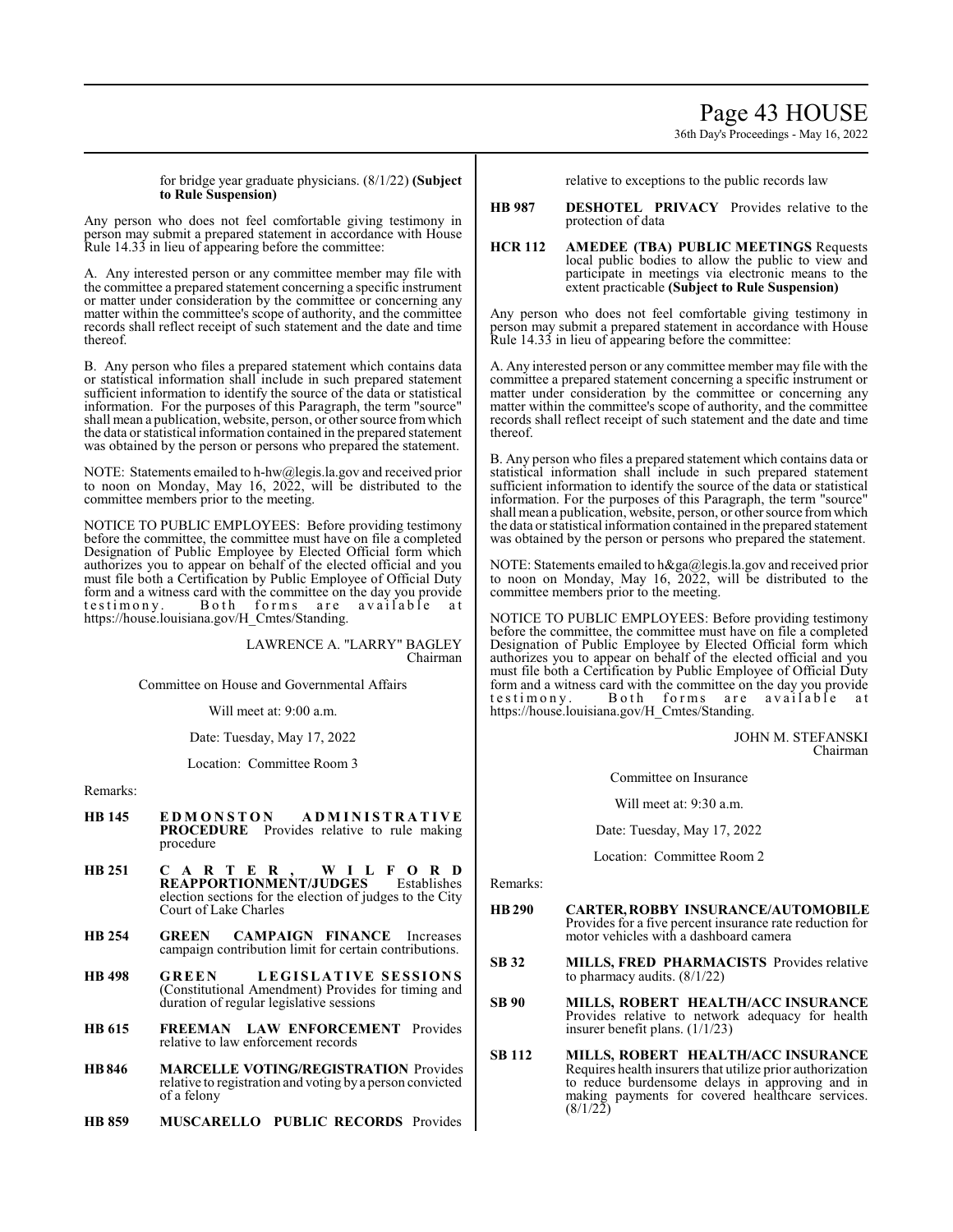for bridge year graduate physicians. (8/1/22) **(Subject to Rule Suspension)**

Any person who does not feel comfortable giving testimony in person may submit a prepared statement in accordance with House Rule 14.33 in lieu of appearing before the committee:

A. Any interested person or any committee member may file with the committee a prepared statement concerning a specific instrument or matter under consideration by the committee or concerning any matter within the committee's scope of authority, and the committee records shall reflect receipt of such statement and the date and time thereof.

B. Any person who files a prepared statement which contains data or statistical information shall include in such prepared statement sufficient information to identify the source of the data or statistical information. For the purposes of this Paragraph, the term "source" shall mean a publication, website, person, or other source from which the data or statistical information contained in the prepared statement was obtained by the person or persons who prepared the statement.

NOTE: Statements emailed to h-hw@legis.la.gov and received prior to noon on Monday, May 16, 2022, will be distributed to the committee members prior to the meeting.

NOTICE TO PUBLIC EMPLOYEES: Before providing testimony before the committee, the committee must have on file a completed Designation of Public Employee by Elected Official form which authorizes you to appear on behalf of the elected official and you must file both a Certification by Public Employee of Official Duty form and a witness card with the committee on the day you provide testimony. Both forms are available at https://house.louisiana.gov/H_Cmtes/Standing.

LAWRENCE A. "LARRY" BAGLEY
Chairman

Committee on House and Governmental Affairs

Will meet at: 9:00 a.m.

Date: Tuesday, May 17, 2022

Location: Committee Room 3

Remarks:

**HB 145** **EDMONSTON ADMINISTRATIVE PROCEDURE** Provides relative to rule making procedure

**HB 251** **CARTER, WILFORD REAPPORTIONMENT/JUDGES** Establishes election sections for the election of judges to the City Court of Lake Charles

**HB 254** **GREEN CAMPAIGN FINANCE** Increases campaign contribution limit for certain contributions.

**HB 498** **GREEN LEGISLATIVE SESSIONS** (Constitutional Amendment) Provides for timing and duration of regular legislative sessions

**HB 615** **FREEMAN LAW ENFORCEMENT** Provides relative to law enforcement records

**HB 846** **MARCELLE VOTING/REGISTRATION** Provides relative to registration and voting by a person convicted of a felony

**HB 859** **MUSCARELLO PUBLIC RECORDS** Provides relative to exceptions to the public records law

**HB 987** **DESHOTEL PRIVACY** Provides relative to the protection of data

**HCR 112** **AMEDEE (TBA) PUBLIC MEETINGS** Requests local public bodies to allow the public to view and participate in meetings via electronic means to the extent practicable **(Subject to Rule Suspension)**

Any person who does not feel comfortable giving testimony in person may submit a prepared statement in accordance with House Rule 14.33 in lieu of appearing before the committee:

A. Any interested person or any committee member may file with the committee a prepared statement concerning a specific instrument or matter under consideration by the committee or concerning any matter within the committee's scope of authority, and the committee records shall reflect receipt of such statement and the date and time thereof.

B. Any person who files a prepared statement which contains data or statistical information shall include in such prepared statement sufficient information to identify the source of the data or statistical information. For the purposes of this Paragraph, the term "source" shall mean a publication, website, person, or other source from which the data or statistical information contained in the prepared statement was obtained by the person or persons who prepared the statement.

NOTE: Statements emailed to h&ga@legis.la.gov and received prior to noon on Monday, May 16, 2022, will be distributed to the committee members prior to the meeting.

NOTICE TO PUBLIC EMPLOYEES: Before providing testimony before the committee, the committee must have on file a completed Designation of Public Employee by Elected Official form which authorizes you to appear on behalf of the elected official and you must file both a Certification by Public Employee of Official Duty form and a witness card with the committee on the day you provide testimony. Both forms are available at https://house.louisiana.gov/H_Cmtes/Standing.

JOHN M. STEFANSKI
Chairman

Committee on Insurance

Will meet at: 9:30 a.m.

Date: Tuesday, May 17, 2022

Location: Committee Room 2

Remarks:

**HB 290** **CARTER, ROBBY INSURANCE/AUTOMOBILE** Provides for a five percent insurance rate reduction for motor vehicles with a dashboard camera

**SB 32** **MILLS, FRED PHARMACISTS** Provides relative to pharmacy audits. (8/1/22)

**SB 90** **MILLS, ROBERT HEALTH/ACC INSURANCE** Provides relative to network adequacy for health insurer benefit plans. (1/1/23)

**SB 112** **MILLS, ROBERT HEALTH/ACC INSURANCE** Requires health insurers that utilize prior authorization to reduce burdensome delays in approving and in making payments for covered healthcare services. (8/1/22)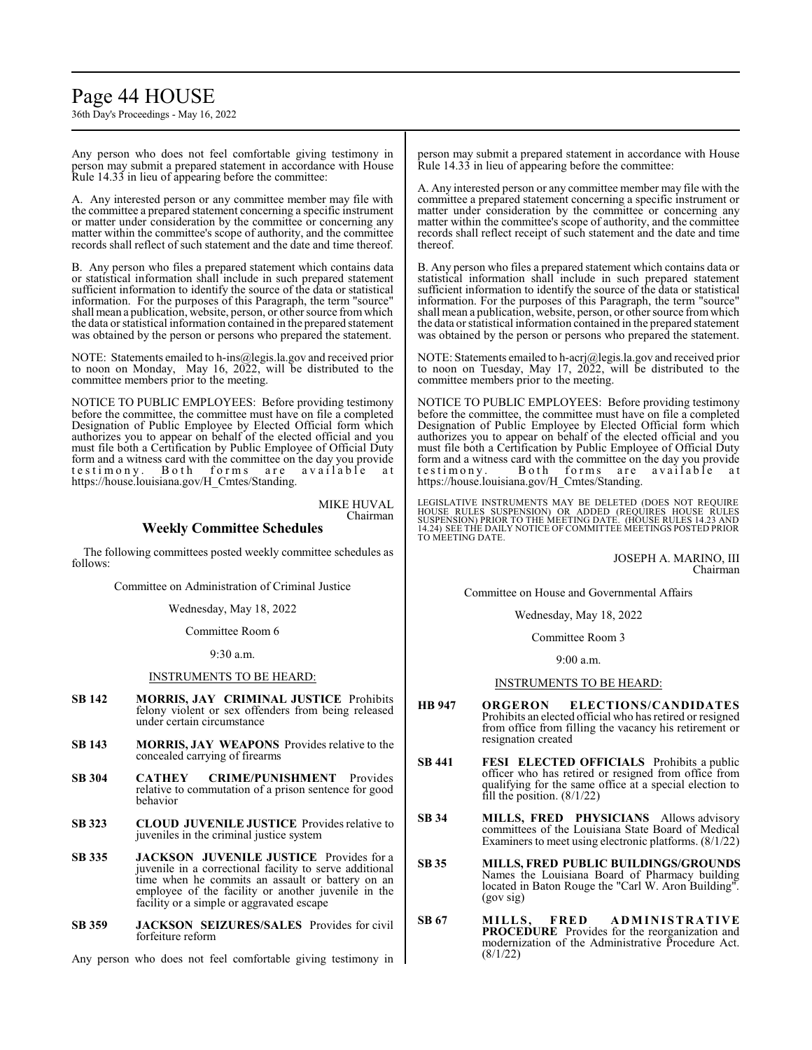Any person who does not feel comfortable giving testimony in person may submit a prepared statement in accordance with House Rule 14.33 in lieu of appearing before the committee:

A. Any interested person or any committee member may file with the committee a prepared statement concerning a specific instrument or matter under consideration by the committee or concerning any matter within the committee's scope of authority, and the committee records shall reflect of such statement and the date and time thereof.

B. Any person who files a prepared statement which contains data or statistical information shall include in such prepared statement sufficient information to identify the source of the data or statistical information. For the purposes of this Paragraph, the term "source" shall mean a publication, website, person, or other source from which the data or statistical information contained in the prepared statement was obtained by the person or persons who prepared the statement.

NOTE: Statements emailed to h-ins@legis.la.gov and received prior to noon on Monday, May 16, 2022, will be distributed to the committee members prior to the meeting.

NOTICE TO PUBLIC EMPLOYEES: Before providing testimony before the committee, the committee must have on file a completed Designation of Public Employee by Elected Official form which authorizes you to appear on behalf of the elected official and you must file both a Certification by Public Employee of Official Duty form and a witness card with the committee on the day you provide testimony. Both forms are available at https://house.louisiana.gov/H_Cmtes/Standing.

MIKE HUVAL
Chairman

## Weekly Committee Schedules

The following committees posted weekly committee schedules as follows:

Committee on Administration of Criminal Justice

Wednesday, May 18, 2022

Committee Room 6

9:30 a.m.

INSTRUMENTS TO BE HEARD:

**SB 142** **MORRIS, JAY CRIMINAL JUSTICE** Prohibits felony violent or sex offenders from being released under certain circumstance

**SB 143** **MORRIS, JAY WEAPONS** Provides relative to the concealed carrying of firearms

**SB 304** **CATHEY CRIME/PUNISHMENT** Provides relative to commutation of a prison sentence for good behavior

**SB 323** **CLOUD JUVENILE JUSTICE** Provides relative to juveniles in the criminal justice system

**SB 335** **JACKSON JUVENILE JUSTICE** Provides for a juvenile in a correctional facility to serve additional time when he commits an assault or battery on an employee of the facility or another juvenile in the facility or a simple or aggravated escape

**SB 359** **JACKSON SEIZURES/SALES** Provides for civil forfeiture reform

Any person who does not feel comfortable giving testimony in person may submit a prepared statement in accordance with House Rule 14.33 in lieu of appearing before the committee:

A. Any interested person or any committee member may file with the committee a prepared statement concerning a specific instrument or matter under consideration by the committee or concerning any matter within the committee's scope of authority, and the committee records shall reflect receipt of such statement and the date and time thereof.

B. Any person who files a prepared statement which contains data or statistical information shall include in such prepared statement sufficient information to identify the source of the data or statistical information. For the purposes of this Paragraph, the term "source" shall mean a publication, website, person, or other source from which the data or statistical information contained in the prepared statement was obtained by the person or persons who prepared the statement.

NOTE: Statements emailed to h-acrj@legis.la.gov and received prior to noon on Tuesday, May 17, 2022, will be distributed to the committee members prior to the meeting.

NOTICE TO PUBLIC EMPLOYEES: Before providing testimony before the committee, the committee must have on file a completed Designation of Public Employee by Elected Official form which authorizes you to appear on behalf of the elected official and you must file both a Certification by Public Employee of Official Duty form and a witness card with the committee on the day you provide testimony. Both forms are available at https://house.louisiana.gov/H_Cmtes/Standing.

LEGISLATIVE INSTRUMENTS MAY BE DELETED (DOES NOT REQUIRE HOUSE RULES SUSPENSION) OR ADDED (REQUIRES HOUSE RULES SUSPENSION) PRIOR TO THE MEETING DATE. (HOUSE RULES 14.23 AND 14.24) SEE THE DAILY NOTICE OF COMMITTEE MEETINGS POSTED PRIOR TO MEETING DATE.

JOSEPH A. MARINO, III
Chairman

Committee on House and Governmental Affairs

Wednesday, May 18, 2022

Committee Room 3

9:00 a.m.

INSTRUMENTS TO BE HEARD:

**HB 947** **ORGERON ELECTIONS/CANDIDATES** Prohibits an elected official who has retired or resigned from office from filling the vacancy his retirement or resignation created

**SB 441** **FESI ELECTED OFFICIALS** Prohibits a public officer who has retired or resigned from office from qualifying for the same office at a special election to fill the position. (8/1/22)

**SB 34** **MILLS, FRED PHYSICIANS** Allows advisory committees of the Louisiana State Board of Medical Examiners to meet using electronic platforms. (8/1/22)

**SB 35** **MILLS, FRED PUBLIC BUILDINGS/GROUNDS** Names the Louisiana Board of Pharmacy building located in Baton Rouge the "Carl W. Aron Building". (gov sig)

**SB 67** **MILLS, FRED ADMINISTRATIVE PROCEDURE** Provides for the reorganization and modernization of the Administrative Procedure Act. (8/1/22)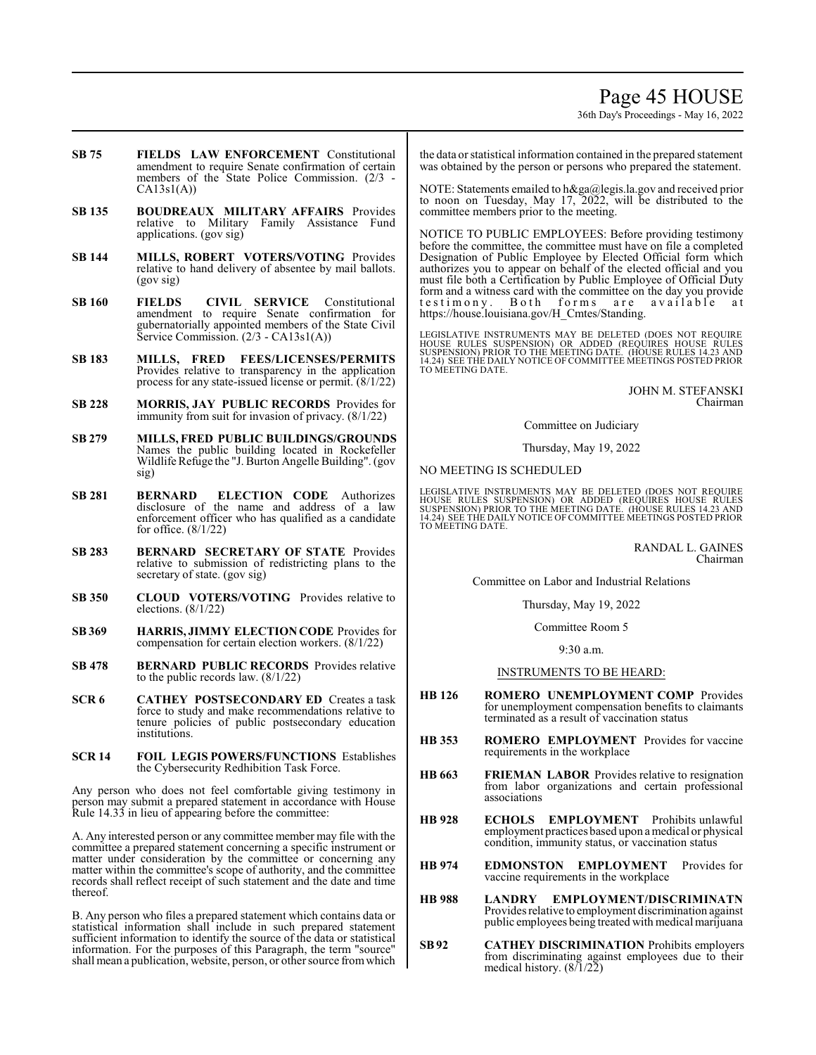**SB 75** **FIELDS LAW ENFORCEMENT** Constitutional amendment to require Senate confirmation of certain members of the State Police Commission. (2/3 - CA13s1(A))

**SB 135** **BOUDREAUX MILITARY AFFAIRS** Provides relative to Military Family Assistance Fund applications. (gov sig)

**SB 144** **MILLS, ROBERT VOTERS/VOTING** Provides relative to hand delivery of absentee by mail ballots. (gov sig)

**SB 160** **FIELDS CIVIL SERVICE** Constitutional amendment to require Senate confirmation for gubernatorially appointed members of the State Civil Service Commission. (2/3 - CA13s1(A))

**SB 183** **MILLS, FRED FEES/LICENSES/PERMITS** Provides relative to transparency in the application process for any state-issued license or permit. (8/1/22)

**SB 228** **MORRIS, JAY PUBLIC RECORDS** Provides for immunity from suit for invasion of privacy. (8/1/22)

**SB 279** **MILLS, FRED PUBLIC BUILDINGS/GROUNDS** Names the public building located in Rockefeller Wildlife Refuge the "J. Burton Angelle Building". (gov sig)

**SB 281** **BERNARD ELECTION CODE** Authorizes disclosure of the name and address of a law enforcement officer who has qualified as a candidate for office. (8/1/22)

**SB 283** **BERNARD SECRETARY OF STATE** Provides relative to submission of redistricting plans to the secretary of state. (gov sig)

**SB 350** **CLOUD VOTERS/VOTING** Provides relative to elections. (8/1/22)

**SB 369** **HARRIS, JIMMY ELECTION CODE** Provides for compensation for certain election workers. (8/1/22)

**SB 478** **BERNARD PUBLIC RECORDS** Provides relative to the public records law. (8/1/22)

**SCR 6** **CATHEY POSTSECONDARY ED** Creates a task force to study and make recommendations relative to tenure policies of public postsecondary education institutions.

**SCR 14** **FOIL LEGIS POWERS/FUNCTIONS** Establishes the Cybersecurity Redhibition Task Force.

Any person who does not feel comfortable giving testimony in person may submit a prepared statement in accordance with House Rule 14.33 in lieu of appearing before the committee:

A. Any interested person or any committee member may file with the committee a prepared statement concerning a specific instrument or matter under consideration by the committee or concerning any matter within the committee's scope of authority, and the committee records shall reflect receipt of such statement and the date and time thereof.

B. Any person who files a prepared statement which contains data or statistical information shall include in such prepared statement sufficient information to identify the source of the data or statistical information. For the purposes of this Paragraph, the term "source" shall mean a publication, website, person, or other source from which the data or statistical information contained in the prepared statement was obtained by the person or persons who prepared the statement.

NOTE: Statements emailed to h&ga@legis.la.gov and received prior to noon on Tuesday, May 17, 2022, will be distributed to the committee members prior to the meeting.

NOTICE TO PUBLIC EMPLOYEES: Before providing testimony before the committee, the committee must have on file a completed Designation of Public Employee by Elected Official form which authorizes you to appear on behalf of the elected official and you must file both a Certification by Public Employee of Official Duty form and a witness card with the committee on the day you provide testimony. Both forms are available at https://house.louisiana.gov/H_Cmtes/Standing.

LEGISLATIVE INSTRUMENTS MAY BE DELETED (DOES NOT REQUIRE HOUSE RULES SUSPENSION) OR ADDED (REQUIRES HOUSE RULES SUSPENSION) PRIOR TO THE MEETING DATE. (HOUSE RULES 14.23 AND 14.24) SEE THE DAILY NOTICE OF COMMITTEE MEETINGS POSTED PRIOR TO MEETING DATE.

JOHN M. STEFANSKI
Chairman

Committee on Judiciary

Thursday, May 19, 2022

NO MEETING IS SCHEDULED

LEGISLATIVE INSTRUMENTS MAY BE DELETED (DOES NOT REQUIRE HOUSE RULES SUSPENSION) OR ADDED (REQUIRES HOUSE RULES SUSPENSION) PRIOR TO THE MEETING DATE. (HOUSE RULES 14.23 AND 14.24) SEE THE DAILY NOTICE OF COMMITTEE MEETINGS POSTED PRIOR TO MEETING DATE.

RANDAL L. GAINES
Chairman

Committee on Labor and Industrial Relations

Thursday, May 19, 2022

Committee Room 5

9:30 a.m.

INSTRUMENTS TO BE HEARD:

**HB 126** **ROMERO UNEMPLOYMENT COMP** Provides for unemployment compensation benefits to claimants terminated as a result of vaccination status

**HB 353** **ROMERO EMPLOYMENT** Provides for vaccine requirements in the workplace

**HB 663** **FRIEMAN LABOR** Provides relative to resignation from labor organizations and certain professional associations

**HB 928** **ECHOLS EMPLOYMENT** Prohibits unlawful employment practices based upon a medical or physical condition, immunity status, or vaccination status

**HB 974** **EDMONSTON EMPLOYMENT** Provides for vaccine requirements in the workplace

**HB 988** **LANDRY EMPLOYMENT/DISCRIMINATN** Provides relative to employment discrimination against public employees being treated with medical marijuana

**SB 92** **CATHEY DISCRIMINATION** Prohibits employers from discriminating against employees due to their medical history. (8/1/22)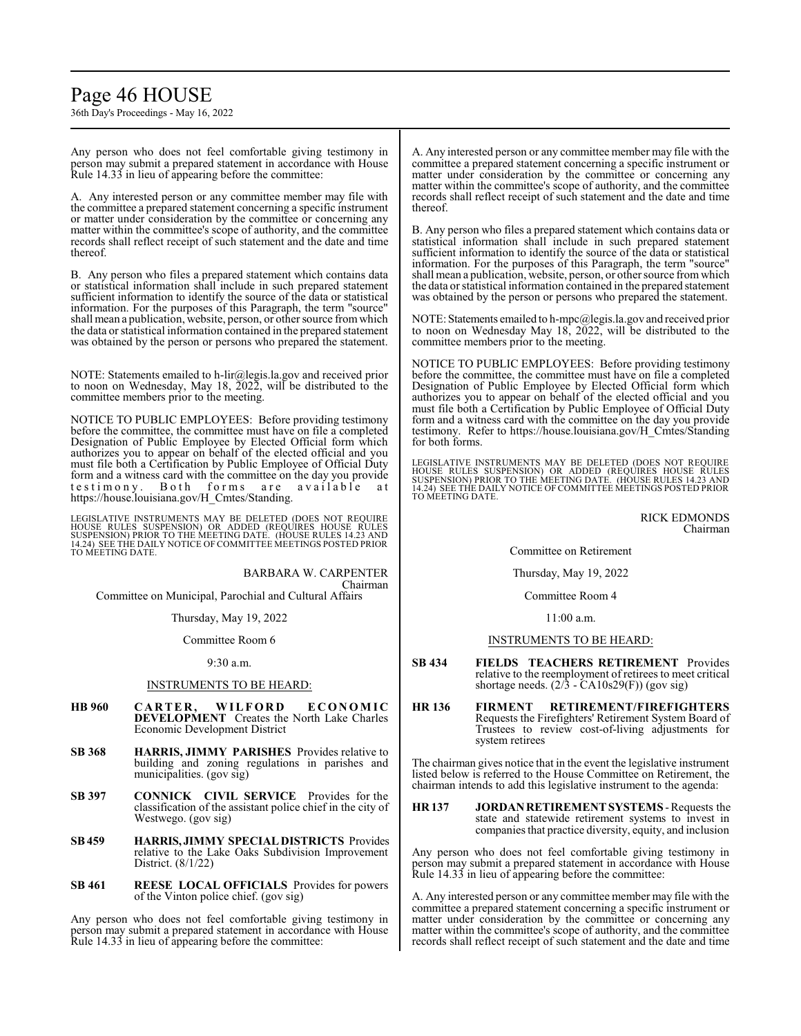Any person who does not feel comfortable giving testimony in person may submit a prepared statement in accordance with House Rule 14.33 in lieu of appearing before the committee:

A. Any interested person or any committee member may file with the committee a prepared statement concerning a specific instrument or matter under consideration by the committee or concerning any matter within the committee's scope of authority, and the committee records shall reflect receipt of such statement and the date and time thereof.

B. Any person who files a prepared statement which contains data or statistical information shall include in such prepared statement sufficient information to identify the source of the data or statistical information. For the purposes of this Paragraph, the term "source" shall mean a publication, website, person, or other source from which the data or statistical information contained in the prepared statement was obtained by the person or persons who prepared the statement.

NOTE: Statements emailed to h-lir@legis.la.gov and received prior to noon on Wednesday, May 18, 2022, will be distributed to the committee members prior to the meeting.

NOTICE TO PUBLIC EMPLOYEES: Before providing testimony before the committee, the committee must have on file a completed Designation of Public Employee by Elected Official form which authorizes you to appear on behalf of the elected official and you must file both a Certification by Public Employee of Official Duty form and a witness card with the committee on the day you provide testimony. Both forms are available at https://house.louisiana.gov/H_Cmtes/Standing.

LEGISLATIVE INSTRUMENTS MAY BE DELETED (DOES NOT REQUIRE HOUSE RULES SUSPENSION) OR ADDED (REQUIRES HOUSE RULES SUSPENSION) PRIOR TO THE MEETING DATE. (HOUSE RULES 14.23 AND 14.24) SEE THE DAILY NOTICE OF COMMITTEE MEETINGS POSTED PRIOR TO MEETING DATE.

BARBARA W. CARPENTER
Chairman

Committee on Municipal, Parochial and Cultural Affairs

Thursday, May 19, 2022

Committee Room 6

9:30 a.m.

INSTRUMENTS TO BE HEARD:

**HB 960** **CARTER, WILFORD ECONOMIC DEVELOPMENT** Creates the North Lake Charles Economic Development District

**SB 368** **HARRIS, JIMMY PARISHES** Provides relative to building and zoning regulations in parishes and municipalities. (gov sig)

**SB 397** **CONNICK CIVIL SERVICE** Provides for the classification of the assistant police chief in the city of Westwego. (gov sig)

**SB 459** **HARRIS, JIMMY SPECIAL DISTRICTS** Provides relative to the Lake Oaks Subdivision Improvement District. (8/1/22)

**SB 461** **REESE LOCAL OFFICIALS** Provides for powers of the Vinton police chief. (gov sig)

Any person who does not feel comfortable giving testimony in person may submit a prepared statement in accordance with House Rule 14.33 in lieu of appearing before the committee:

A. Any interested person or any committee member may file with the committee a prepared statement concerning a specific instrument or matter under consideration by the committee or concerning any matter within the committee's scope of authority, and the committee records shall reflect receipt of such statement and the date and time thereof.

B. Any person who files a prepared statement which contains data or statistical information shall include in such prepared statement sufficient information to identify the source of the data or statistical information. For the purposes of this Paragraph, the term "source" shall mean a publication, website, person, or other source from which the data or statistical information contained in the prepared statement was obtained by the person or persons who prepared the statement.

NOTE: Statements emailed to h-mpc@legis.la.gov and received prior to noon on Wednesday May 18, 2022, will be distributed to the committee members prior to the meeting.

NOTICE TO PUBLIC EMPLOYEES: Before providing testimony before the committee, the committee must have on file a completed Designation of Public Employee by Elected Official form which authorizes you to appear on behalf of the elected official and you must file both a Certification by Public Employee of Official Duty form and a witness card with the committee on the day you provide testimony. Refer to https://house.louisiana.gov/H_Cmtes/Standing for both forms.

LEGISLATIVE INSTRUMENTS MAY BE DELETED (DOES NOT REQUIRE HOUSE RULES SUSPENSION) OR ADDED (REQUIRES HOUSE RULES SUSPENSION) PRIOR TO THE MEETING DATE. (HOUSE RULES 14.23 AND 14.24) SEE THE DAILY NOTICE OF COMMITTEE MEETINGS POSTED PRIOR TO MEETING DATE.

RICK EDMONDS
Chairman

Committee on Retirement

Thursday, May 19, 2022

Committee Room 4

11:00 a.m.

INSTRUMENTS TO BE HEARD:

**SB 434** **FIELDS TEACHERS RETIREMENT** Provides relative to the reemployment of retirees to meet critical shortage needs. (2/3 - CA10s29(F)) (gov sig)

**HR 136** **FIRMENT RETIREMENT/FIREFIGHTERS** Requests the Firefighters' Retirement System Board of Trustees to review cost-of-living adjustments for system retirees

The chairman gives notice that in the event the legislative instrument listed below is referred to the House Committee on Retirement, the chairman intends to add this legislative instrument to the agenda:

**HR 137** **JORDAN RETIREMENT SYSTEMS** - Requests the state and statewide retirement systems to invest in companies that practice diversity, equity, and inclusion

Any person who does not feel comfortable giving testimony in person may submit a prepared statement in accordance with House Rule 14.33 in lieu of appearing before the committee:

A. Any interested person or any committee member may file with the committee a prepared statement concerning a specific instrument or matter under consideration by the committee or concerning any matter within the committee's scope of authority, and the committee records shall reflect receipt of such statement and the date and time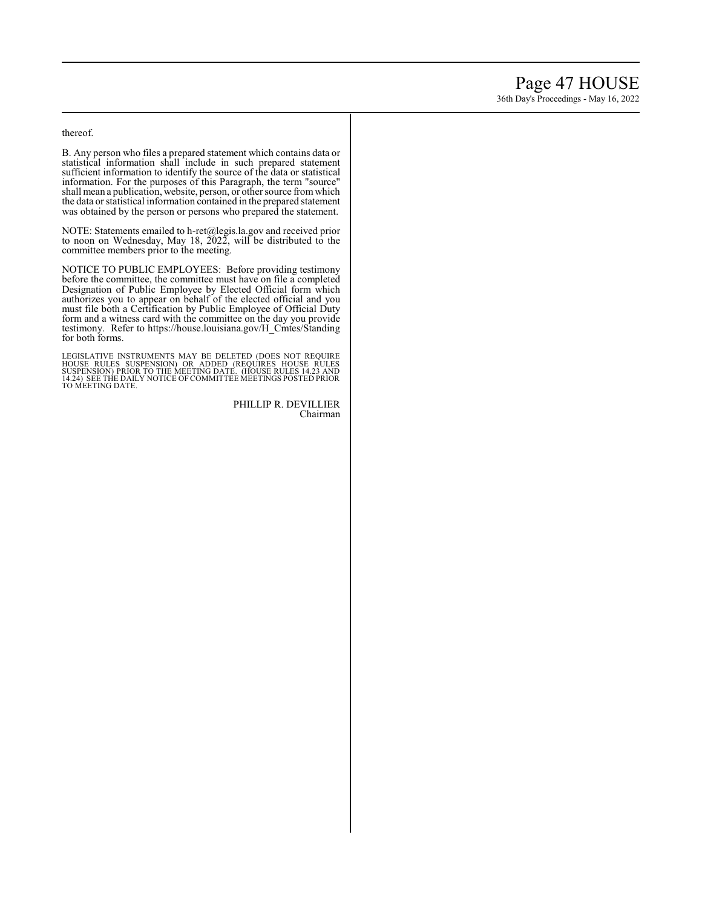thereof.

B. Any person who files a prepared statement which contains data or statistical information shall include in such prepared statement sufficient information to identify the source of the data or statistical information. For the purposes of this Paragraph, the term "source" shall mean a publication, website, person, or other source from which the data or statistical information contained in the prepared statement was obtained by the person or persons who prepared the statement.

NOTE: Statements emailed to h-ret@legis.la.gov and received prior to noon on Wednesday, May 18, 2022, will be distributed to the committee members prior to the meeting.

NOTICE TO PUBLIC EMPLOYEES: Before providing testimony before the committee, the committee must have on file a completed Designation of Public Employee by Elected Official form which authorizes you to appear on behalf of the elected official and you must file both a Certification by Public Employee of Official Duty form and a witness card with the committee on the day you provide testimony. Refer to https://house.louisiana.gov/H_Cmtes/Standing for both forms.

LEGISLATIVE INSTRUMENTS MAY BE DELETED (DOES NOT REQUIRE HOUSE RULES SUSPENSION) OR ADDED (REQUIRES HOUSE RULES SUSPENSION) PRIOR TO THE MEETING DATE. (HOUSE RULES 14.23 AND 14.24) SEE THE DAILY NOTICE OF COMMITTEE MEETINGS POSTED PRIOR TO MEETING DATE.

PHILLIP R. DEVILLIER
Chairman